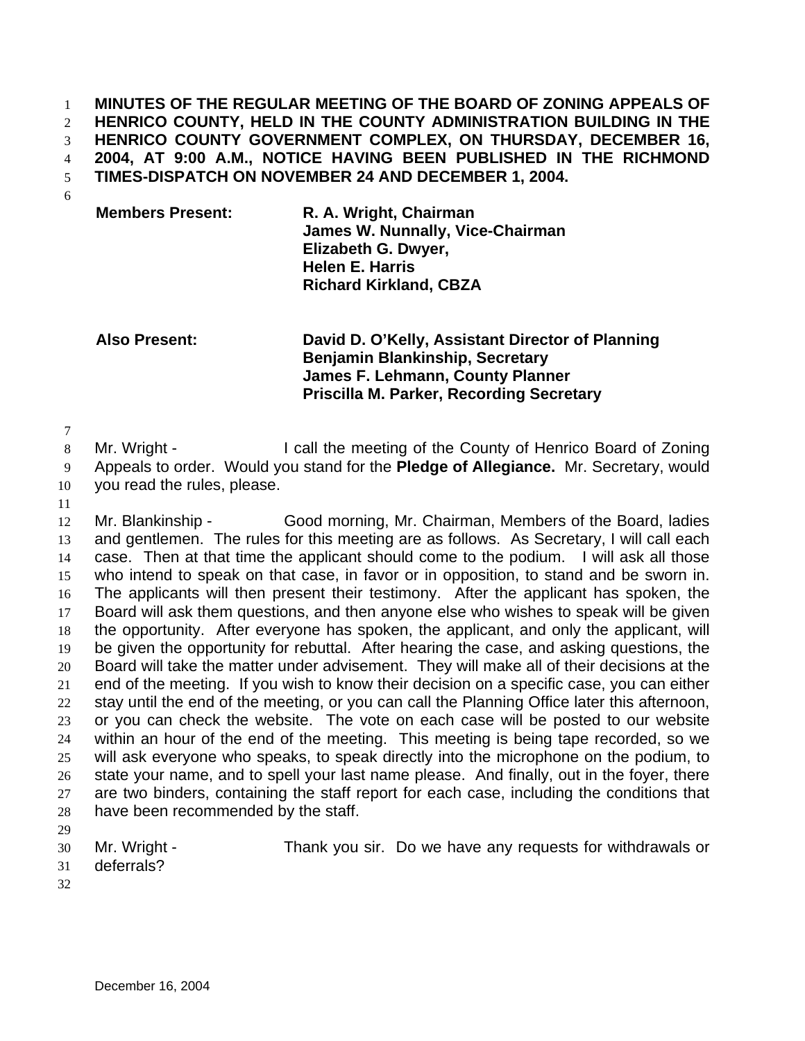**MINUTES OF THE REGULAR MEETING OF THE BOARD OF ZONING APPEALS OF HENRICO COUNTY, HELD IN THE COUNTY ADMINISTRATION BUILDING IN THE HENRICO COUNTY GOVERNMENT COMPLEX, ON THURSDAY, DECEMBER 16, 2004, AT 9:00 A.M., NOTICE HAVING BEEN PUBLISHED IN THE RICHMOND TIMES-DISPATCH ON NOVEMBER 24 AND DECEMBER 1, 2004.**

| **Members Present:** | **R. A. Wright, Chairman** |
|---|---|
| | **James W. Nunnally, Vice-Chairman** |
| | **Elizabeth G. Dwyer,** |
| | **Helen E. Harris** |
| | **Richard Kirkland, CBZA** |

| **Also Present:** | **David D. O'Kelly, Assistant Director of Planning** |
|---|---|
| | **Benjamin Blankinship, Secretary** |
| | **James F. Lehmann, County Planner** |
| | **Priscilla M. Parker, Recording Secretary** |

Mr. Wright - I call the meeting of the County of Henrico Board of Zoning Appeals to order. Would you stand for the **Pledge of Allegiance.** Mr. Secretary, would you read the rules, please.

Mr. Blankinship - Good morning, Mr. Chairman, Members of the Board, ladies and gentlemen. The rules for this meeting are as follows. As Secretary, I will call each case. Then at that time the applicant should come to the podium. I will ask all those who intend to speak on that case, in favor or in opposition, to stand and be sworn in. The applicants will then present their testimony. After the applicant has spoken, the Board will ask them questions, and then anyone else who wishes to speak will be given the opportunity. After everyone has spoken, the applicant, and only the applicant, will be given the opportunity for rebuttal. After hearing the case, and asking questions, the Board will take the matter under advisement. They will make all of their decisions at the end of the meeting. If you wish to know their decision on a specific case, you can either stay until the end of the meeting, or you can call the Planning Office later this afternoon, or you can check the website. The vote on each case will be posted to our website within an hour of the end of the meeting. This meeting is being tape recorded, so we will ask everyone who speaks, to speak directly into the microphone on the podium, to state your name, and to spell your last name please. And finally, out in the foyer, there are two binders, containing the staff report for each case, including the conditions that have been recommended by the staff.

Mr. Wright - Thank you sir. Do we have any requests for withdrawals or deferrals?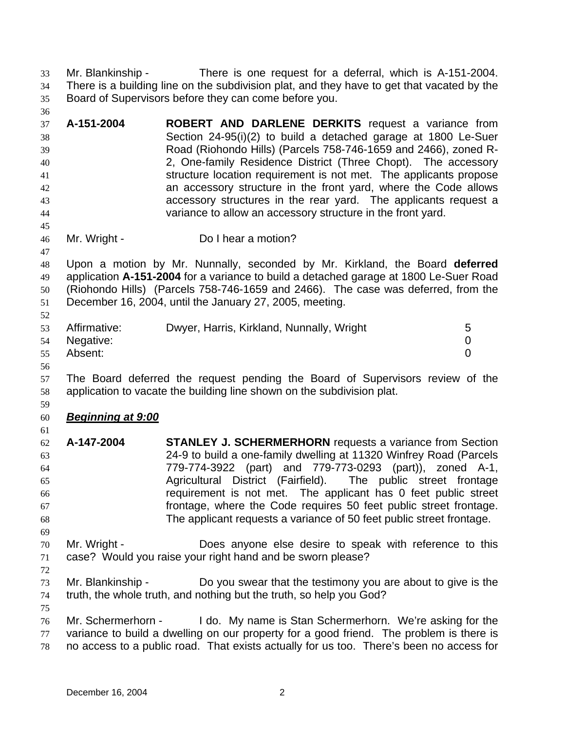Mr. Blankinship - There is one request for a deferral, which is A-151-2004. There is a building line on the subdivision plat, and they have to get that vacated by the Board of Supervisors before they can come before you.

**A-151-2004** **ROBERT AND DARLENE DERKITS** request a variance from Section 24-95(i)(2) to build a detached garage at 1800 Le-Suer Road (Riohondo Hills) (Parcels 758-746-1659 and 2466), zoned R-2, One-family Residence District (Three Chopt). The accessory structure location requirement is not met. The applicants propose an accessory structure in the front yard, where the Code allows accessory structures in the rear yard. The applicants request a variance to allow an accessory structure in the front yard.

Mr. Wright - Do I hear a motion?

Upon a motion by Mr. Nunnally, seconded by Mr. Kirkland, the Board **deferred** application **A-151-2004** for a variance to build a detached garage at 1800 Le-Suer Road (Riohondo Hills) (Parcels 758-746-1659 and 2466). The case was deferred, from the December 16, 2004, until the January 27, 2005, meeting.

| | | |
|---|---|---|
| Affirmative: | Dwyer, Harris, Kirkland, Nunnally, Wright | 5 |
| Negative: | | 0 |
| Absent: | | 0 |

The Board deferred the request pending the Board of Supervisors review of the application to vacate the building line shown on the subdivision plat.

***Beginning at 9:00***

**A-147-2004** **STANLEY J. SCHERMERHORN** requests a variance from Section 24-9 to build a one-family dwelling at 11320 Winfrey Road (Parcels 779-774-3922 (part) and 779-773-0293 (part)), zoned A-1, Agricultural District (Fairfield). The public street frontage requirement is not met. The applicant has 0 feet public street frontage, where the Code requires 50 feet public street frontage. The applicant requests a variance of 50 feet public street frontage.

Mr. Wright - Does anyone else desire to speak with reference to this case? Would you raise your right hand and be sworn please?

Mr. Blankinship - Do you swear that the testimony you are about to give is the truth, the whole truth, and nothing but the truth, so help you God?

Mr. Schermerhorn - I do. My name is Stan Schermerhorn. We're asking for the variance to build a dwelling on our property for a good friend. The problem is there is no access to a public road. That exists actually for us too. There's been no access for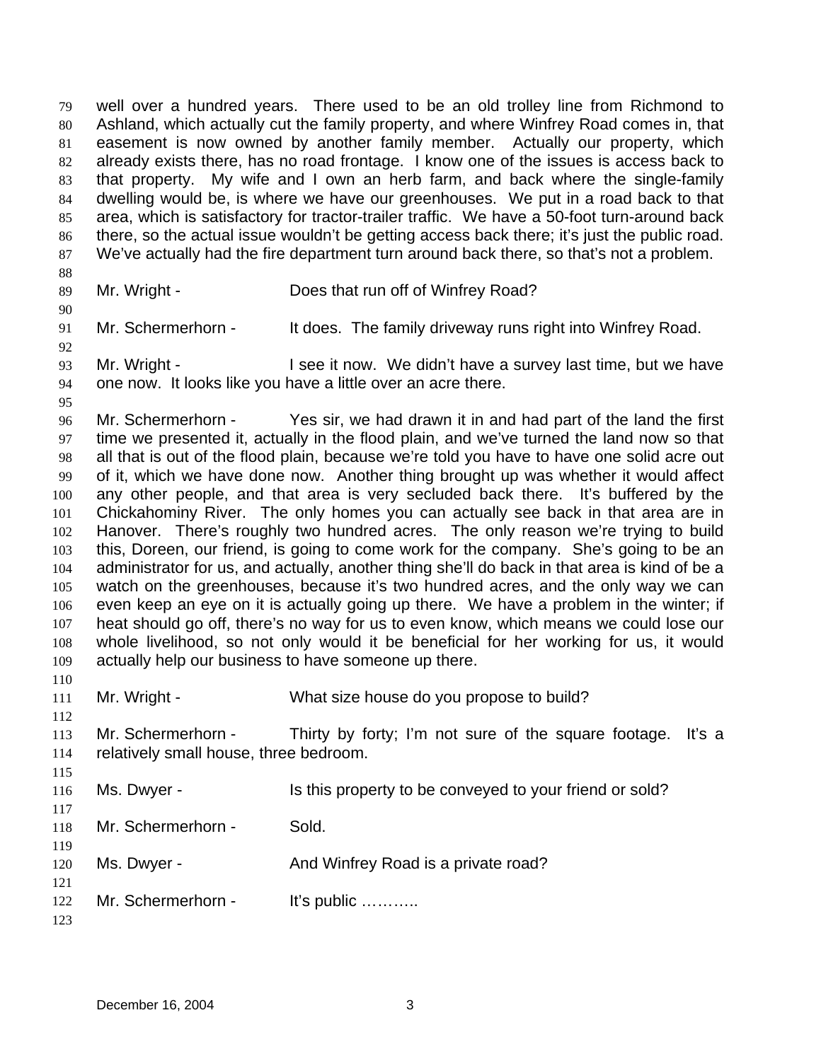well over a hundred years. There used to be an old trolley line from Richmond to Ashland, which actually cut the family property, and where Winfrey Road comes in, that easement is now owned by another family member. Actually our property, which already exists there, has no road frontage. I know one of the issues is access back to that property. My wife and I own an herb farm, and back where the single-family dwelling would be, is where we have our greenhouses. We put in a road back to that area, which is satisfactory for tractor-trailer traffic. We have a 50-foot turn-around back there, so the actual issue wouldn't be getting access back there; it's just the public road. We've actually had the fire department turn around back there, so that's not a problem.

Mr. Wright - Does that run off of Winfrey Road?

Mr. Schermerhorn - It does. The family driveway runs right into Winfrey Road.

Mr. Wright - I see it now. We didn't have a survey last time, but we have one now. It looks like you have a little over an acre there.

Mr. Schermerhorn - Yes sir, we had drawn it in and had part of the land the first time we presented it, actually in the flood plain, and we've turned the land now so that all that is out of the flood plain, because we're told you have to have one solid acre out of it, which we have done now. Another thing brought up was whether it would affect any other people, and that area is very secluded back there. It's buffered by the Chickahominy River. The only homes you can actually see back in that area are in Hanover. There's roughly two hundred acres. The only reason we're trying to build this, Doreen, our friend, is going to come work for the company. She's going to be an administrator for us, and actually, another thing she'll do back in that area is kind of be a watch on the greenhouses, because it's two hundred acres, and the only way we can even keep an eye on it is actually going up there. We have a problem in the winter; if heat should go off, there's no way for us to even know, which means we could lose our whole livelihood, so not only would it be beneficial for her working for us, it would actually help our business to have someone up there.

Mr. Wright - What size house do you propose to build?

Mr. Schermerhorn - Thirty by forty; I'm not sure of the square footage. It's a relatively small house, three bedroom.

Ms. Dwyer - Is this property to be conveyed to your friend or sold?

Mr. Schermerhorn - Sold.

Ms. Dwyer - And Winfrey Road is a private road?

Mr. Schermerhorn - It's public ………..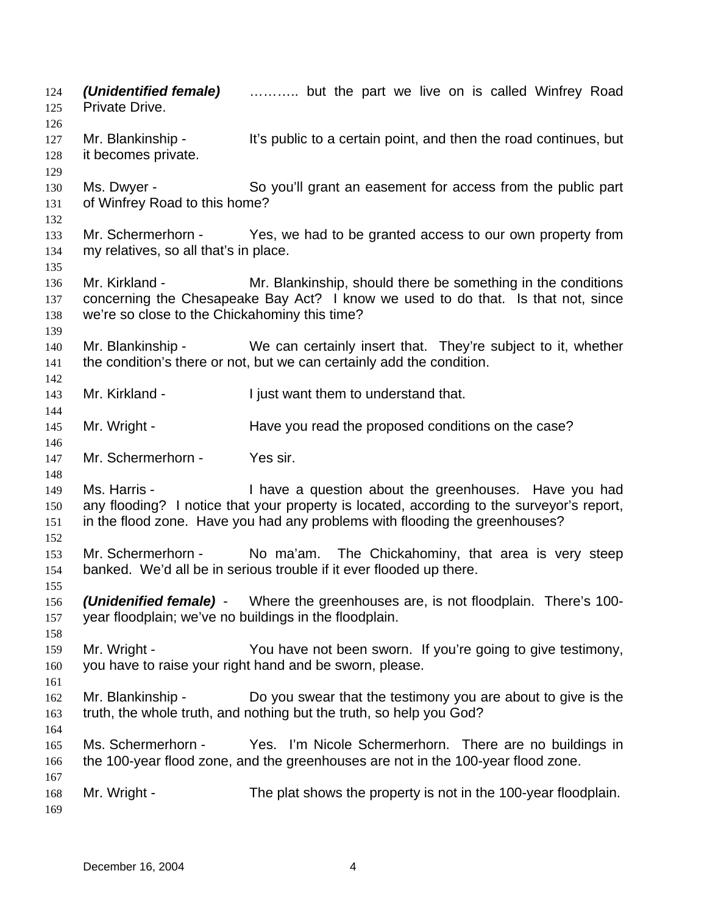***(Unidentified female)*** ……….. but the part we live on is called Winfrey Road Private Drive.

Mr. Blankinship - It's public to a certain point, and then the road continues, but it becomes private.

Ms. Dwyer - So you'll grant an easement for access from the public part of Winfrey Road to this home?

Mr. Schermerhorn - Yes, we had to be granted access to our own property from my relatives, so all that's in place.

Mr. Kirkland - Mr. Blankinship, should there be something in the conditions concerning the Chesapeake Bay Act? I know we used to do that. Is that not, since we're so close to the Chickahominy this time?

Mr. Blankinship - We can certainly insert that. They're subject to it, whether the condition's there or not, but we can certainly add the condition.

Mr. Kirkland - I just want them to understand that.

Mr. Wright - Have you read the proposed conditions on the case?

Mr. Schermerhorn - Yes sir.

Ms. Harris - I have a question about the greenhouses. Have you had any flooding? I notice that your property is located, according to the surveyor's report, in the flood zone. Have you had any problems with flooding the greenhouses?

Mr. Schermerhorn - No ma'am. The Chickahominy, that area is very steep banked. We'd all be in serious trouble if it ever flooded up there.

***(Unidenified female)*** - Where the greenhouses are, is not floodplain. There's 100-year floodplain; we've no buildings in the floodplain.

Mr. Wright - You have not been sworn. If you're going to give testimony, you have to raise your right hand and be sworn, please.

Mr. Blankinship - Do you swear that the testimony you are about to give is the truth, the whole truth, and nothing but the truth, so help you God?

Ms. Schermerhorn - Yes. I'm Nicole Schermerhorn. There are no buildings in the 100-year flood zone, and the greenhouses are not in the 100-year flood zone.

Mr. Wright - The plat shows the property is not in the 100-year floodplain.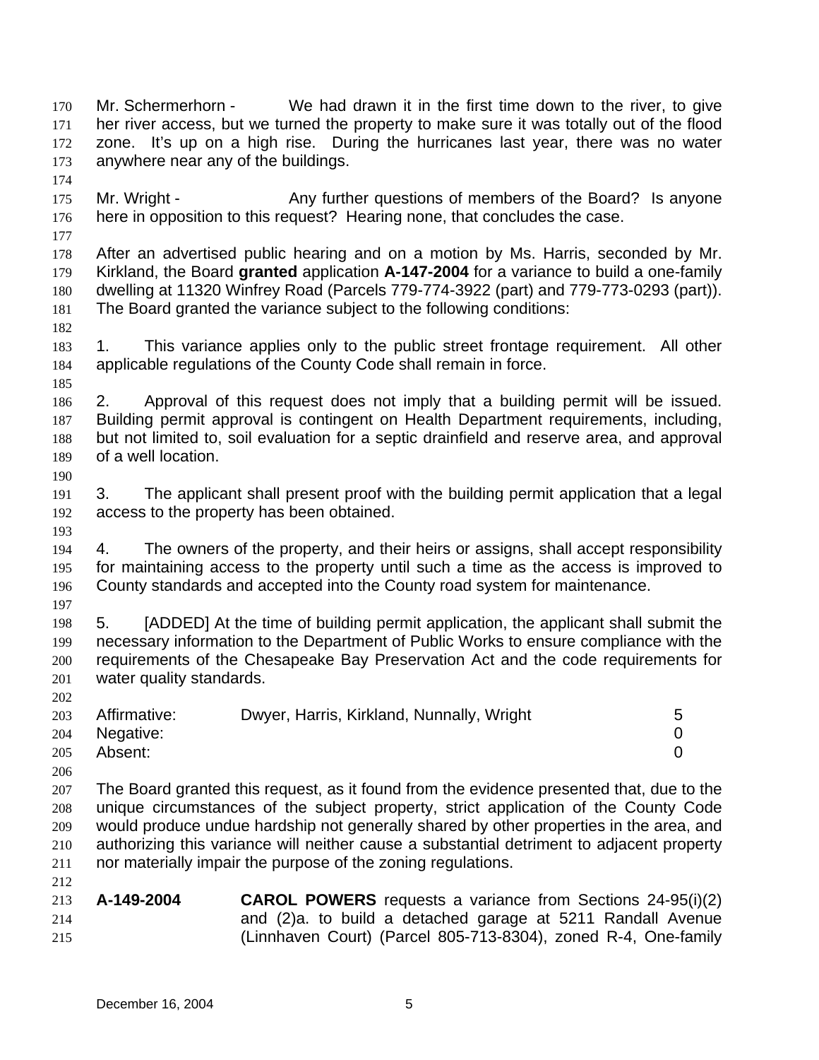Mr. Schermerhorn - We had drawn it in the first time down to the river, to give her river access, but we turned the property to make sure it was totally out of the flood zone. It's up on a high rise. During the hurricanes last year, there was no water anywhere near any of the buildings.

Mr. Wright - Any further questions of members of the Board? Is anyone here in opposition to this request? Hearing none, that concludes the case.

After an advertised public hearing and on a motion by Ms. Harris, seconded by Mr. Kirkland, the Board **granted** application **A-147-2004** for a variance to build a one-family dwelling at 11320 Winfrey Road (Parcels 779-774-3922 (part) and 779-773-0293 (part)). The Board granted the variance subject to the following conditions:

1. This variance applies only to the public street frontage requirement. All other applicable regulations of the County Code shall remain in force.

2. Approval of this request does not imply that a building permit will be issued. Building permit approval is contingent on Health Department requirements, including, but not limited to, soil evaluation for a septic drainfield and reserve area, and approval of a well location.

3. The applicant shall present proof with the building permit application that a legal access to the property has been obtained.

4. The owners of the property, and their heirs or assigns, shall accept responsibility for maintaining access to the property until such a time as the access is improved to County standards and accepted into the County road system for maintenance.

5. [ADDED] At the time of building permit application, the applicant shall submit the necessary information to the Department of Public Works to ensure compliance with the requirements of the Chesapeake Bay Preservation Act and the code requirements for water quality standards.

| | | |
|---|---|---|
| Affirmative: | Dwyer, Harris, Kirkland, Nunnally, Wright | 5 |
| Negative: | | 0 |
| Absent: | | 0 |

The Board granted this request, as it found from the evidence presented that, due to the unique circumstances of the subject property, strict application of the County Code would produce undue hardship not generally shared by other properties in the area, and authorizing this variance will neither cause a substantial detriment to adjacent property nor materially impair the purpose of the zoning regulations.

**A-149-2004** **CAROL POWERS** requests a variance from Sections 24-95(i)(2) and (2)a. to build a detached garage at 5211 Randall Avenue (Linnhaven Court) (Parcel 805-713-8304), zoned R-4, One-family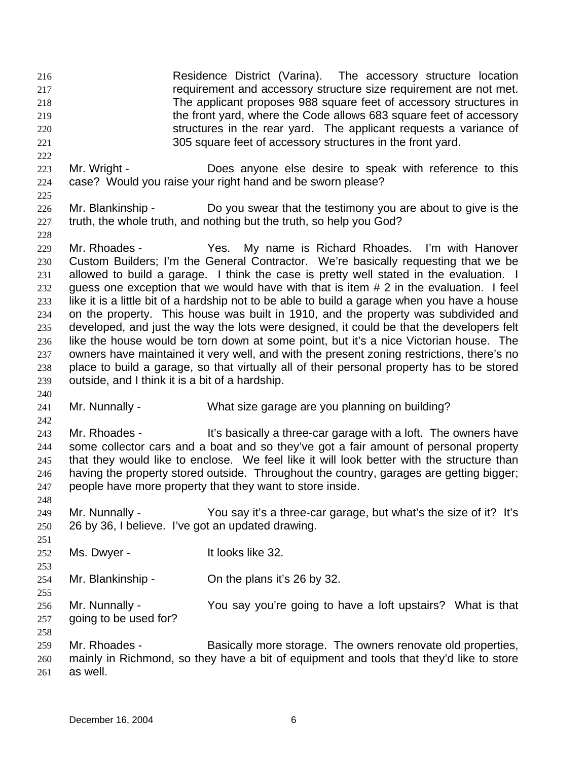Residence District (Varina). The accessory structure location requirement and accessory structure size requirement are not met. The applicant proposes 988 square feet of accessory structures in the front yard, where the Code allows 683 square feet of accessory structures in the rear yard. The applicant requests a variance of 305 square feet of accessory structures in the front yard.

Mr. Wright - Does anyone else desire to speak with reference to this case? Would you raise your right hand and be sworn please?

Mr. Blankinship - Do you swear that the testimony you are about to give is the truth, the whole truth, and nothing but the truth, so help you God?

Mr. Rhoades - Yes. My name is Richard Rhoades. I'm with Hanover Custom Builders; I'm the General Contractor. We're basically requesting that we be allowed to build a garage. I think the case is pretty well stated in the evaluation. I guess one exception that we would have with that is item # 2 in the evaluation. I feel like it is a little bit of a hardship not to be able to build a garage when you have a house on the property. This house was built in 1910, and the property was subdivided and developed, and just the way the lots were designed, it could be that the developers felt like the house would be torn down at some point, but it's a nice Victorian house. The owners have maintained it very well, and with the present zoning restrictions, there's no place to build a garage, so that virtually all of their personal property has to be stored outside, and I think it is a bit of a hardship.

Mr. Nunnally - What size garage are you planning on building?

Mr. Rhoades - It's basically a three-car garage with a loft. The owners have some collector cars and a boat and so they've got a fair amount of personal property that they would like to enclose. We feel like it will look better with the structure than having the property stored outside. Throughout the country, garages are getting bigger; people have more property that they want to store inside.

Mr. Nunnally - You say it's a three-car garage, but what's the size of it? It's 26 by 36, I believe. I've got an updated drawing.

Ms. Dwyer - It looks like 32.

Mr. Blankinship - On the plans it's 26 by 32.

Mr. Nunnally - You say you're going to have a loft upstairs? What is that going to be used for?

Mr. Rhoades - Basically more storage. The owners renovate old properties, mainly in Richmond, so they have a bit of equipment and tools that they'd like to store as well.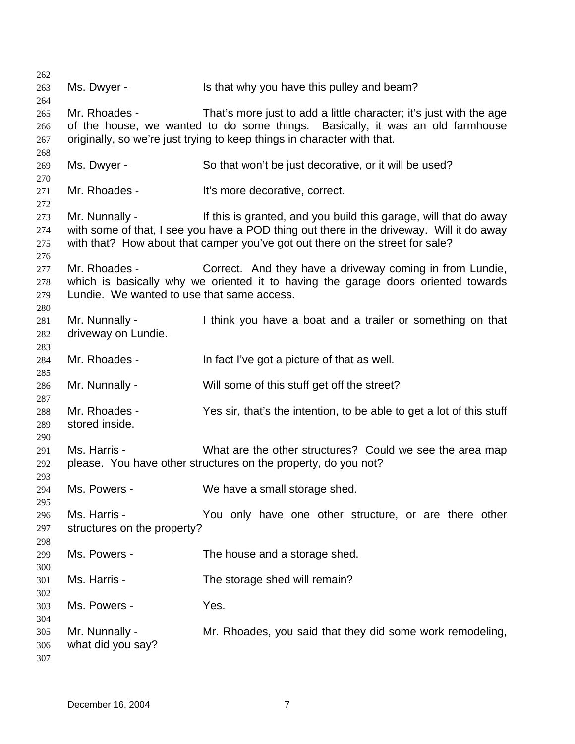Ms. Dwyer - Is that why you have this pulley and beam?

Mr. Rhoades - That's more just to add a little character; it's just with the age of the house, we wanted to do some things. Basically, it was an old farmhouse originally, so we're just trying to keep things in character with that.

Ms. Dwyer - So that won't be just decorative, or it will be used?

Mr. Rhoades - It's more decorative, correct.

Mr. Nunnally - If this is granted, and you build this garage, will that do away with some of that, I see you have a POD thing out there in the driveway. Will it do away with that? How about that camper you've got out there on the street for sale?

Mr. Rhoades - Correct. And they have a driveway coming in from Lundie, which is basically why we oriented it to having the garage doors oriented towards Lundie. We wanted to use that same access.

Mr. Nunnally - I think you have a boat and a trailer or something on that driveway on Lundie.

Mr. Rhoades - In fact I've got a picture of that as well.

Mr. Nunnally - Will some of this stuff get off the street?

Mr. Rhoades - Yes sir, that's the intention, to be able to get a lot of this stuff stored inside.

Ms. Harris - What are the other structures? Could we see the area map please. You have other structures on the property, do you not?

Ms. Powers - We have a small storage shed.

Ms. Harris - You only have one other structure, or are there other structures on the property?

Ms. Powers - The house and a storage shed.

Ms. Harris - The storage shed will remain?

Ms. Powers - Yes.

Mr. Nunnally - Mr. Rhoades, you said that they did some work remodeling, what did you say?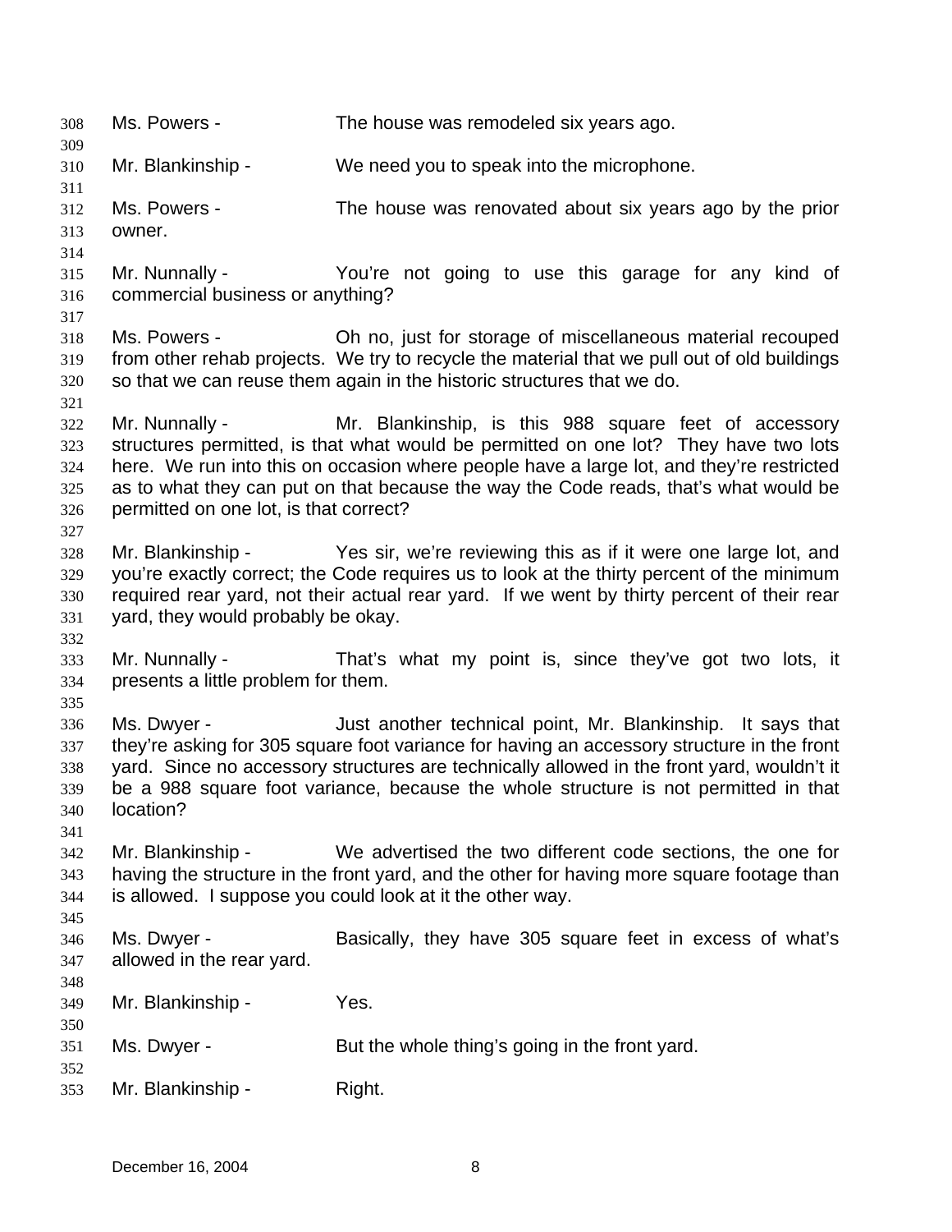Ms. Powers - The house was remodeled six years ago.

Mr. Blankinship - We need you to speak into the microphone.

Ms. Powers - The house was renovated about six years ago by the prior owner.

Mr. Nunnally - You're not going to use this garage for any kind of commercial business or anything?

Ms. Powers - Oh no, just for storage of miscellaneous material recouped from other rehab projects. We try to recycle the material that we pull out of old buildings so that we can reuse them again in the historic structures that we do.

Mr. Nunnally - Mr. Blankinship, is this 988 square feet of accessory structures permitted, is that what would be permitted on one lot? They have two lots here. We run into this on occasion where people have a large lot, and they're restricted as to what they can put on that because the way the Code reads, that's what would be permitted on one lot, is that correct?

Mr. Blankinship - Yes sir, we're reviewing this as if it were one large lot, and you're exactly correct; the Code requires us to look at the thirty percent of the minimum required rear yard, not their actual rear yard. If we went by thirty percent of their rear yard, they would probably be okay.

Mr. Nunnally - That's what my point is, since they've got two lots, it presents a little problem for them.

Ms. Dwyer - Just another technical point, Mr. Blankinship. It says that they're asking for 305 square foot variance for having an accessory structure in the front yard. Since no accessory structures are technically allowed in the front yard, wouldn't it be a 988 square foot variance, because the whole structure is not permitted in that location?

Mr. Blankinship - We advertised the two different code sections, the one for having the structure in the front yard, and the other for having more square footage than is allowed. I suppose you could look at it the other way.

Ms. Dwyer - Basically, they have 305 square feet in excess of what's allowed in the rear yard.

Mr. Blankinship - Yes.

Ms. Dwyer - But the whole thing's going in the front yard.

Mr. Blankinship - Right.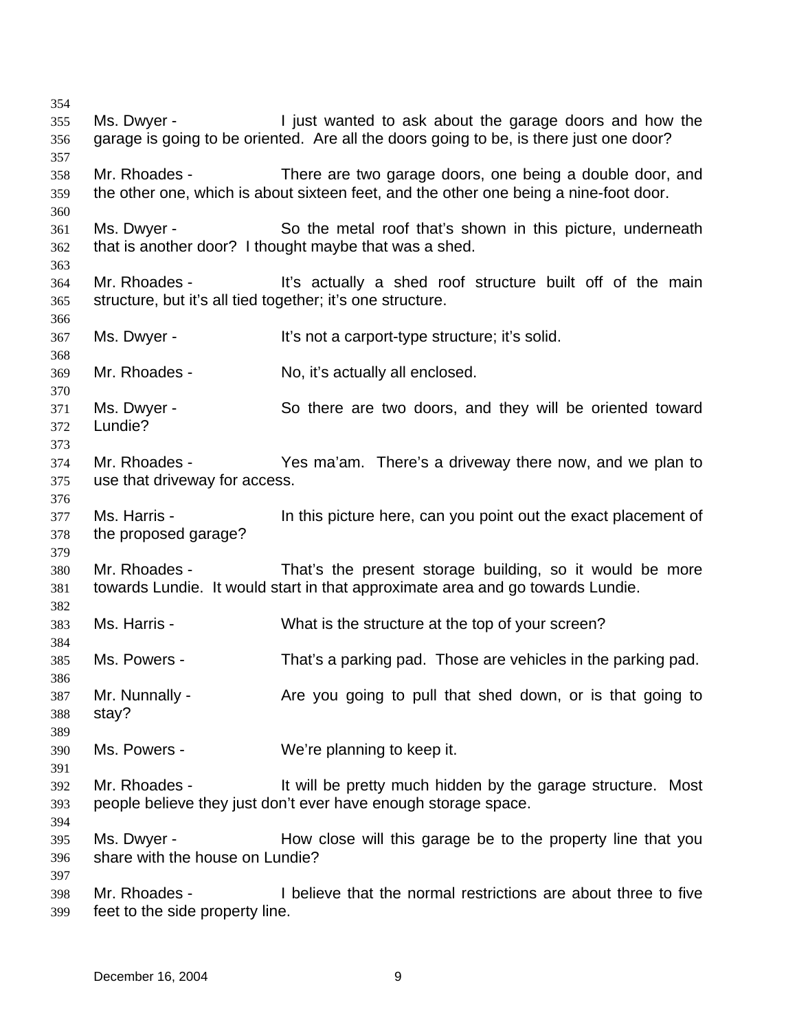Ms. Dwyer - I just wanted to ask about the garage doors and how the garage is going to be oriented. Are all the doors going to be, is there just one door?

Mr. Rhoades - There are two garage doors, one being a double door, and the other one, which is about sixteen feet, and the other one being a nine-foot door.

Ms. Dwyer - So the metal roof that's shown in this picture, underneath that is another door? I thought maybe that was a shed.

Mr. Rhoades - It's actually a shed roof structure built off of the main structure, but it's all tied together; it's one structure.

Ms. Dwyer - It's not a carport-type structure; it's solid.

Mr. Rhoades - No, it's actually all enclosed.

Ms. Dwyer - So there are two doors, and they will be oriented toward Lundie?

Mr. Rhoades - Yes ma'am. There's a driveway there now, and we plan to use that driveway for access.

Ms. Harris - In this picture here, can you point out the exact placement of the proposed garage?

Mr. Rhoades - That's the present storage building, so it would be more towards Lundie. It would start in that approximate area and go towards Lundie.

Ms. Harris - What is the structure at the top of your screen?

Ms. Powers - That's a parking pad. Those are vehicles in the parking pad.

Mr. Nunnally - Are you going to pull that shed down, or is that going to stay?

Ms. Powers - We're planning to keep it.

Mr. Rhoades - It will be pretty much hidden by the garage structure. Most people believe they just don't ever have enough storage space.

Ms. Dwyer - How close will this garage be to the property line that you share with the house on Lundie?

Mr. Rhoades - I believe that the normal restrictions are about three to five feet to the side property line.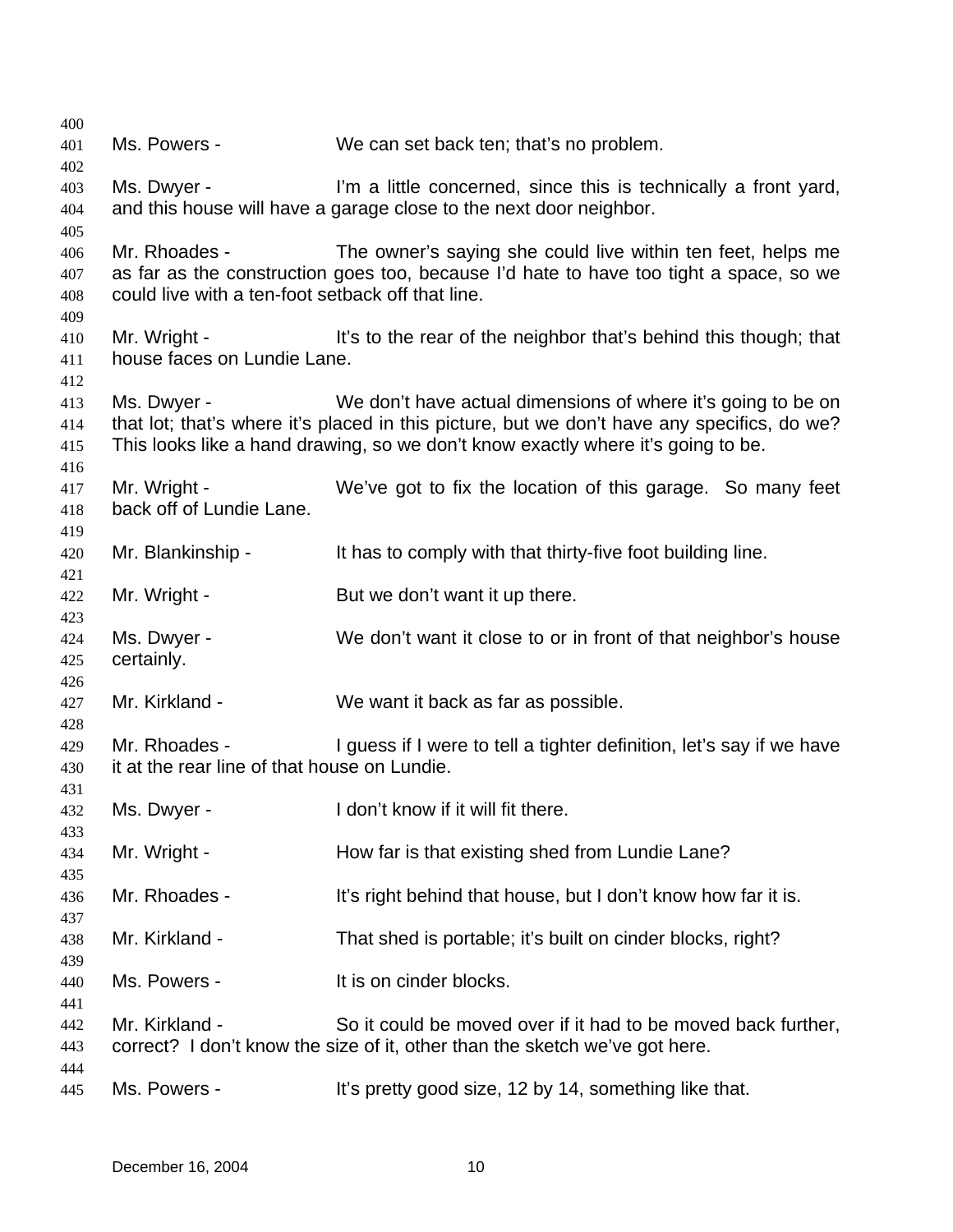Ms. Powers - We can set back ten; that's no problem.

Ms. Dwyer - I'm a little concerned, since this is technically a front yard, and this house will have a garage close to the next door neighbor.

Mr. Rhoades - The owner's saying she could live within ten feet, helps me as far as the construction goes too, because I'd hate to have too tight a space, so we could live with a ten-foot setback off that line.

Mr. Wright - It's to the rear of the neighbor that's behind this though; that house faces on Lundie Lane.

Ms. Dwyer - We don't have actual dimensions of where it's going to be on that lot; that's where it's placed in this picture, but we don't have any specifics, do we? This looks like a hand drawing, so we don't know exactly where it's going to be.

Mr. Wright - We've got to fix the location of this garage. So many feet back off of Lundie Lane.

Mr. Blankinship - It has to comply with that thirty-five foot building line.

Mr. Wright - But we don't want it up there.

Ms. Dwyer - We don't want it close to or in front of that neighbor's house certainly.

Mr. Kirkland - We want it back as far as possible.

Mr. Rhoades - I guess if I were to tell a tighter definition, let's say if we have it at the rear line of that house on Lundie.

Ms. Dwyer - I don't know if it will fit there.

Mr. Wright - How far is that existing shed from Lundie Lane?

Mr. Rhoades - It's right behind that house, but I don't know how far it is.

Mr. Kirkland - That shed is portable; it's built on cinder blocks, right?

Ms. Powers - It is on cinder blocks.

Mr. Kirkland - So it could be moved over if it had to be moved back further, correct? I don't know the size of it, other than the sketch we've got here.

Ms. Powers - It's pretty good size, 12 by 14, something like that.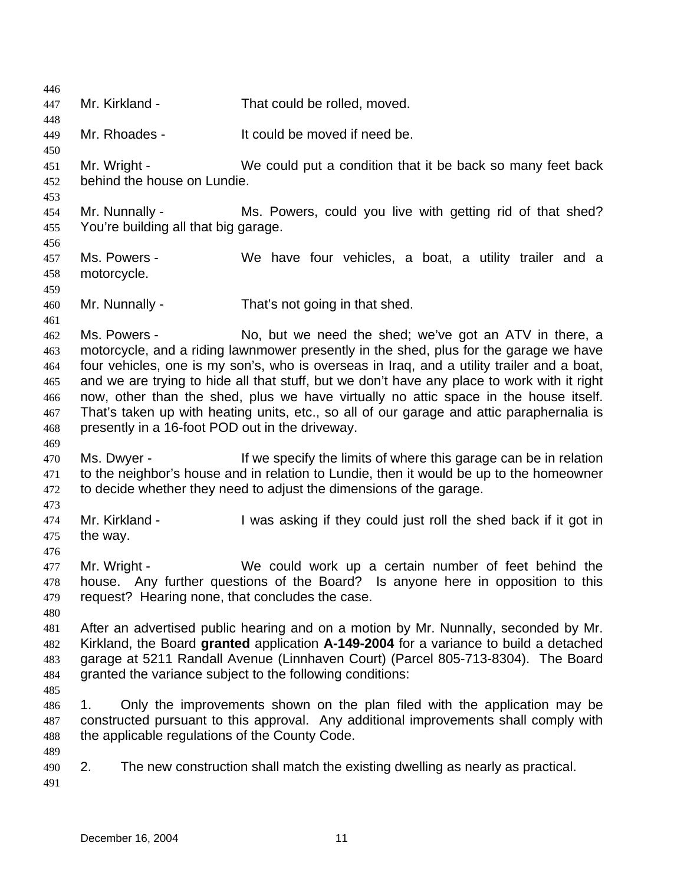Mr. Kirkland - That could be rolled, moved.

Mr. Rhoades - It could be moved if need be.

Mr. Wright - We could put a condition that it be back so many feet back behind the house on Lundie.

Mr. Nunnally - Ms. Powers, could you live with getting rid of that shed? You're building all that big garage.

Ms. Powers - We have four vehicles, a boat, a utility trailer and a motorcycle.

Mr. Nunnally - That's not going in that shed.

Ms. Powers - No, but we need the shed; we've got an ATV in there, a motorcycle, and a riding lawnmower presently in the shed, plus for the garage we have four vehicles, one is my son's, who is overseas in Iraq, and a utility trailer and a boat, and we are trying to hide all that stuff, but we don't have any place to work with it right now, other than the shed, plus we have virtually no attic space in the house itself. That's taken up with heating units, etc., so all of our garage and attic paraphernalia is presently in a 16-foot POD out in the driveway.

Ms. Dwyer - If we specify the limits of where this garage can be in relation to the neighbor's house and in relation to Lundie, then it would be up to the homeowner to decide whether they need to adjust the dimensions of the garage.

Mr. Kirkland - I was asking if they could just roll the shed back if it got in the way.

Mr. Wright - We could work up a certain number of feet behind the house. Any further questions of the Board? Is anyone here in opposition to this request? Hearing none, that concludes the case.

After an advertised public hearing and on a motion by Mr. Nunnally, seconded by Mr. Kirkland, the Board **granted** application **A-149-2004** for a variance to build a detached garage at 5211 Randall Avenue (Linnhaven Court) (Parcel 805-713-8304). The Board granted the variance subject to the following conditions:

1. Only the improvements shown on the plan filed with the application may be constructed pursuant to this approval. Any additional improvements shall comply with the applicable regulations of the County Code.

2. The new construction shall match the existing dwelling as nearly as practical.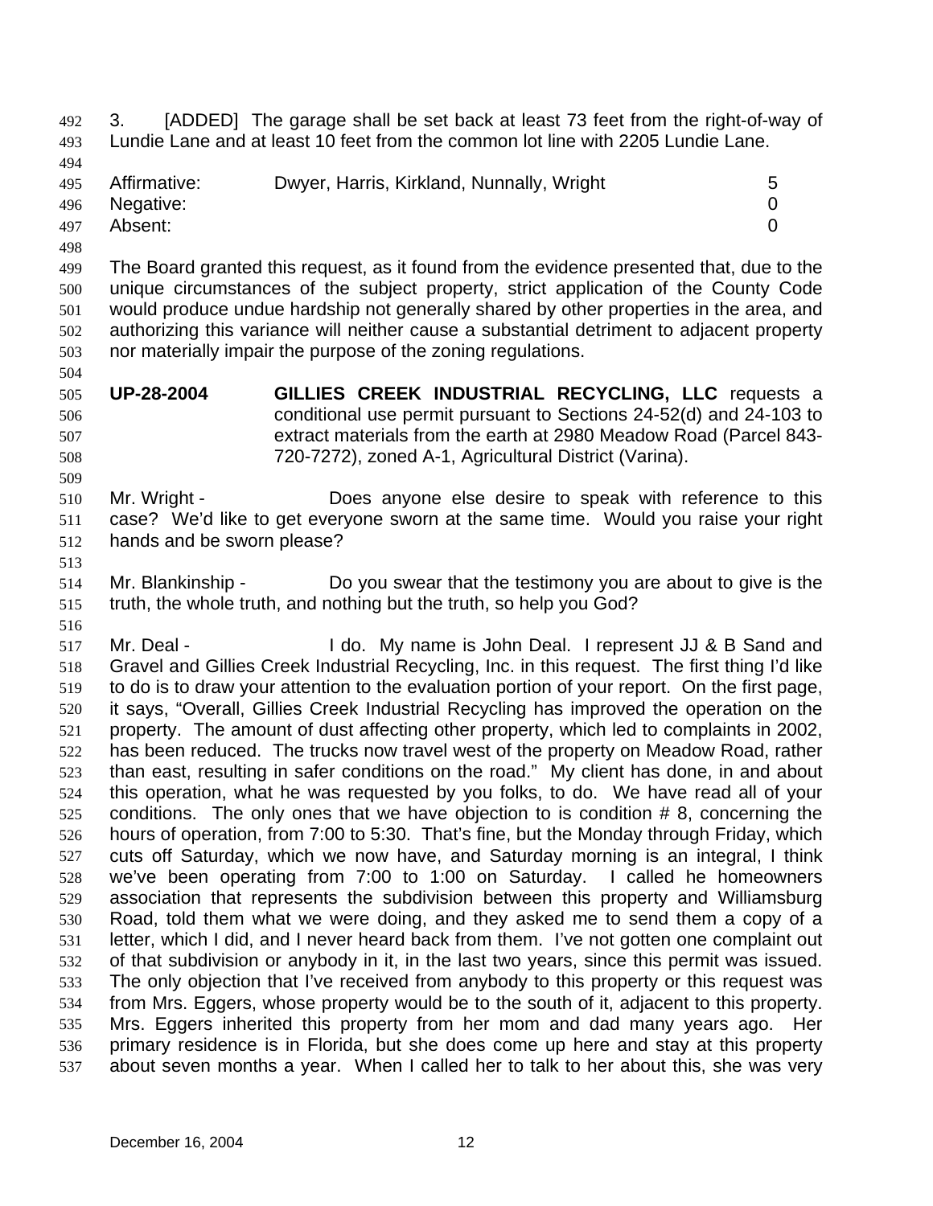3. [ADDED] The garage shall be set back at least 73 feet from the right-of-way of Lundie Lane and at least 10 feet from the common lot line with 2205 Lundie Lane.

| | | |
|---|---|---|
| Affirmative: | Dwyer, Harris, Kirkland, Nunnally, Wright | 5 |
| Negative: | | 0 |
| Absent: | | 0 |

The Board granted this request, as it found from the evidence presented that, due to the unique circumstances of the subject property, strict application of the County Code would produce undue hardship not generally shared by other properties in the area, and authorizing this variance will neither cause a substantial detriment to adjacent property nor materially impair the purpose of the zoning regulations.

**UP-28-2004** **GILLIES CREEK INDUSTRIAL RECYCLING, LLC** requests a conditional use permit pursuant to Sections 24-52(d) and 24-103 to extract materials from the earth at 2980 Meadow Road (Parcel 843-720-7272), zoned A-1, Agricultural District (Varina).

Mr. Wright - Does anyone else desire to speak with reference to this case? We'd like to get everyone sworn at the same time. Would you raise your right hands and be sworn please?

Mr. Blankinship - Do you swear that the testimony you are about to give is the truth, the whole truth, and nothing but the truth, so help you God?

Mr. Deal - I do. My name is John Deal. I represent JJ & B Sand and Gravel and Gillies Creek Industrial Recycling, Inc. in this request. The first thing I'd like to do is to draw your attention to the evaluation portion of your report. On the first page, it says, "Overall, Gillies Creek Industrial Recycling has improved the operation on the property. The amount of dust affecting other property, which led to complaints in 2002, has been reduced. The trucks now travel west of the property on Meadow Road, rather than east, resulting in safer conditions on the road." My client has done, in and about this operation, what he was requested by you folks, to do. We have read all of your conditions. The only ones that we have objection to is condition # 8, concerning the hours of operation, from 7:00 to 5:30. That's fine, but the Monday through Friday, which cuts off Saturday, which we now have, and Saturday morning is an integral, I think we've been operating from 7:00 to 1:00 on Saturday. I called he homeowners association that represents the subdivision between this property and Williamsburg Road, told them what we were doing, and they asked me to send them a copy of a letter, which I did, and I never heard back from them. I've not gotten one complaint out of that subdivision or anybody in it, in the last two years, since this permit was issued. The only objection that I've received from anybody to this property or this request was from Mrs. Eggers, whose property would be to the south of it, adjacent to this property. Mrs. Eggers inherited this property from her mom and dad many years ago. Her primary residence is in Florida, but she does come up here and stay at this property about seven months a year. When I called her to talk to her about this, she was very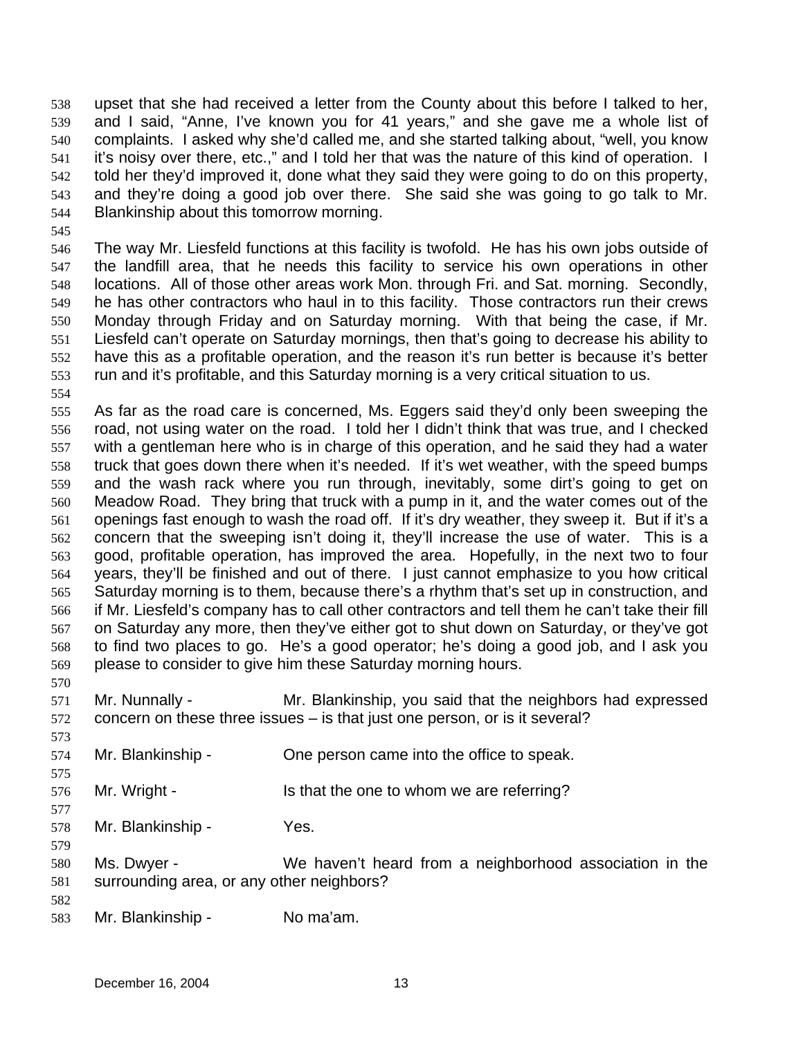upset that she had received a letter from the County about this before I talked to her, and I said, "Anne, I've known you for 41 years," and she gave me a whole list of complaints. I asked why she'd called me, and she started talking about, "well, you know it's noisy over there, etc.," and I told her that was the nature of this kind of operation. I told her they'd improved it, done what they said they were going to do on this property, and they're doing a good job over there. She said she was going to go talk to Mr. Blankinship about this tomorrow morning.

The way Mr. Liesfeld functions at this facility is twofold. He has his own jobs outside of the landfill area, that he needs this facility to service his own operations in other locations. All of those other areas work Mon. through Fri. and Sat. morning. Secondly, he has other contractors who haul in to this facility. Those contractors run their crews Monday through Friday and on Saturday morning. With that being the case, if Mr. Liesfeld can't operate on Saturday mornings, then that's going to decrease his ability to have this as a profitable operation, and the reason it's run better is because it's better run and it's profitable, and this Saturday morning is a very critical situation to us.

As far as the road care is concerned, Ms. Eggers said they'd only been sweeping the road, not using water on the road. I told her I didn't think that was true, and I checked with a gentleman here who is in charge of this operation, and he said they had a water truck that goes down there when it's needed. If it's wet weather, with the speed bumps and the wash rack where you run through, inevitably, some dirt's going to get on Meadow Road. They bring that truck with a pump in it, and the water comes out of the openings fast enough to wash the road off. If it's dry weather, they sweep it. But if it's a concern that the sweeping isn't doing it, they'll increase the use of water. This is a good, profitable operation, has improved the area. Hopefully, in the next two to four years, they'll be finished and out of there. I just cannot emphasize to you how critical Saturday morning is to them, because there's a rhythm that's set up in construction, and if Mr. Liesfeld's company has to call other contractors and tell them he can't take their fill on Saturday any more, then they've either got to shut down on Saturday, or they've got to find two places to go. He's a good operator; he's doing a good job, and I ask you please to consider to give him these Saturday morning hours.

Mr. Nunnally - Mr. Blankinship, you said that the neighbors had expressed concern on these three issues – is that just one person, or is it several?

Mr. Blankinship - One person came into the office to speak.

Mr. Wright - Is that the one to whom we are referring?

Mr. Blankinship - Yes.

Ms. Dwyer - We haven't heard from a neighborhood association in the surrounding area, or any other neighbors?

Mr. Blankinship - No ma'am.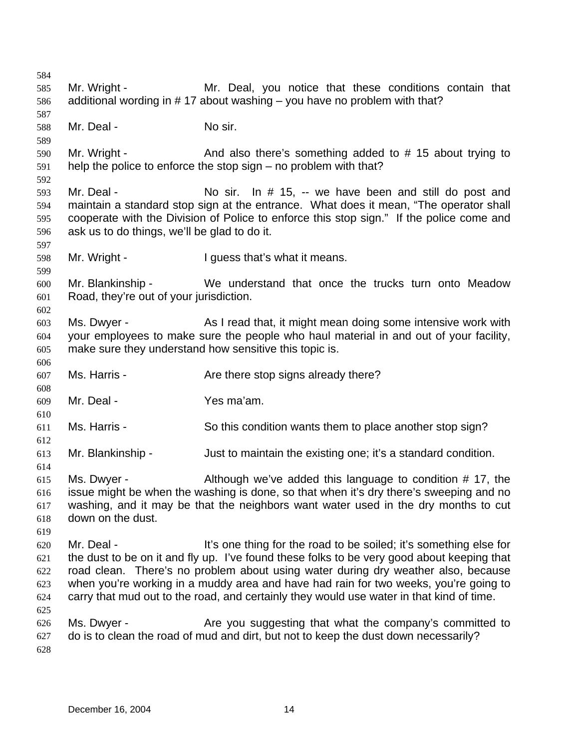Mr. Wright - Mr. Deal, you notice that these conditions contain that additional wording in # 17 about washing – you have no problem with that?

Mr. Deal - No sir.

Mr. Wright - And also there's something added to # 15 about trying to help the police to enforce the stop sign – no problem with that?

Mr. Deal - No sir. In # 15, -- we have been and still do post and maintain a standard stop sign at the entrance. What does it mean, "The operator shall cooperate with the Division of Police to enforce this stop sign." If the police come and ask us to do things, we'll be glad to do it.

Mr. Wright - I guess that's what it means.

Mr. Blankinship - We understand that once the trucks turn onto Meadow Road, they're out of your jurisdiction.

Ms. Dwyer - As I read that, it might mean doing some intensive work with your employees to make sure the people who haul material in and out of your facility, make sure they understand how sensitive this topic is.

Ms. Harris - Are there stop signs already there?

Mr. Deal - Yes ma'am.

Ms. Harris - So this condition wants them to place another stop sign?

Mr. Blankinship - Just to maintain the existing one; it's a standard condition.

Ms. Dwyer - Although we've added this language to condition # 17, the issue might be when the washing is done, so that when it's dry there's sweeping and no washing, and it may be that the neighbors want water used in the dry months to cut down on the dust.

Mr. Deal - It's one thing for the road to be soiled; it's something else for the dust to be on it and fly up. I've found these folks to be very good about keeping that road clean. There's no problem about using water during dry weather also, because when you're working in a muddy area and have had rain for two weeks, you're going to carry that mud out to the road, and certainly they would use water in that kind of time.

Ms. Dwyer - Are you suggesting that what the company's committed to do is to clean the road of mud and dirt, but not to keep the dust down necessarily?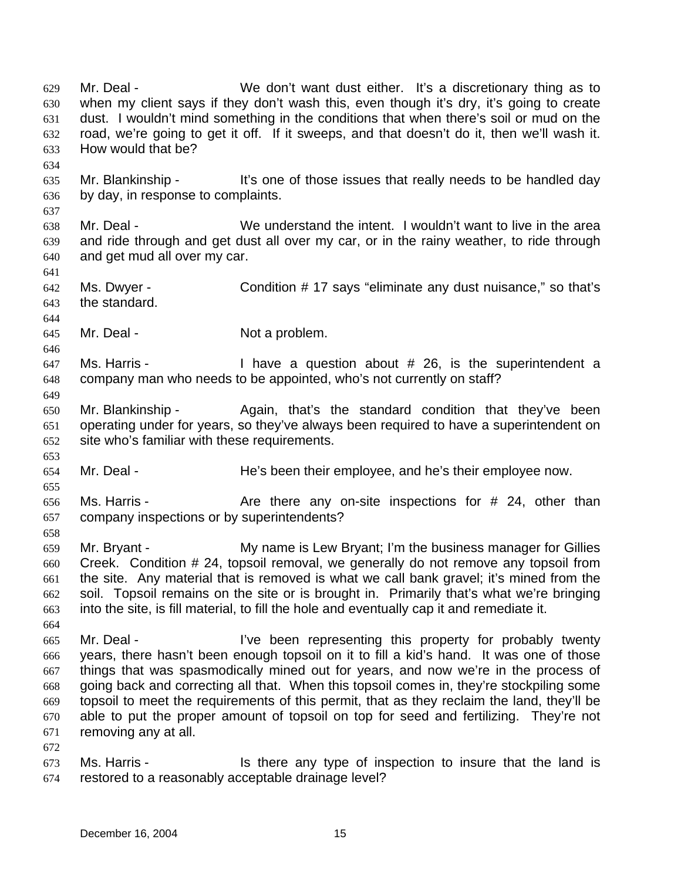Mr. Deal - We don't want dust either. It's a discretionary thing as to when my client says if they don't wash this, even though it's dry, it's going to create dust. I wouldn't mind something in the conditions that when there's soil or mud on the road, we're going to get it off. If it sweeps, and that doesn't do it, then we'll wash it. How would that be?

Mr. Blankinship - It's one of those issues that really needs to be handled day by day, in response to complaints.

Mr. Deal - We understand the intent. I wouldn't want to live in the area and ride through and get dust all over my car, or in the rainy weather, to ride through and get mud all over my car.

Ms. Dwyer - Condition # 17 says "eliminate any dust nuisance," so that's the standard.

Mr. Deal - Not a problem.

Ms. Harris - I have a question about # 26, is the superintendent a company man who needs to be appointed, who's not currently on staff?

Mr. Blankinship - Again, that's the standard condition that they've been operating under for years, so they've always been required to have a superintendent on site who's familiar with these requirements.

Mr. Deal - He's been their employee, and he's their employee now.

Ms. Harris - Are there any on-site inspections for # 24, other than company inspections or by superintendents?

Mr. Bryant - My name is Lew Bryant; I'm the business manager for Gillies Creek. Condition # 24, topsoil removal, we generally do not remove any topsoil from the site. Any material that is removed is what we call bank gravel; it's mined from the soil. Topsoil remains on the site or is brought in. Primarily that's what we're bringing into the site, is fill material, to fill the hole and eventually cap it and remediate it.

Mr. Deal - I've been representing this property for probably twenty years, there hasn't been enough topsoil on it to fill a kid's hand. It was one of those things that was spasmodically mined out for years, and now we're in the process of going back and correcting all that. When this topsoil comes in, they're stockpiling some topsoil to meet the requirements of this permit, that as they reclaim the land, they'll be able to put the proper amount of topsoil on top for seed and fertilizing. They're not removing any at all.

Ms. Harris - Is there any type of inspection to insure that the land is restored to a reasonably acceptable drainage level?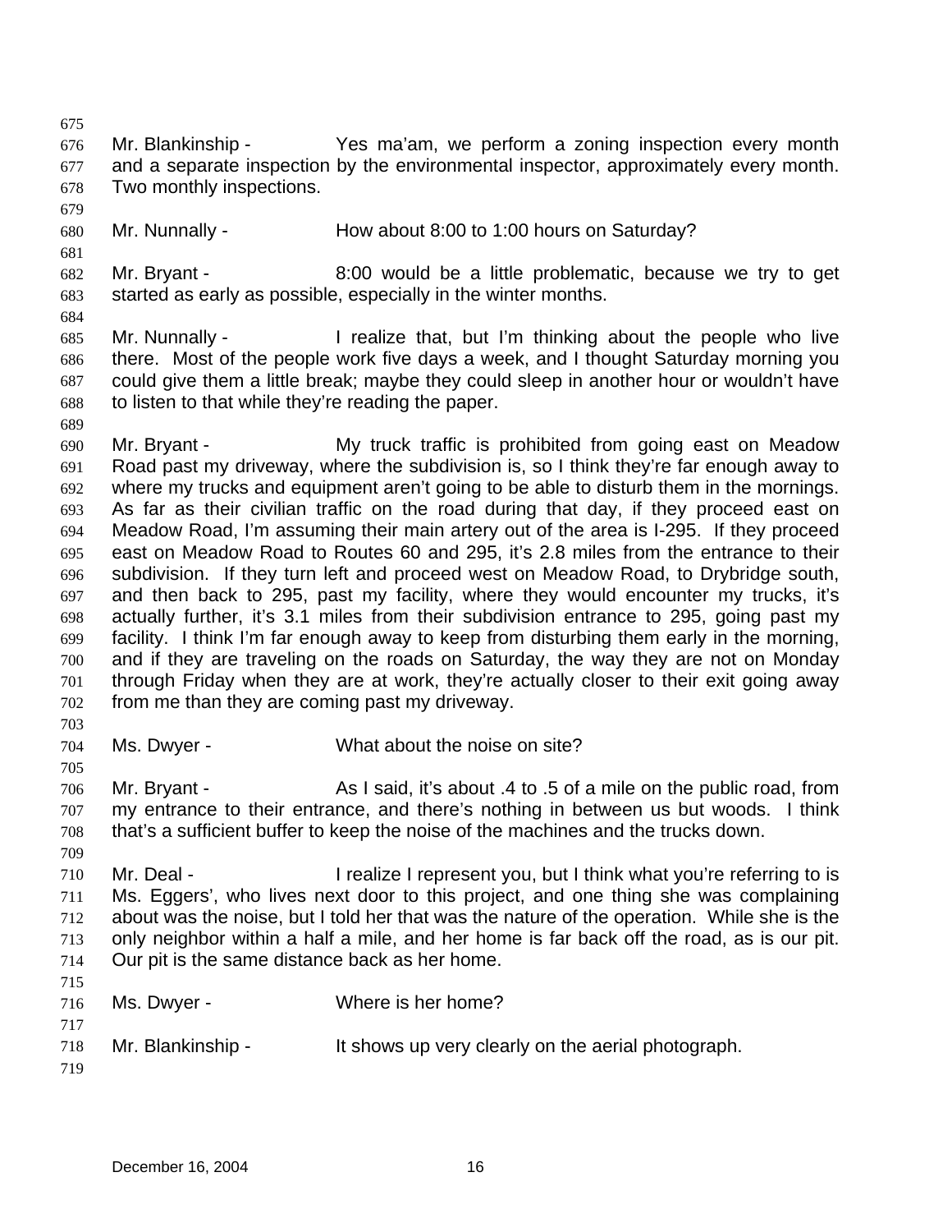Mr. Blankinship - Yes ma'am, we perform a zoning inspection every month and a separate inspection by the environmental inspector, approximately every month. Two monthly inspections.

Mr. Nunnally - How about 8:00 to 1:00 hours on Saturday?

Mr. Bryant - 8:00 would be a little problematic, because we try to get started as early as possible, especially in the winter months.

Mr. Nunnally - I realize that, but I'm thinking about the people who live there. Most of the people work five days a week, and I thought Saturday morning you could give them a little break; maybe they could sleep in another hour or wouldn't have to listen to that while they're reading the paper.

Mr. Bryant - My truck traffic is prohibited from going east on Meadow Road past my driveway, where the subdivision is, so I think they're far enough away to where my trucks and equipment aren't going to be able to disturb them in the mornings. As far as their civilian traffic on the road during that day, if they proceed east on Meadow Road, I'm assuming their main artery out of the area is I-295. If they proceed east on Meadow Road to Routes 60 and 295, it's 2.8 miles from the entrance to their subdivision. If they turn left and proceed west on Meadow Road, to Drybridge south, and then back to 295, past my facility, where they would encounter my trucks, it's actually further, it's 3.1 miles from their subdivision entrance to 295, going past my facility. I think I'm far enough away to keep from disturbing them early in the morning, and if they are traveling on the roads on Saturday, the way they are not on Monday through Friday when they are at work, they're actually closer to their exit going away from me than they are coming past my driveway.

Ms. Dwyer - What about the noise on site?

Mr. Bryant - As I said, it's about .4 to .5 of a mile on the public road, from my entrance to their entrance, and there's nothing in between us but woods. I think that's a sufficient buffer to keep the noise of the machines and the trucks down.

Mr. Deal - I realize I represent you, but I think what you're referring to is Ms. Eggers', who lives next door to this project, and one thing she was complaining about was the noise, but I told her that was the nature of the operation. While she is the only neighbor within a half a mile, and her home is far back off the road, as is our pit. Our pit is the same distance back as her home.

Ms. Dwyer - Where is her home?

Mr. Blankinship - It shows up very clearly on the aerial photograph.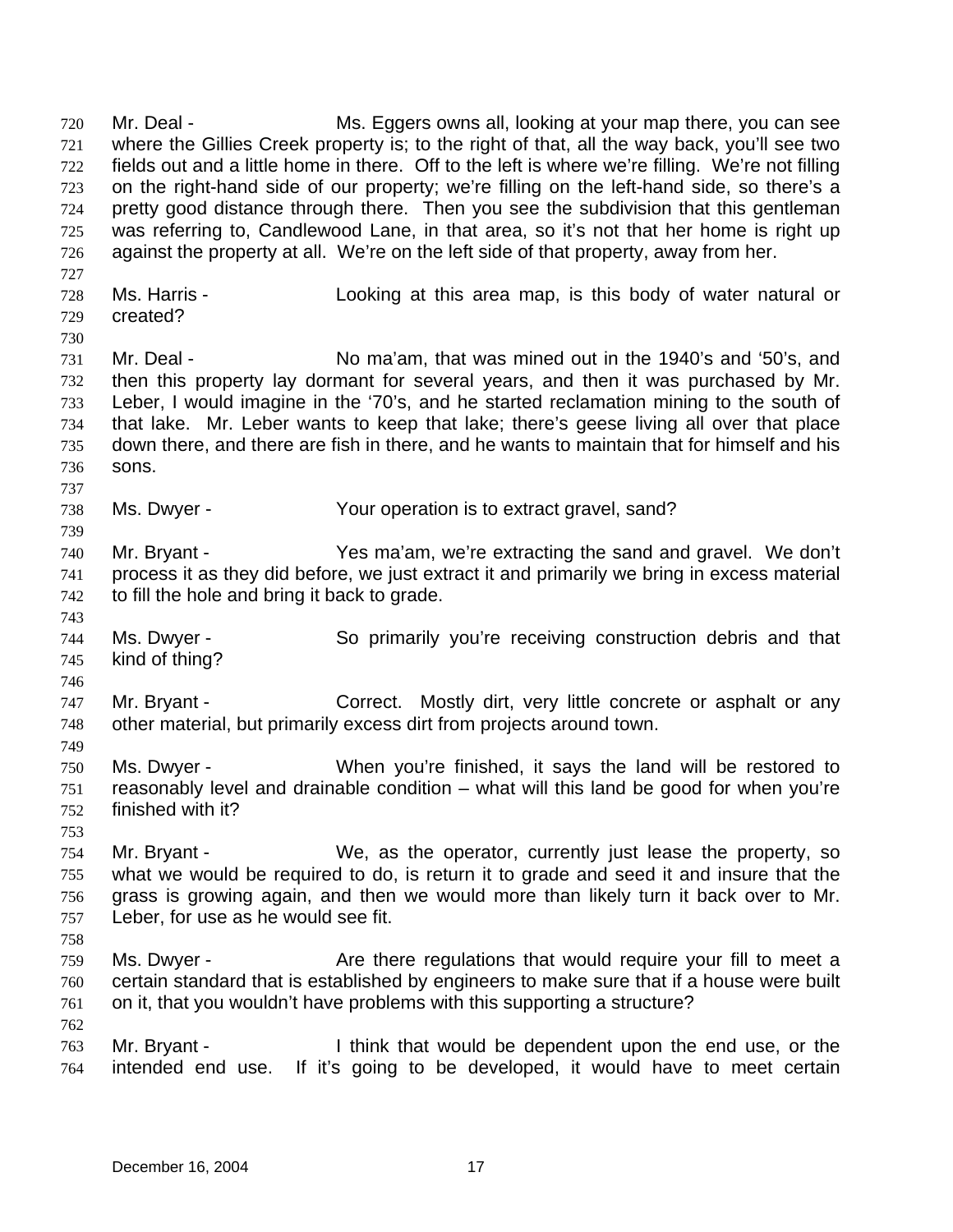Mr. Deal - Ms. Eggers owns all, looking at your map there, you can see where the Gillies Creek property is; to the right of that, all the way back, you'll see two fields out and a little home in there. Off to the left is where we're filling. We're not filling on the right-hand side of our property; we're filling on the left-hand side, so there's a pretty good distance through there. Then you see the subdivision that this gentleman was referring to, Candlewood Lane, in that area, so it's not that her home is right up against the property at all. We're on the left side of that property, away from her.

Ms. Harris - Looking at this area map, is this body of water natural or created?

Mr. Deal - No ma'am, that was mined out in the 1940's and '50's, and then this property lay dormant for several years, and then it was purchased by Mr. Leber, I would imagine in the '70's, and he started reclamation mining to the south of that lake. Mr. Leber wants to keep that lake; there's geese living all over that place down there, and there are fish in there, and he wants to maintain that for himself and his sons.

Ms. Dwyer - Your operation is to extract gravel, sand?

Mr. Bryant - Yes ma'am, we're extracting the sand and gravel. We don't process it as they did before, we just extract it and primarily we bring in excess material to fill the hole and bring it back to grade.

Ms. Dwyer - So primarily you're receiving construction debris and that kind of thing?

Mr. Bryant - Correct. Mostly dirt, very little concrete or asphalt or any other material, but primarily excess dirt from projects around town.

Ms. Dwyer - When you're finished, it says the land will be restored to reasonably level and drainable condition – what will this land be good for when you're finished with it?

Mr. Bryant - We, as the operator, currently just lease the property, so what we would be required to do, is return it to grade and seed it and insure that the grass is growing again, and then we would more than likely turn it back over to Mr. Leber, for use as he would see fit.

Ms. Dwyer - Are there regulations that would require your fill to meet a certain standard that is established by engineers to make sure that if a house were built on it, that you wouldn't have problems with this supporting a structure?

Mr. Bryant - I think that would be dependent upon the end use, or the intended end use. If it's going to be developed, it would have to meet certain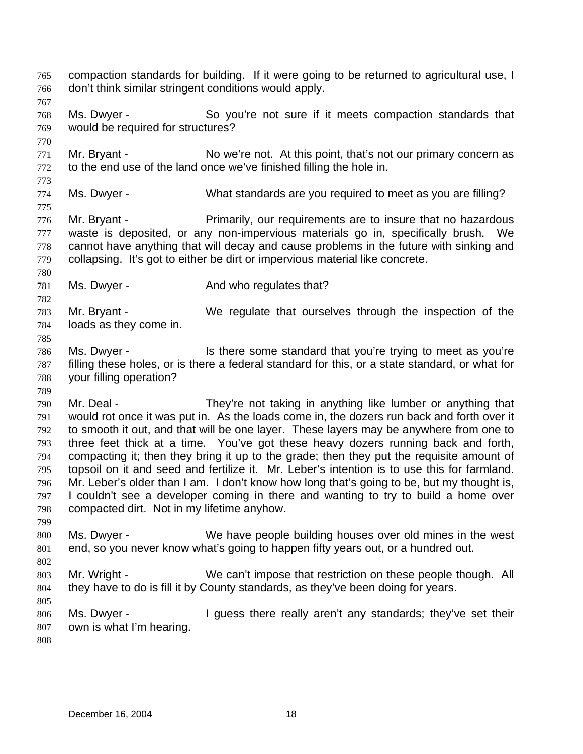compaction standards for building. If it were going to be returned to agricultural use, I don't think similar stringent conditions would apply.

Ms. Dwyer - So you're not sure if it meets compaction standards that would be required for structures?

Mr. Bryant - No we're not. At this point, that's not our primary concern as to the end use of the land once we've finished filling the hole in.

Ms. Dwyer - What standards are you required to meet as you are filling?

Mr. Bryant - Primarily, our requirements are to insure that no hazardous waste is deposited, or any non-impervious materials go in, specifically brush. We cannot have anything that will decay and cause problems in the future with sinking and collapsing. It's got to either be dirt or impervious material like concrete.

Ms. Dwyer - And who regulates that?

Mr. Bryant - We regulate that ourselves through the inspection of the loads as they come in.

Ms. Dwyer - Is there some standard that you're trying to meet as you're filling these holes, or is there a federal standard for this, or a state standard, or what for your filling operation?

Mr. Deal - They're not taking in anything like lumber or anything that would rot once it was put in. As the loads come in, the dozers run back and forth over it to smooth it out, and that will be one layer. These layers may be anywhere from one to three feet thick at a time. You've got these heavy dozers running back and forth, compacting it; then they bring it up to the grade; then they put the requisite amount of topsoil on it and seed and fertilize it. Mr. Leber's intention is to use this for farmland. Mr. Leber's older than I am. I don't know how long that's going to be, but my thought is, I couldn't see a developer coming in there and wanting to try to build a home over compacted dirt. Not in my lifetime anyhow.

Ms. Dwyer - We have people building houses over old mines in the west end, so you never know what's going to happen fifty years out, or a hundred out.

Mr. Wright - We can't impose that restriction on these people though. All they have to do is fill it by County standards, as they've been doing for years.

Ms. Dwyer - I guess there really aren't any standards; they've set their own is what I'm hearing.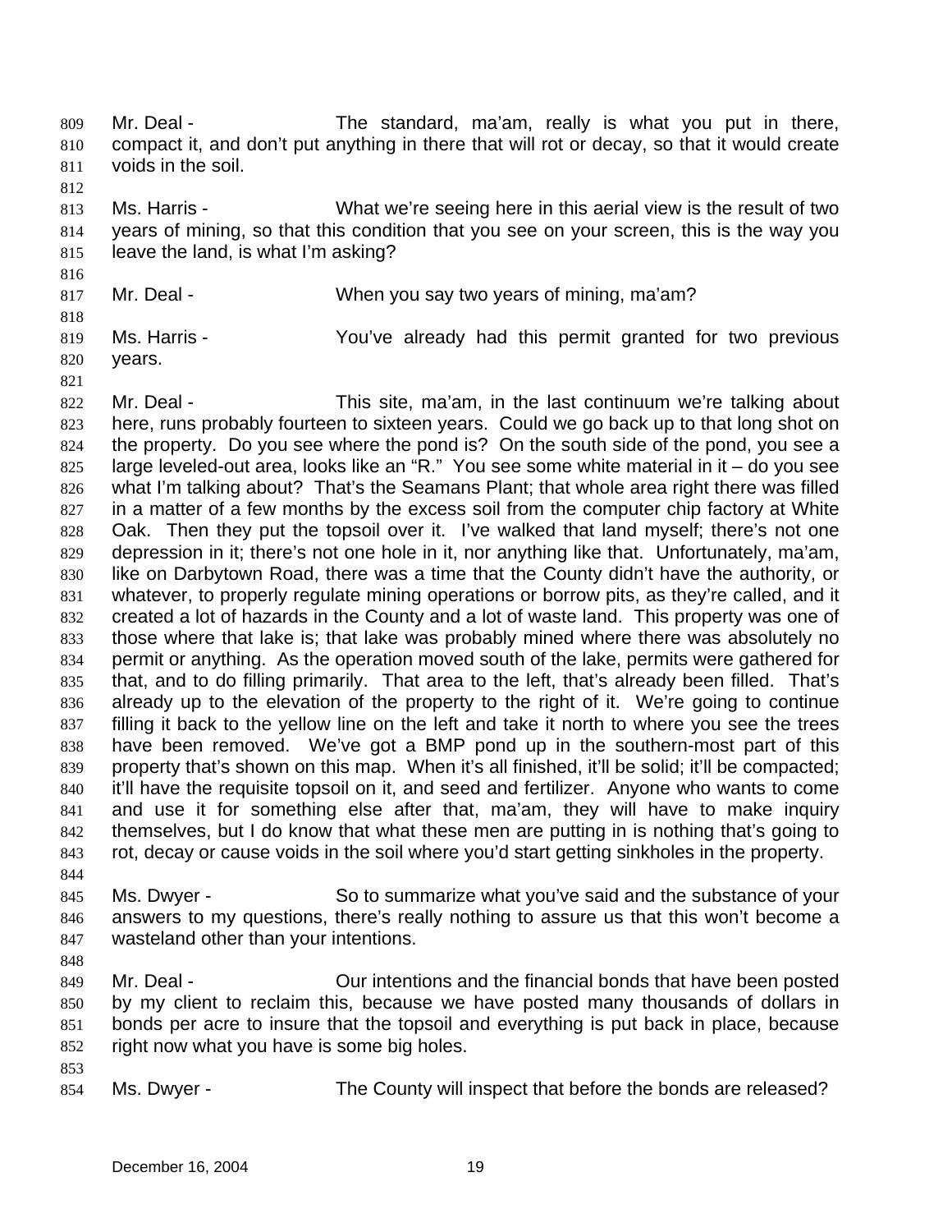Mr. Deal - The standard, ma'am, really is what you put in there, compact it, and don't put anything in there that will rot or decay, so that it would create voids in the soil.

Ms. Harris - What we're seeing here in this aerial view is the result of two years of mining, so that this condition that you see on your screen, this is the way you leave the land, is what I'm asking?

Mr. Deal - When you say two years of mining, ma'am?

Ms. Harris - You've already had this permit granted for two previous years.

Mr. Deal - This site, ma'am, in the last continuum we're talking about here, runs probably fourteen to sixteen years. Could we go back up to that long shot on the property. Do you see where the pond is? On the south side of the pond, you see a large leveled-out area, looks like an "R." You see some white material in it – do you see what I'm talking about? That's the Seamans Plant; that whole area right there was filled in a matter of a few months by the excess soil from the computer chip factory at White Oak. Then they put the topsoil over it. I've walked that land myself; there's not one depression in it; there's not one hole in it, nor anything like that. Unfortunately, ma'am, like on Darbytown Road, there was a time that the County didn't have the authority, or whatever, to properly regulate mining operations or borrow pits, as they're called, and it created a lot of hazards in the County and a lot of waste land. This property was one of those where that lake is; that lake was probably mined where there was absolutely no permit or anything. As the operation moved south of the lake, permits were gathered for that, and to do filling primarily. That area to the left, that's already been filled. That's already up to the elevation of the property to the right of it. We're going to continue filling it back to the yellow line on the left and take it north to where you see the trees have been removed. We've got a BMP pond up in the southern-most part of this property that's shown on this map. When it's all finished, it'll be solid; it'll be compacted; it'll have the requisite topsoil on it, and seed and fertilizer. Anyone who wants to come and use it for something else after that, ma'am, they will have to make inquiry themselves, but I do know that what these men are putting in is nothing that's going to rot, decay or cause voids in the soil where you'd start getting sinkholes in the property.

Ms. Dwyer - So to summarize what you've said and the substance of your answers to my questions, there's really nothing to assure us that this won't become a wasteland other than your intentions.

Mr. Deal - Our intentions and the financial bonds that have been posted by my client to reclaim this, because we have posted many thousands of dollars in bonds per acre to insure that the topsoil and everything is put back in place, because right now what you have is some big holes.

Ms. Dwyer - The County will inspect that before the bonds are released?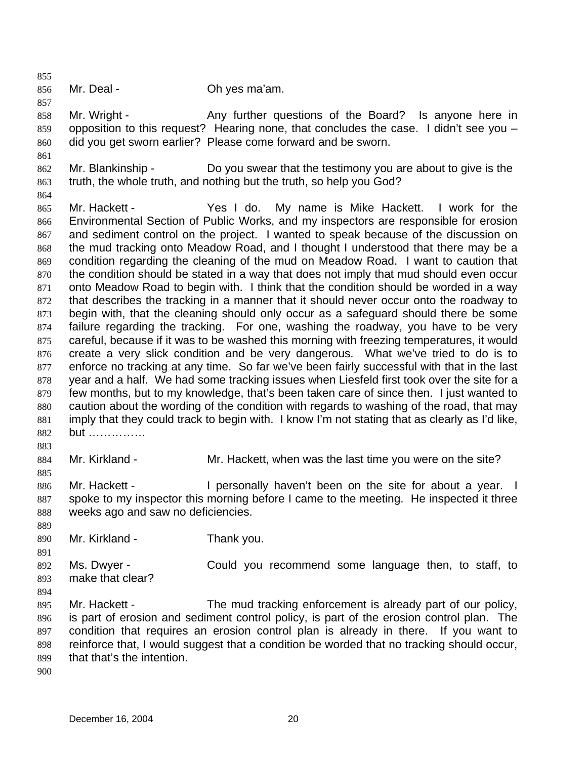Mr. Deal - Oh yes ma'am.

Mr. Wright - Any further questions of the Board? Is anyone here in opposition to this request? Hearing none, that concludes the case. I didn't see you – did you get sworn earlier? Please come forward and be sworn.

Mr. Blankinship - Do you swear that the testimony you are about to give is the truth, the whole truth, and nothing but the truth, so help you God?

Mr. Hackett - Yes I do. My name is Mike Hackett. I work for the Environmental Section of Public Works, and my inspectors are responsible for erosion and sediment control on the project. I wanted to speak because of the discussion on the mud tracking onto Meadow Road, and I thought I understood that there may be a condition regarding the cleaning of the mud on Meadow Road. I want to caution that the condition should be stated in a way that does not imply that mud should even occur onto Meadow Road to begin with. I think that the condition should be worded in a way that describes the tracking in a manner that it should never occur onto the roadway to begin with, that the cleaning should only occur as a safeguard should there be some failure regarding the tracking. For one, washing the roadway, you have to be very careful, because if it was to be washed this morning with freezing temperatures, it would create a very slick condition and be very dangerous. What we've tried to do is to enforce no tracking at any time. So far we've been fairly successful with that in the last year and a half. We had some tracking issues when Liesfeld first took over the site for a few months, but to my knowledge, that's been taken care of since then. I just wanted to caution about the wording of the condition with regards to washing of the road, that may imply that they could track to begin with. I know I'm not stating that as clearly as I'd like, but ……………

Mr. Kirkland - Mr. Hackett, when was the last time you were on the site?

Mr. Hackett - I personally haven't been on the site for about a year. I spoke to my inspector this morning before I came to the meeting. He inspected it three weeks ago and saw no deficiencies.

Mr. Kirkland - Thank you.

Ms. Dwyer - Could you recommend some language then, to staff, to make that clear?

Mr. Hackett - The mud tracking enforcement is already part of our policy, is part of erosion and sediment control policy, is part of the erosion control plan. The condition that requires an erosion control plan is already in there. If you want to reinforce that, I would suggest that a condition be worded that no tracking should occur, that that's the intention.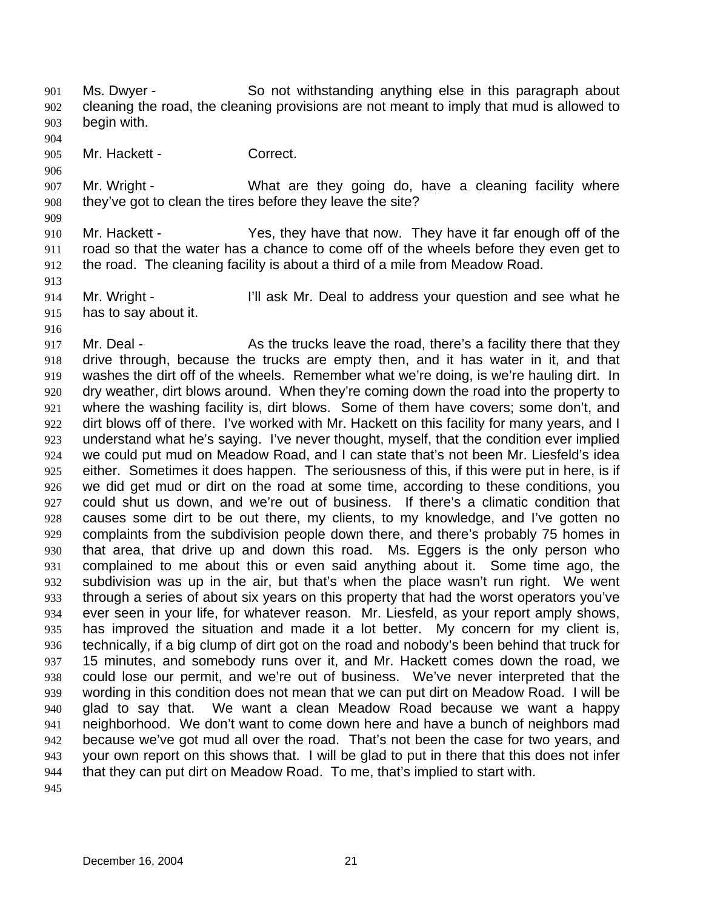Ms. Dwyer - So not withstanding anything else in this paragraph about cleaning the road, the cleaning provisions are not meant to imply that mud is allowed to begin with.

Mr. Hackett - Correct.

Mr. Wright - What are they going do, have a cleaning facility where they've got to clean the tires before they leave the site?

Mr. Hackett - Yes, they have that now. They have it far enough off of the road so that the water has a chance to come off of the wheels before they even get to the road. The cleaning facility is about a third of a mile from Meadow Road.

Mr. Wright - I'll ask Mr. Deal to address your question and see what he has to say about it.

Mr. Deal - As the trucks leave the road, there's a facility there that they drive through, because the trucks are empty then, and it has water in it, and that washes the dirt off of the wheels. Remember what we're doing, is we're hauling dirt. In dry weather, dirt blows around. When they're coming down the road into the property to where the washing facility is, dirt blows. Some of them have covers; some don't, and dirt blows off of there. I've worked with Mr. Hackett on this facility for many years, and I understand what he's saying. I've never thought, myself, that the condition ever implied we could put mud on Meadow Road, and I can state that's not been Mr. Liesfeld's idea either. Sometimes it does happen. The seriousness of this, if this were put in here, is if we did get mud or dirt on the road at some time, according to these conditions, you could shut us down, and we're out of business. If there's a climatic condition that causes some dirt to be out there, my clients, to my knowledge, and I've gotten no complaints from the subdivision people down there, and there's probably 75 homes in that area, that drive up and down this road. Ms. Eggers is the only person who complained to me about this or even said anything about it. Some time ago, the subdivision was up in the air, but that's when the place wasn't run right. We went through a series of about six years on this property that had the worst operators you've ever seen in your life, for whatever reason. Mr. Liesfeld, as your report amply shows, has improved the situation and made it a lot better. My concern for my client is, technically, if a big clump of dirt got on the road and nobody's been behind that truck for 15 minutes, and somebody runs over it, and Mr. Hackett comes down the road, we could lose our permit, and we're out of business. We've never interpreted that the wording in this condition does not mean that we can put dirt on Meadow Road. I will be glad to say that. We want a clean Meadow Road because we want a happy neighborhood. We don't want to come down here and have a bunch of neighbors mad because we've got mud all over the road. That's not been the case for two years, and your own report on this shows that. I will be glad to put in there that this does not infer that they can put dirt on Meadow Road. To me, that's implied to start with.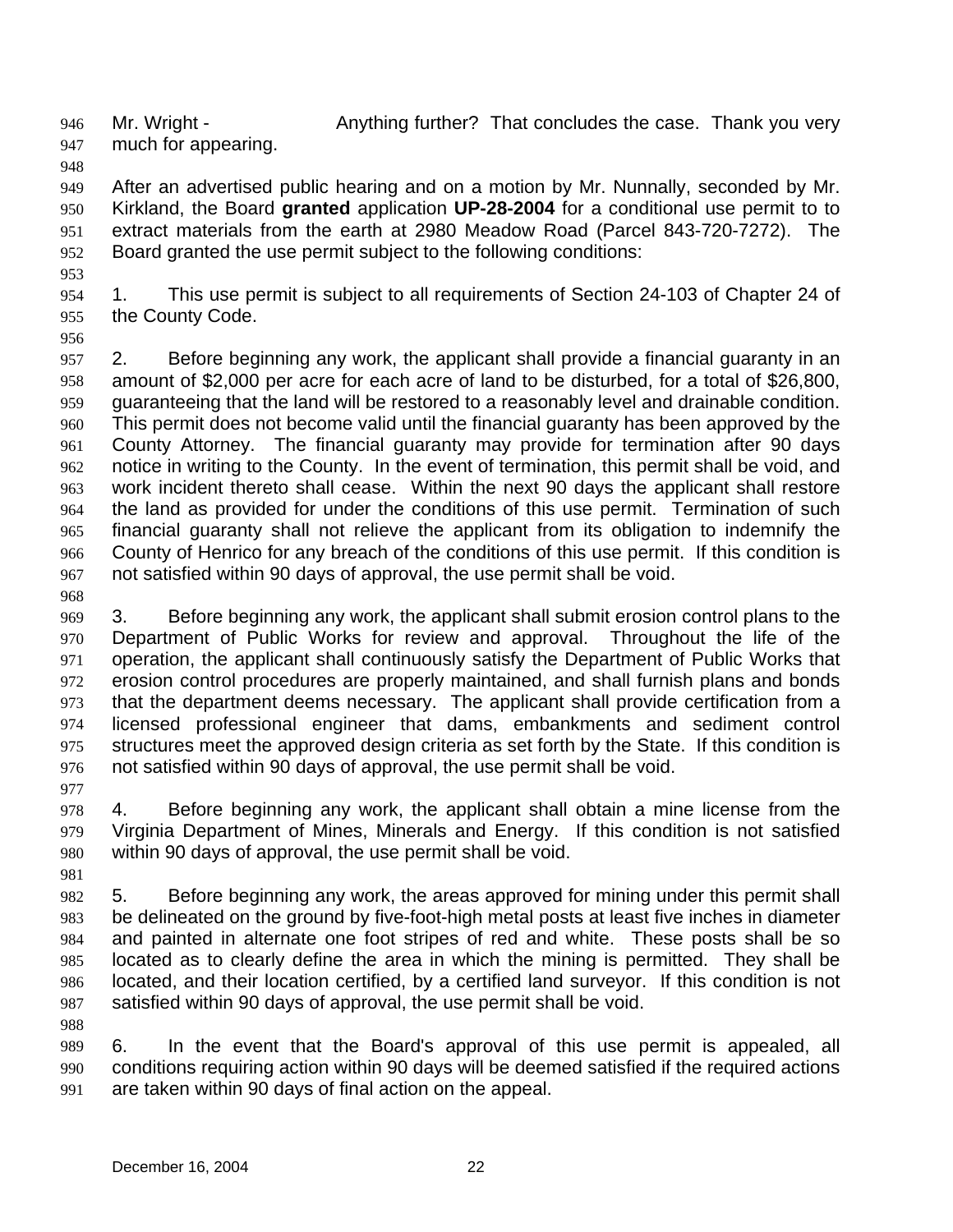Mr. Wright - Anything further? That concludes the case. Thank you very much for appearing.

After an advertised public hearing and on a motion by Mr. Nunnally, seconded by Mr. Kirkland, the Board **granted** application **UP-28-2004** for a conditional use permit to to extract materials from the earth at 2980 Meadow Road (Parcel 843-720-7272). The Board granted the use permit subject to the following conditions:

1. This use permit is subject to all requirements of Section 24-103 of Chapter 24 of the County Code.

2. Before beginning any work, the applicant shall provide a financial guaranty in an amount of $2,000 per acre for each acre of land to be disturbed, for a total of $26,800, guaranteeing that the land will be restored to a reasonably level and drainable condition. This permit does not become valid until the financial guaranty has been approved by the County Attorney. The financial guaranty may provide for termination after 90 days notice in writing to the County. In the event of termination, this permit shall be void, and work incident thereto shall cease. Within the next 90 days the applicant shall restore the land as provided for under the conditions of this use permit. Termination of such financial guaranty shall not relieve the applicant from its obligation to indemnify the County of Henrico for any breach of the conditions of this use permit. If this condition is not satisfied within 90 days of approval, the use permit shall be void.

3. Before beginning any work, the applicant shall submit erosion control plans to the Department of Public Works for review and approval. Throughout the life of the operation, the applicant shall continuously satisfy the Department of Public Works that erosion control procedures are properly maintained, and shall furnish plans and bonds that the department deems necessary. The applicant shall provide certification from a licensed professional engineer that dams, embankments and sediment control structures meet the approved design criteria as set forth by the State. If this condition is not satisfied within 90 days of approval, the use permit shall be void.

4. Before beginning any work, the applicant shall obtain a mine license from the Virginia Department of Mines, Minerals and Energy. If this condition is not satisfied within 90 days of approval, the use permit shall be void.

5. Before beginning any work, the areas approved for mining under this permit shall be delineated on the ground by five-foot-high metal posts at least five inches in diameter and painted in alternate one foot stripes of red and white. These posts shall be so located as to clearly define the area in which the mining is permitted. They shall be located, and their location certified, by a certified land surveyor. If this condition is not satisfied within 90 days of approval, the use permit shall be void.

6. In the event that the Board's approval of this use permit is appealed, all conditions requiring action within 90 days will be deemed satisfied if the required actions are taken within 90 days of final action on the appeal.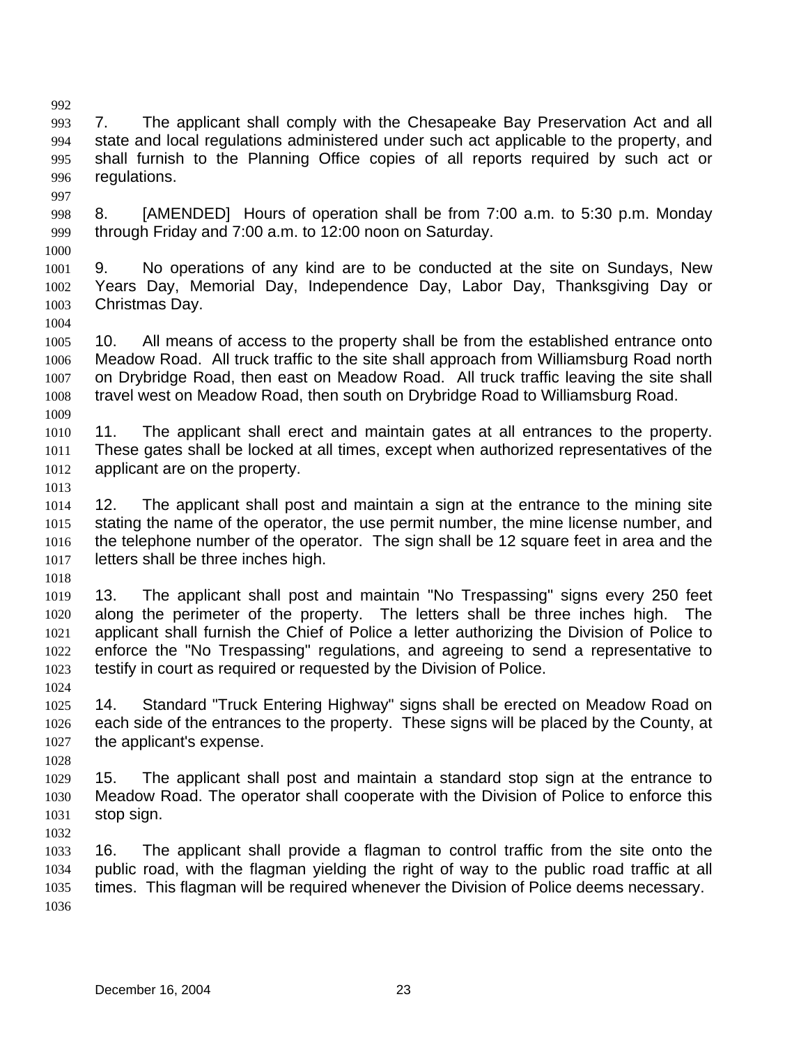7. The applicant shall comply with the Chesapeake Bay Preservation Act and all state and local regulations administered under such act applicable to the property, and shall furnish to the Planning Office copies of all reports required by such act or regulations.

8. [AMENDED] Hours of operation shall be from 7:00 a.m. to 5:30 p.m. Monday through Friday and 7:00 a.m. to 12:00 noon on Saturday.

9. No operations of any kind are to be conducted at the site on Sundays, New Years Day, Memorial Day, Independence Day, Labor Day, Thanksgiving Day or Christmas Day.

10. All means of access to the property shall be from the established entrance onto Meadow Road. All truck traffic to the site shall approach from Williamsburg Road north on Drybridge Road, then east on Meadow Road. All truck traffic leaving the site shall travel west on Meadow Road, then south on Drybridge Road to Williamsburg Road.

11. The applicant shall erect and maintain gates at all entrances to the property. These gates shall be locked at all times, except when authorized representatives of the applicant are on the property.

12. The applicant shall post and maintain a sign at the entrance to the mining site stating the name of the operator, the use permit number, the mine license number, and the telephone number of the operator. The sign shall be 12 square feet in area and the letters shall be three inches high.

13. The applicant shall post and maintain "No Trespassing" signs every 250 feet along the perimeter of the property. The letters shall be three inches high. The applicant shall furnish the Chief of Police a letter authorizing the Division of Police to enforce the "No Trespassing" regulations, and agreeing to send a representative to testify in court as required or requested by the Division of Police.

14. Standard "Truck Entering Highway" signs shall be erected on Meadow Road on each side of the entrances to the property. These signs will be placed by the County, at the applicant's expense.

15. The applicant shall post and maintain a standard stop sign at the entrance to Meadow Road. The operator shall cooperate with the Division of Police to enforce this stop sign.

16. The applicant shall provide a flagman to control traffic from the site onto the public road, with the flagman yielding the right of way to the public road traffic at all times. This flagman will be required whenever the Division of Police deems necessary.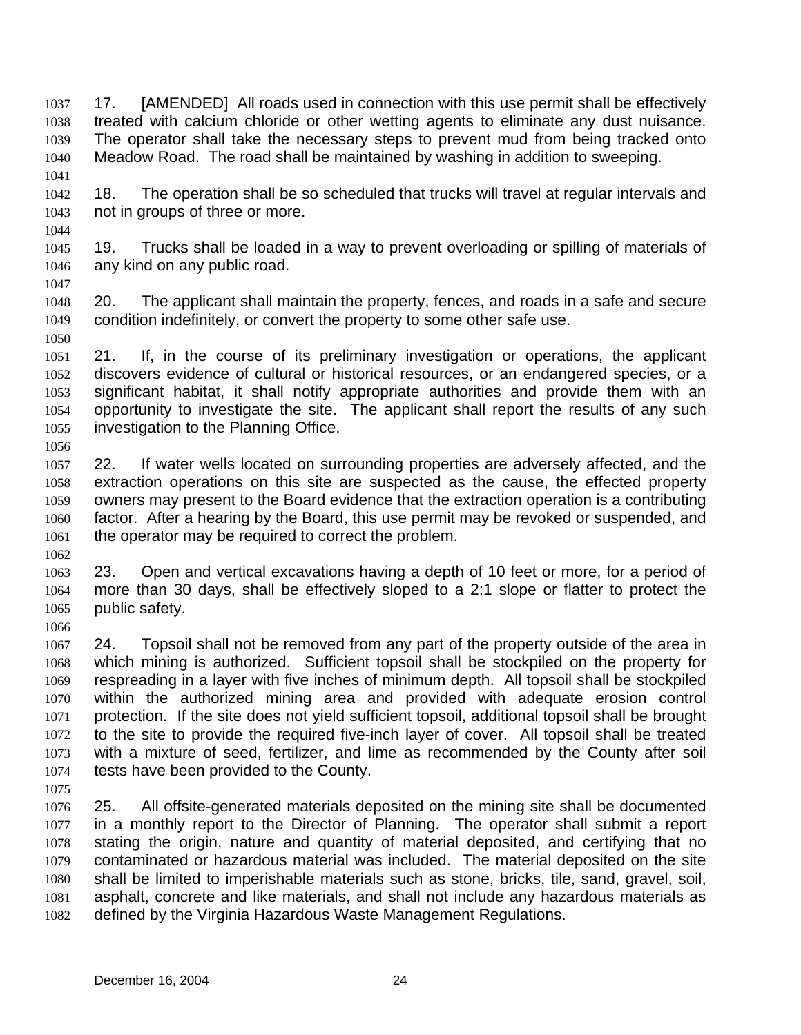17. [AMENDED] All roads used in connection with this use permit shall be effectively treated with calcium chloride or other wetting agents to eliminate any dust nuisance. The operator shall take the necessary steps to prevent mud from being tracked onto Meadow Road. The road shall be maintained by washing in addition to sweeping.

18. The operation shall be so scheduled that trucks will travel at regular intervals and not in groups of three or more.

19. Trucks shall be loaded in a way to prevent overloading or spilling of materials of any kind on any public road.

20. The applicant shall maintain the property, fences, and roads in a safe and secure condition indefinitely, or convert the property to some other safe use.

21. If, in the course of its preliminary investigation or operations, the applicant discovers evidence of cultural or historical resources, or an endangered species, or a significant habitat, it shall notify appropriate authorities and provide them with an opportunity to investigate the site. The applicant shall report the results of any such investigation to the Planning Office.

22. If water wells located on surrounding properties are adversely affected, and the extraction operations on this site are suspected as the cause, the effected property owners may present to the Board evidence that the extraction operation is a contributing factor. After a hearing by the Board, this use permit may be revoked or suspended, and the operator may be required to correct the problem.

23. Open and vertical excavations having a depth of 10 feet or more, for a period of more than 30 days, shall be effectively sloped to a 2:1 slope or flatter to protect the public safety.

24. Topsoil shall not be removed from any part of the property outside of the area in which mining is authorized. Sufficient topsoil shall be stockpiled on the property for respreading in a layer with five inches of minimum depth. All topsoil shall be stockpiled within the authorized mining area and provided with adequate erosion control protection. If the site does not yield sufficient topsoil, additional topsoil shall be brought to the site to provide the required five-inch layer of cover. All topsoil shall be treated with a mixture of seed, fertilizer, and lime as recommended by the County after soil tests have been provided to the County.

25. All offsite-generated materials deposited on the mining site shall be documented in a monthly report to the Director of Planning. The operator shall submit a report stating the origin, nature and quantity of material deposited, and certifying that no contaminated or hazardous material was included. The material deposited on the site shall be limited to imperishable materials such as stone, bricks, tile, sand, gravel, soil, asphalt, concrete and like materials, and shall not include any hazardous materials as defined by the Virginia Hazardous Waste Management Regulations.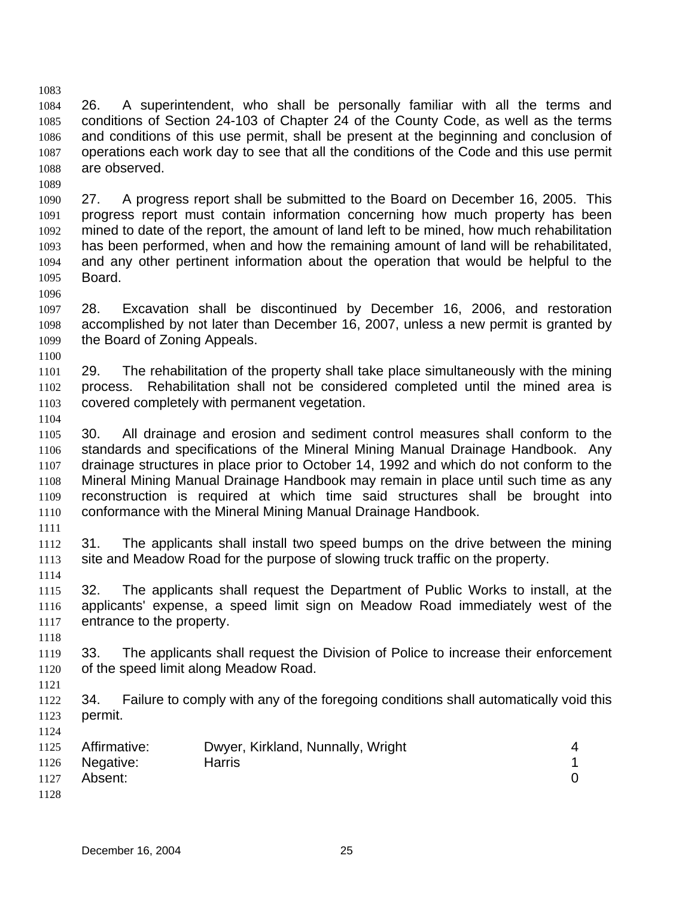26. A superintendent, who shall be personally familiar with all the terms and conditions of Section 24-103 of Chapter 24 of the County Code, as well as the terms and conditions of this use permit, shall be present at the beginning and conclusion of operations each work day to see that all the conditions of the Code and this use permit are observed.

27. A progress report shall be submitted to the Board on December 16, 2005. This progress report must contain information concerning how much property has been mined to date of the report, the amount of land left to be mined, how much rehabilitation has been performed, when and how the remaining amount of land will be rehabilitated, and any other pertinent information about the operation that would be helpful to the Board.

28. Excavation shall be discontinued by December 16, 2006, and restoration accomplished by not later than December 16, 2007, unless a new permit is granted by the Board of Zoning Appeals.

29. The rehabilitation of the property shall take place simultaneously with the mining process. Rehabilitation shall not be considered completed until the mined area is covered completely with permanent vegetation.

30. All drainage and erosion and sediment control measures shall conform to the standards and specifications of the Mineral Mining Manual Drainage Handbook. Any drainage structures in place prior to October 14, 1992 and which do not conform to the Mineral Mining Manual Drainage Handbook may remain in place until such time as any reconstruction is required at which time said structures shall be brought into conformance with the Mineral Mining Manual Drainage Handbook.

31. The applicants shall install two speed bumps on the drive between the mining site and Meadow Road for the purpose of slowing truck traffic on the property.

32. The applicants shall request the Department of Public Works to install, at the applicants' expense, a speed limit sign on Meadow Road immediately west of the entrance to the property.

33. The applicants shall request the Division of Police to increase their enforcement of the speed limit along Meadow Road.

34. Failure to comply with any of the foregoing conditions shall automatically void this permit.

| | | |
|---|---|---|
| Affirmative: | Dwyer, Kirkland, Nunnally, Wright | 4 |
| Negative: | Harris | 1 |
| Absent: | | 0 |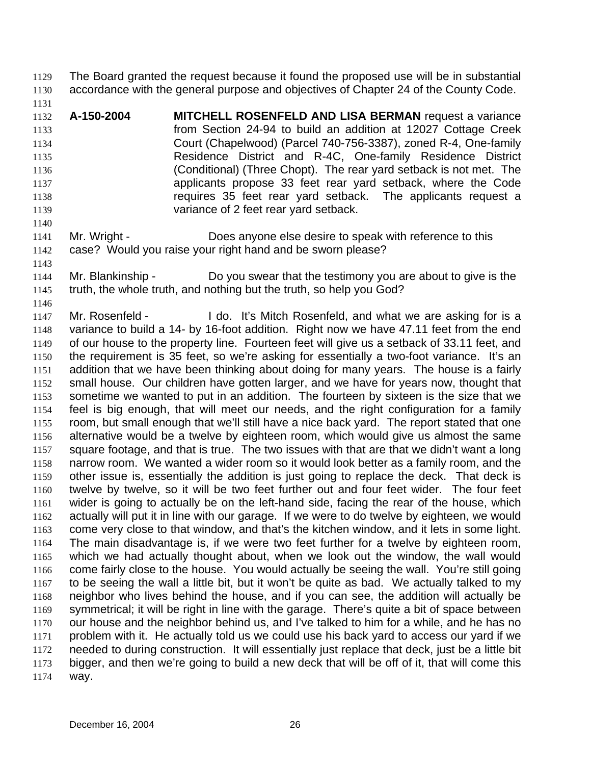The Board granted the request because it found the proposed use will be in substantial accordance with the general purpose and objectives of Chapter 24 of the County Code.

**A-150-2004** **MITCHELL ROSENFELD AND LISA BERMAN** request a variance from Section 24-94 to build an addition at 12027 Cottage Creek Court (Chapelwood) (Parcel 740-756-3387), zoned R-4, One-family Residence District and R-4C, One-family Residence District (Conditional) (Three Chopt). The rear yard setback is not met. The applicants propose 33 feet rear yard setback, where the Code requires 35 feet rear yard setback. The applicants request a variance of 2 feet rear yard setback.

Mr. Wright - Does anyone else desire to speak with reference to this case? Would you raise your right hand and be sworn please?

Mr. Blankinship - Do you swear that the testimony you are about to give is the truth, the whole truth, and nothing but the truth, so help you God?

Mr. Rosenfeld - I do. It's Mitch Rosenfeld, and what we are asking for is a variance to build a 14- by 16-foot addition. Right now we have 47.11 feet from the end of our house to the property line. Fourteen feet will give us a setback of 33.11 feet, and the requirement is 35 feet, so we're asking for essentially a two-foot variance. It's an addition that we have been thinking about doing for many years. The house is a fairly small house. Our children have gotten larger, and we have for years now, thought that sometime we wanted to put in an addition. The fourteen by sixteen is the size that we feel is big enough, that will meet our needs, and the right configuration for a family room, but small enough that we'll still have a nice back yard. The report stated that one alternative would be a twelve by eighteen room, which would give us almost the same square footage, and that is true. The two issues with that are that we didn't want a long narrow room. We wanted a wider room so it would look better as a family room, and the other issue is, essentially the addition is just going to replace the deck. That deck is twelve by twelve, so it will be two feet further out and four feet wider. The four feet wider is going to actually be on the left-hand side, facing the rear of the house, which actually will put it in line with our garage. If we were to do twelve by eighteen, we would come very close to that window, and that's the kitchen window, and it lets in some light. The main disadvantage is, if we were two feet further for a twelve by eighteen room, which we had actually thought about, when we look out the window, the wall would come fairly close to the house. You would actually be seeing the wall. You're still going to be seeing the wall a little bit, but it won't be quite as bad. We actually talked to my neighbor who lives behind the house, and if you can see, the addition will actually be symmetrical; it will be right in line with the garage. There's quite a bit of space between our house and the neighbor behind us, and I've talked to him for a while, and he has no problem with it. He actually told us we could use his back yard to access our yard if we needed to during construction. It will essentially just replace that deck, just be a little bit bigger, and then we're going to build a new deck that will be off of it, that will come this way.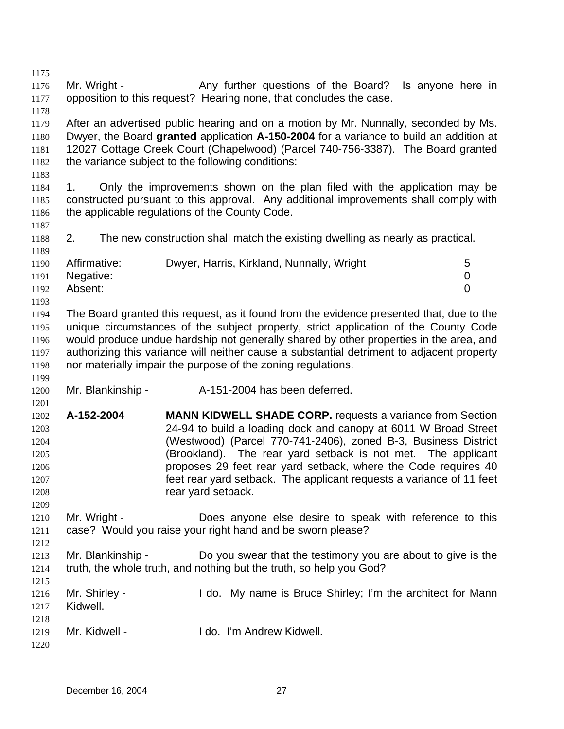Mr. Wright - Any further questions of the Board? Is anyone here in opposition to this request? Hearing none, that concludes the case.

After an advertised public hearing and on a motion by Mr. Nunnally, seconded by Ms. Dwyer, the Board **granted** application **A-150-2004** for a variance to build an addition at 12027 Cottage Creek Court (Chapelwood) (Parcel 740-756-3387). The Board granted the variance subject to the following conditions:

1. Only the improvements shown on the plan filed with the application may be constructed pursuant to this approval. Any additional improvements shall comply with the applicable regulations of the County Code.

2. The new construction shall match the existing dwelling as nearly as practical.

| | | |
|---|---|---|
| Affirmative: | Dwyer, Harris, Kirkland, Nunnally, Wright | 5 |
| Negative: | | 0 |
| Absent: | | 0 |

The Board granted this request, as it found from the evidence presented that, due to the unique circumstances of the subject property, strict application of the County Code would produce undue hardship not generally shared by other properties in the area, and authorizing this variance will neither cause a substantial detriment to adjacent property nor materially impair the purpose of the zoning regulations.

Mr. Blankinship - A-151-2004 has been deferred.

**A-152-2004** **MANN KIDWELL SHADE CORP.** requests a variance from Section 24-94 to build a loading dock and canopy at 6011 W Broad Street (Westwood) (Parcel 770-741-2406), zoned B-3, Business District (Brookland). The rear yard setback is not met. The applicant proposes 29 feet rear yard setback, where the Code requires 40 feet rear yard setback. The applicant requests a variance of 11 feet rear yard setback.

Mr. Wright - Does anyone else desire to speak with reference to this case? Would you raise your right hand and be sworn please?

Mr. Blankinship - Do you swear that the testimony you are about to give is the truth, the whole truth, and nothing but the truth, so help you God?

Mr. Shirley - I do. My name is Bruce Shirley; I'm the architect for Mann Kidwell.

Mr. Kidwell - I do. I'm Andrew Kidwell.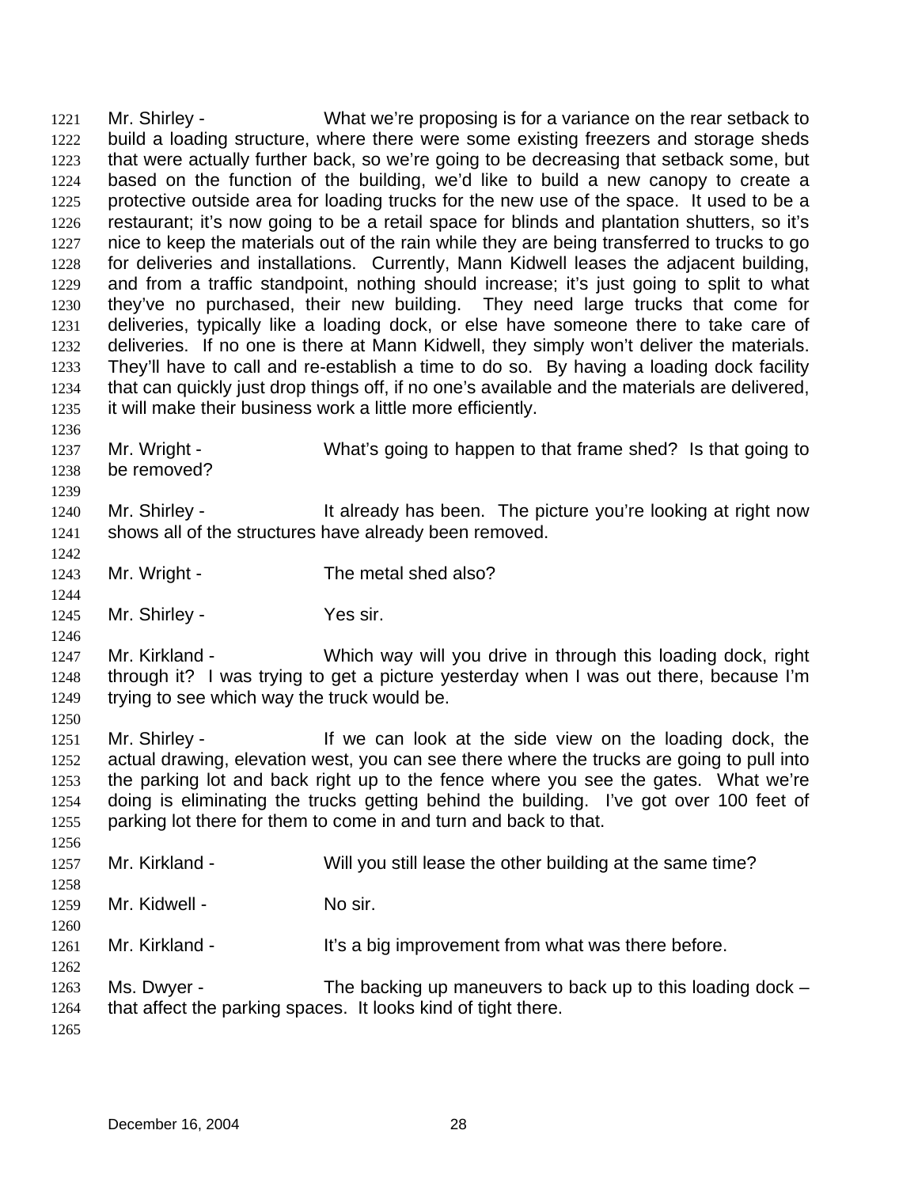Mr. Shirley - What we're proposing is for a variance on the rear setback to build a loading structure, where there were some existing freezers and storage sheds that were actually further back, so we're going to be decreasing that setback some, but based on the function of the building, we'd like to build a new canopy to create a protective outside area for loading trucks for the new use of the space. It used to be a restaurant; it's now going to be a retail space for blinds and plantation shutters, so it's nice to keep the materials out of the rain while they are being transferred to trucks to go for deliveries and installations. Currently, Mann Kidwell leases the adjacent building, and from a traffic standpoint, nothing should increase; it's just going to split to what they've no purchased, their new building. They need large trucks that come for deliveries, typically like a loading dock, or else have someone there to take care of deliveries. If no one is there at Mann Kidwell, they simply won't deliver the materials. They'll have to call and re-establish a time to do so. By having a loading dock facility that can quickly just drop things off, if no one's available and the materials are delivered, it will make their business work a little more efficiently.

Mr. Wright - What's going to happen to that frame shed? Is that going to be removed?

Mr. Shirley - It already has been. The picture you're looking at right now shows all of the structures have already been removed.

Mr. Wright - The metal shed also?

Mr. Shirley - Yes sir.

Mr. Kirkland - Which way will you drive in through this loading dock, right through it? I was trying to get a picture yesterday when I was out there, because I'm trying to see which way the truck would be.

Mr. Shirley - If we can look at the side view on the loading dock, the actual drawing, elevation west, you can see there where the trucks are going to pull into the parking lot and back right up to the fence where you see the gates. What we're doing is eliminating the trucks getting behind the building. I've got over 100 feet of parking lot there for them to come in and turn and back to that.

Mr. Kirkland - Will you still lease the other building at the same time?

Mr. Kidwell - No sir.

Mr. Kirkland - It's a big improvement from what was there before.

Ms. Dwyer - The backing up maneuvers to back up to this loading dock – that affect the parking spaces. It looks kind of tight there.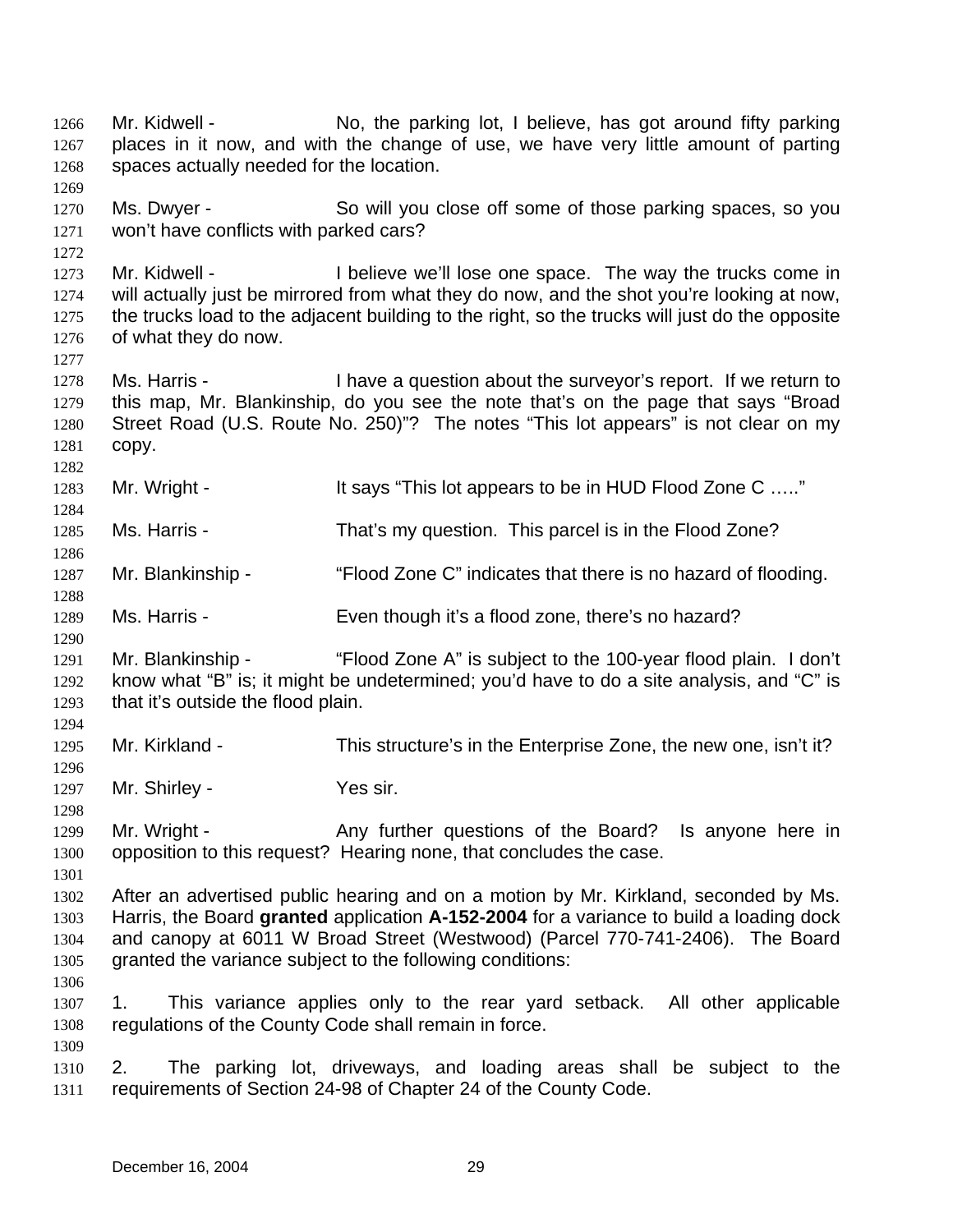Mr. Kidwell - No, the parking lot, I believe, has got around fifty parking places in it now, and with the change of use, we have very little amount of parting spaces actually needed for the location.

Ms. Dwyer - So will you close off some of those parking spaces, so you won't have conflicts with parked cars?

Mr. Kidwell - I believe we'll lose one space. The way the trucks come in will actually just be mirrored from what they do now, and the shot you're looking at now, the trucks load to the adjacent building to the right, so the trucks will just do the opposite of what they do now.

Ms. Harris - I have a question about the surveyor's report. If we return to this map, Mr. Blankinship, do you see the note that's on the page that says "Broad Street Road (U.S. Route No. 250)"? The notes "This lot appears" is not clear on my copy.

Mr. Wright - It says "This lot appears to be in HUD Flood Zone C ….."

Ms. Harris - That's my question. This parcel is in the Flood Zone?

Mr. Blankinship - "Flood Zone C" indicates that there is no hazard of flooding.

Ms. Harris - Even though it's a flood zone, there's no hazard?

Mr. Blankinship - "Flood Zone A" is subject to the 100-year flood plain. I don't know what "B" is; it might be undetermined; you'd have to do a site analysis, and "C" is that it's outside the flood plain.

Mr. Kirkland - This structure's in the Enterprise Zone, the new one, isn't it?

Mr. Shirley - Yes sir.

Mr. Wright - Any further questions of the Board? Is anyone here in opposition to this request? Hearing none, that concludes the case.

After an advertised public hearing and on a motion by Mr. Kirkland, seconded by Ms. Harris, the Board **granted** application **A-152-2004** for a variance to build a loading dock and canopy at 6011 W Broad Street (Westwood) (Parcel 770-741-2406). The Board granted the variance subject to the following conditions:

1. This variance applies only to the rear yard setback. All other applicable regulations of the County Code shall remain in force.

2. The parking lot, driveways, and loading areas shall be subject to the requirements of Section 24-98 of Chapter 24 of the County Code.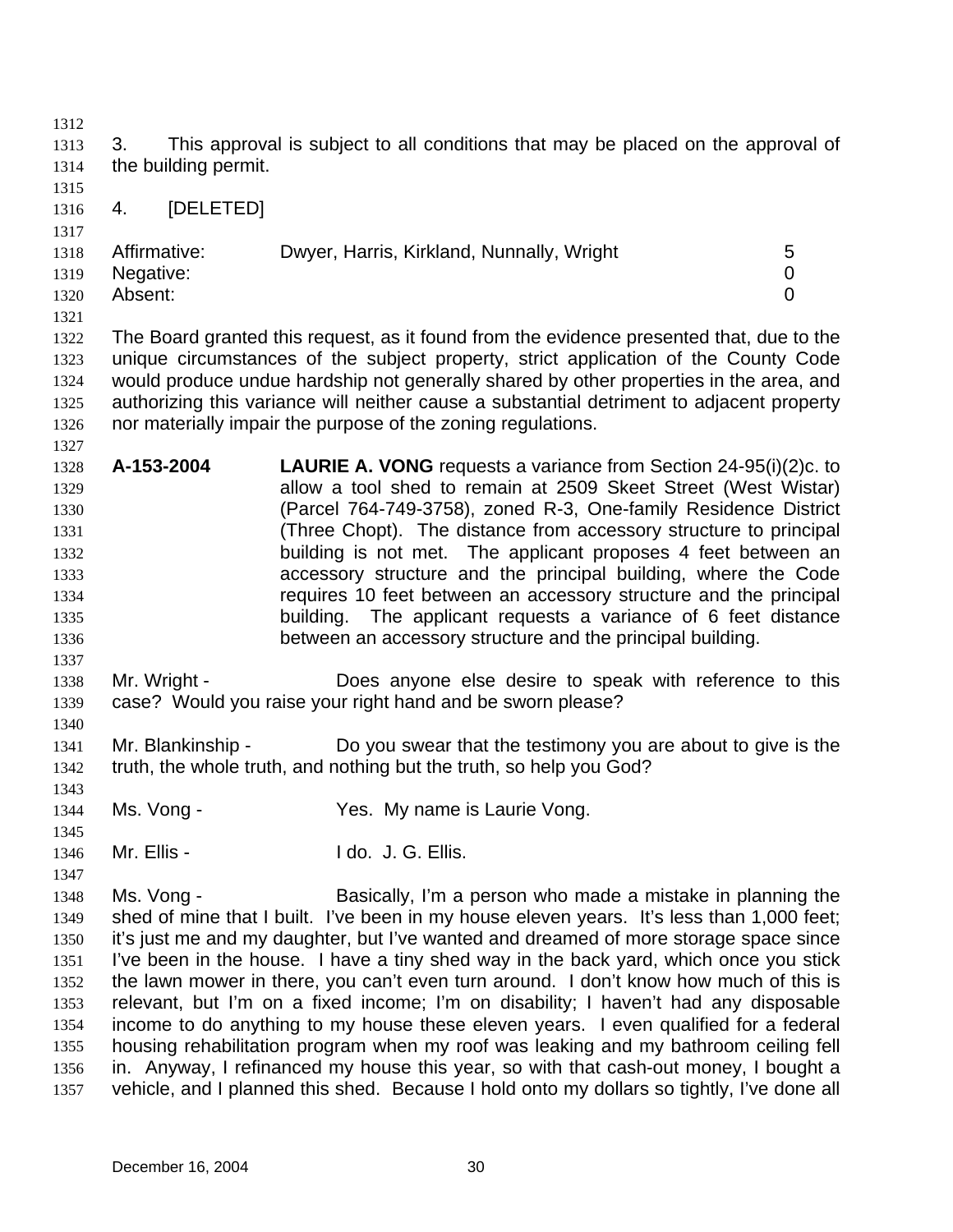3. This approval is subject to all conditions that may be placed on the approval of the building permit.

4. [DELETED]

| | | |
|---|---|---|
| Affirmative: | Dwyer, Harris, Kirkland, Nunnally, Wright | 5 |
| Negative: | | 0 |
| Absent: | | 0 |

The Board granted this request, as it found from the evidence presented that, due to the unique circumstances of the subject property, strict application of the County Code would produce undue hardship not generally shared by other properties in the area, and authorizing this variance will neither cause a substantial detriment to adjacent property nor materially impair the purpose of the zoning regulations.

**A-153-2004** **LAURIE A. VONG** requests a variance from Section 24-95(i)(2)c. to allow a tool shed to remain at 2509 Skeet Street (West Wistar) (Parcel 764-749-3758), zoned R-3, One-family Residence District (Three Chopt). The distance from accessory structure to principal building is not met. The applicant proposes 4 feet between an accessory structure and the principal building, where the Code requires 10 feet between an accessory structure and the principal building. The applicant requests a variance of 6 feet distance between an accessory structure and the principal building.

Mr. Wright - Does anyone else desire to speak with reference to this case? Would you raise your right hand and be sworn please?

Mr. Blankinship - Do you swear that the testimony you are about to give is the truth, the whole truth, and nothing but the truth, so help you God?

Ms. Vong - Yes. My name is Laurie Vong.

Mr. Ellis - I do. J. G. Ellis.

Ms. Vong - Basically, I'm a person who made a mistake in planning the shed of mine that I built. I've been in my house eleven years. It's less than 1,000 feet; it's just me and my daughter, but I've wanted and dreamed of more storage space since I've been in the house. I have a tiny shed way in the back yard, which once you stick the lawn mower in there, you can't even turn around. I don't know how much of this is relevant, but I'm on a fixed income; I'm on disability; I haven't had any disposable income to do anything to my house these eleven years. I even qualified for a federal housing rehabilitation program when my roof was leaking and my bathroom ceiling fell in. Anyway, I refinanced my house this year, so with that cash-out money, I bought a vehicle, and I planned this shed. Because I hold onto my dollars so tightly, I've done all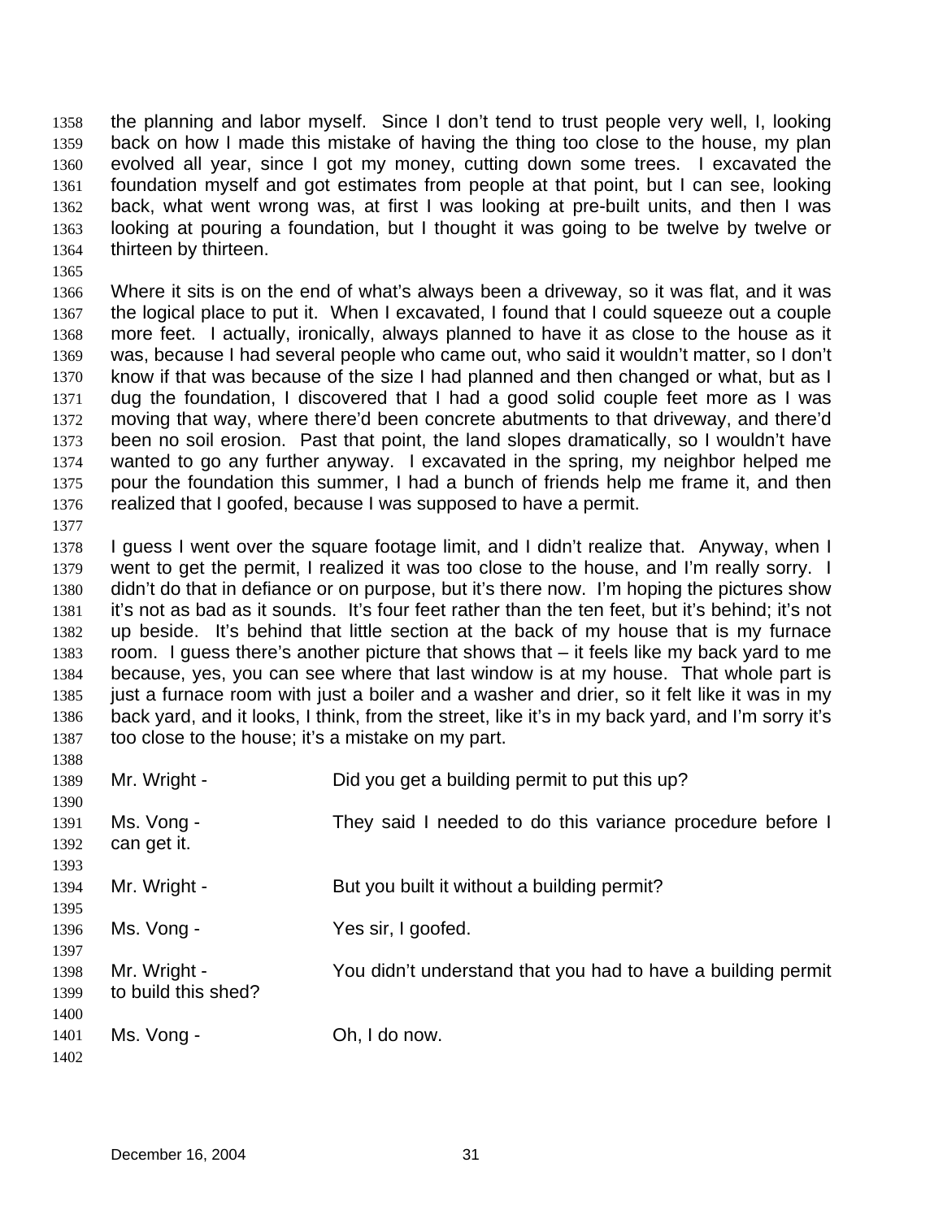the planning and labor myself. Since I don't tend to trust people very well, I, looking back on how I made this mistake of having the thing too close to the house, my plan evolved all year, since I got my money, cutting down some trees. I excavated the foundation myself and got estimates from people at that point, but I can see, looking back, what went wrong was, at first I was looking at pre-built units, and then I was looking at pouring a foundation, but I thought it was going to be twelve by twelve or thirteen by thirteen.

Where it sits is on the end of what's always been a driveway, so it was flat, and it was the logical place to put it. When I excavated, I found that I could squeeze out a couple more feet. I actually, ironically, always planned to have it as close to the house as it was, because I had several people who came out, who said it wouldn't matter, so I don't know if that was because of the size I had planned and then changed or what, but as I dug the foundation, I discovered that I had a good solid couple feet more as I was moving that way, where there'd been concrete abutments to that driveway, and there'd been no soil erosion. Past that point, the land slopes dramatically, so I wouldn't have wanted to go any further anyway. I excavated in the spring, my neighbor helped me pour the foundation this summer, I had a bunch of friends help me frame it, and then realized that I goofed, because I was supposed to have a permit.

I guess I went over the square footage limit, and I didn't realize that. Anyway, when I went to get the permit, I realized it was too close to the house, and I'm really sorry. I didn't do that in defiance or on purpose, but it's there now. I'm hoping the pictures show it's not as bad as it sounds. It's four feet rather than the ten feet, but it's behind; it's not up beside. It's behind that little section at the back of my house that is my furnace room. I guess there's another picture that shows that – it feels like my back yard to me because, yes, you can see where that last window is at my house. That whole part is just a furnace room with just a boiler and a washer and drier, so it felt like it was in my back yard, and it looks, I think, from the street, like it's in my back yard, and I'm sorry it's too close to the house; it's a mistake on my part.

Mr. Wright - Did you get a building permit to put this up?

Ms. Vong - They said I needed to do this variance procedure before I can get it.

Mr. Wright - But you built it without a building permit?

Ms. Vong - Yes sir, I goofed.

Mr. Wright - You didn't understand that you had to have a building permit to build this shed?

Ms. Vong - Oh, I do now.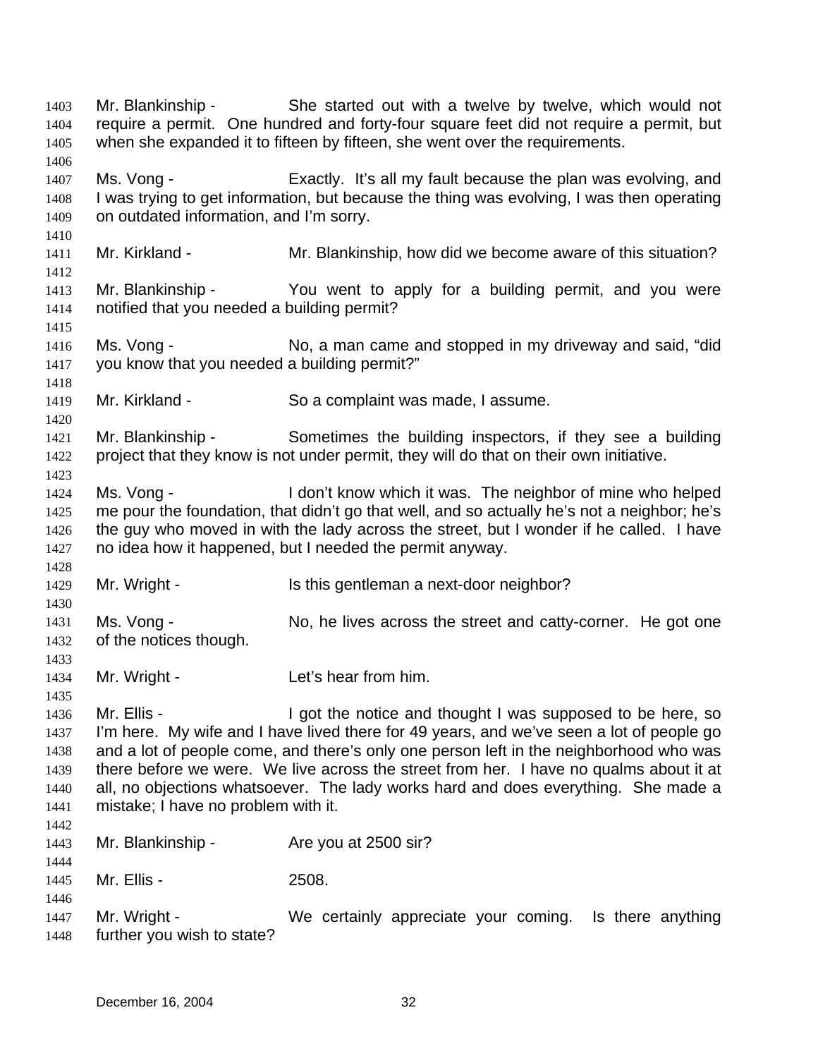Mr. Blankinship - She started out with a twelve by twelve, which would not require a permit. One hundred and forty-four square feet did not require a permit, but when she expanded it to fifteen by fifteen, she went over the requirements.

Ms. Vong - Exactly. It's all my fault because the plan was evolving, and I was trying to get information, but because the thing was evolving, I was then operating on outdated information, and I'm sorry.

Mr. Kirkland - Mr. Blankinship, how did we become aware of this situation?

Mr. Blankinship - You went to apply for a building permit, and you were notified that you needed a building permit?

Ms. Vong - No, a man came and stopped in my driveway and said, "did you know that you needed a building permit?"

Mr. Kirkland - So a complaint was made, I assume.

Mr. Blankinship - Sometimes the building inspectors, if they see a building project that they know is not under permit, they will do that on their own initiative.

Ms. Vong - I don't know which it was. The neighbor of mine who helped me pour the foundation, that didn't go that well, and so actually he's not a neighbor; he's the guy who moved in with the lady across the street, but I wonder if he called. I have no idea how it happened, but I needed the permit anyway.

Mr. Wright - Is this gentleman a next-door neighbor?

Ms. Vong - No, he lives across the street and catty-corner. He got one of the notices though.

Mr. Wright - Let's hear from him.

Mr. Ellis - I got the notice and thought I was supposed to be here, so I'm here. My wife and I have lived there for 49 years, and we've seen a lot of people go and a lot of people come, and there's only one person left in the neighborhood who was there before we were. We live across the street from her. I have no qualms about it at all, no objections whatsoever. The lady works hard and does everything. She made a mistake; I have no problem with it.

Mr. Blankinship - Are you at 2500 sir?

Mr. Ellis - 2508.

Mr. Wright - We certainly appreciate your coming. Is there anything further you wish to state?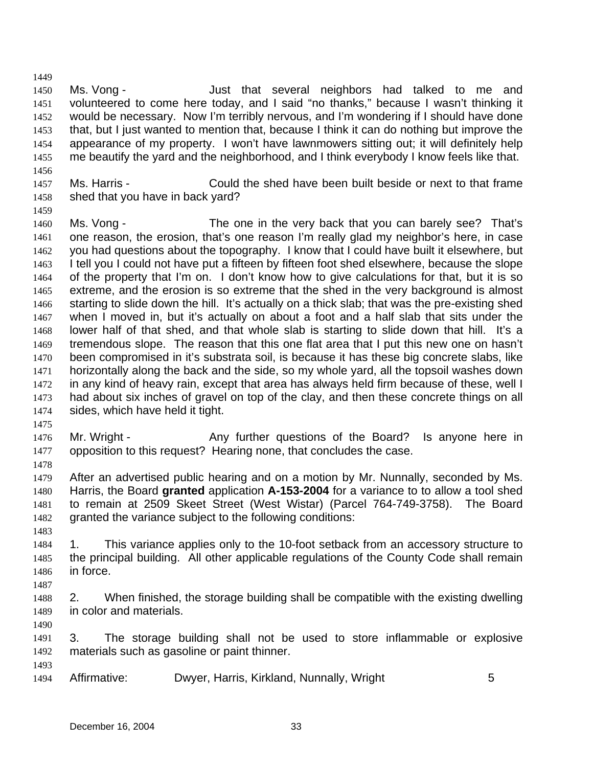Ms. Vong - Just that several neighbors had talked to me and volunteered to come here today, and I said "no thanks," because I wasn't thinking it would be necessary. Now I'm terribly nervous, and I'm wondering if I should have done that, but I just wanted to mention that, because I think it can do nothing but improve the appearance of my property. I won't have lawnmowers sitting out; it will definitely help me beautify the yard and the neighborhood, and I think everybody I know feels like that.

Ms. Harris - Could the shed have been built beside or next to that frame shed that you have in back yard?

Ms. Vong - The one in the very back that you can barely see? That's one reason, the erosion, that's one reason I'm really glad my neighbor's here, in case you had questions about the topography. I know that I could have built it elsewhere, but I tell you I could not have put a fifteen by fifteen foot shed elsewhere, because the slope of the property that I'm on. I don't know how to give calculations for that, but it is so extreme, and the erosion is so extreme that the shed in the very background is almost starting to slide down the hill. It's actually on a thick slab; that was the pre-existing shed when I moved in, but it's actually on about a foot and a half slab that sits under the lower half of that shed, and that whole slab is starting to slide down that hill. It's a tremendous slope. The reason that this one flat area that I put this new one on hasn't been compromised in it's substrata soil, is because it has these big concrete slabs, like horizontally along the back and the side, so my whole yard, all the topsoil washes down in any kind of heavy rain, except that area has always held firm because of these, well I had about six inches of gravel on top of the clay, and then these concrete things on all sides, which have held it tight.

Mr. Wright - Any further questions of the Board? Is anyone here in opposition to this request? Hearing none, that concludes the case.

After an advertised public hearing and on a motion by Mr. Nunnally, seconded by Ms. Harris, the Board **granted** application **A-153-2004** for a variance to to allow a tool shed to remain at 2509 Skeet Street (West Wistar) (Parcel 764-749-3758). The Board granted the variance subject to the following conditions:

1. This variance applies only to the 10-foot setback from an accessory structure to the principal building. All other applicable regulations of the County Code shall remain in force.

2. When finished, the storage building shall be compatible with the existing dwelling in color and materials.

3. The storage building shall not be used to store inflammable or explosive materials such as gasoline or paint thinner.

Affirmative: Dwyer, Harris, Kirkland, Nunnally, Wright 5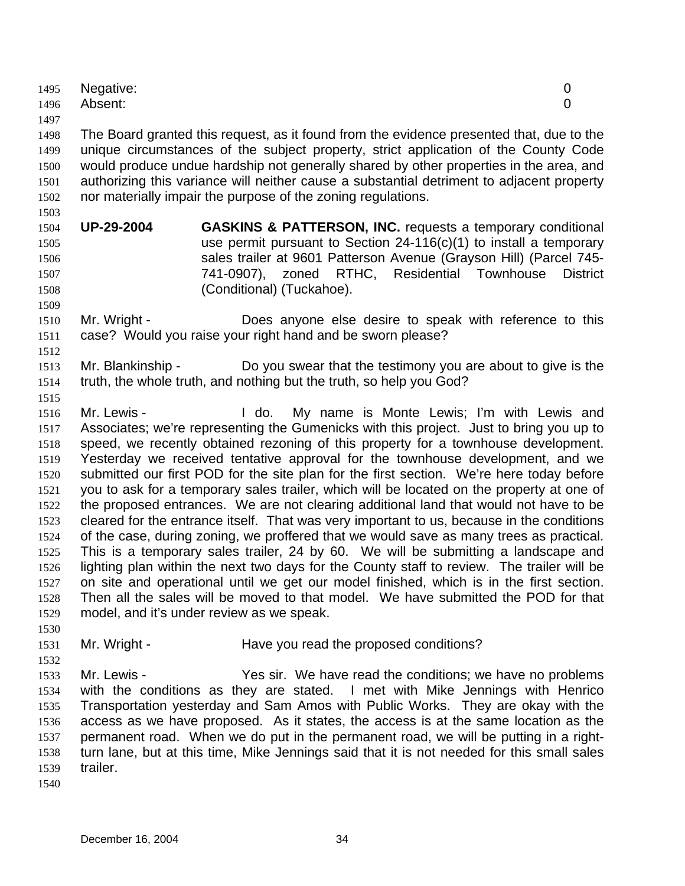Negative: 0
Absent: 0

The Board granted this request, as it found from the evidence presented that, due to the unique circumstances of the subject property, strict application of the County Code would produce undue hardship not generally shared by other properties in the area, and authorizing this variance will neither cause a substantial detriment to adjacent property nor materially impair the purpose of the zoning regulations.

**UP-29-2004** **GASKINS & PATTERSON, INC.** requests a temporary conditional use permit pursuant to Section 24-116(c)(1) to install a temporary sales trailer at 9601 Patterson Avenue (Grayson Hill) (Parcel 745-741-0907), zoned RTHC, Residential Townhouse District (Conditional) (Tuckahoe).

Mr. Wright - Does anyone else desire to speak with reference to this case? Would you raise your right hand and be sworn please?

Mr. Blankinship - Do you swear that the testimony you are about to give is the truth, the whole truth, and nothing but the truth, so help you God?

Mr. Lewis - I do. My name is Monte Lewis; I'm with Lewis and Associates; we're representing the Gumenicks with this project. Just to bring you up to speed, we recently obtained rezoning of this property for a townhouse development. Yesterday we received tentative approval for the townhouse development, and we submitted our first POD for the site plan for the first section. We're here today before you to ask for a temporary sales trailer, which will be located on the property at one of the proposed entrances. We are not clearing additional land that would not have to be cleared for the entrance itself. That was very important to us, because in the conditions of the case, during zoning, we proffered that we would save as many trees as practical. This is a temporary sales trailer, 24 by 60. We will be submitting a landscape and lighting plan within the next two days for the County staff to review. The trailer will be on site and operational until we get our model finished, which is in the first section. Then all the sales will be moved to that model. We have submitted the POD for that model, and it's under review as we speak.

Mr. Wright - Have you read the proposed conditions?

Mr. Lewis - Yes sir. We have read the conditions; we have no problems with the conditions as they are stated. I met with Mike Jennings with Henrico Transportation yesterday and Sam Amos with Public Works. They are okay with the access as we have proposed. As it states, the access is at the same location as the permanent road. When we do put in the permanent road, we will be putting in a right-turn lane, but at this time, Mike Jennings said that it is not needed for this small sales trailer.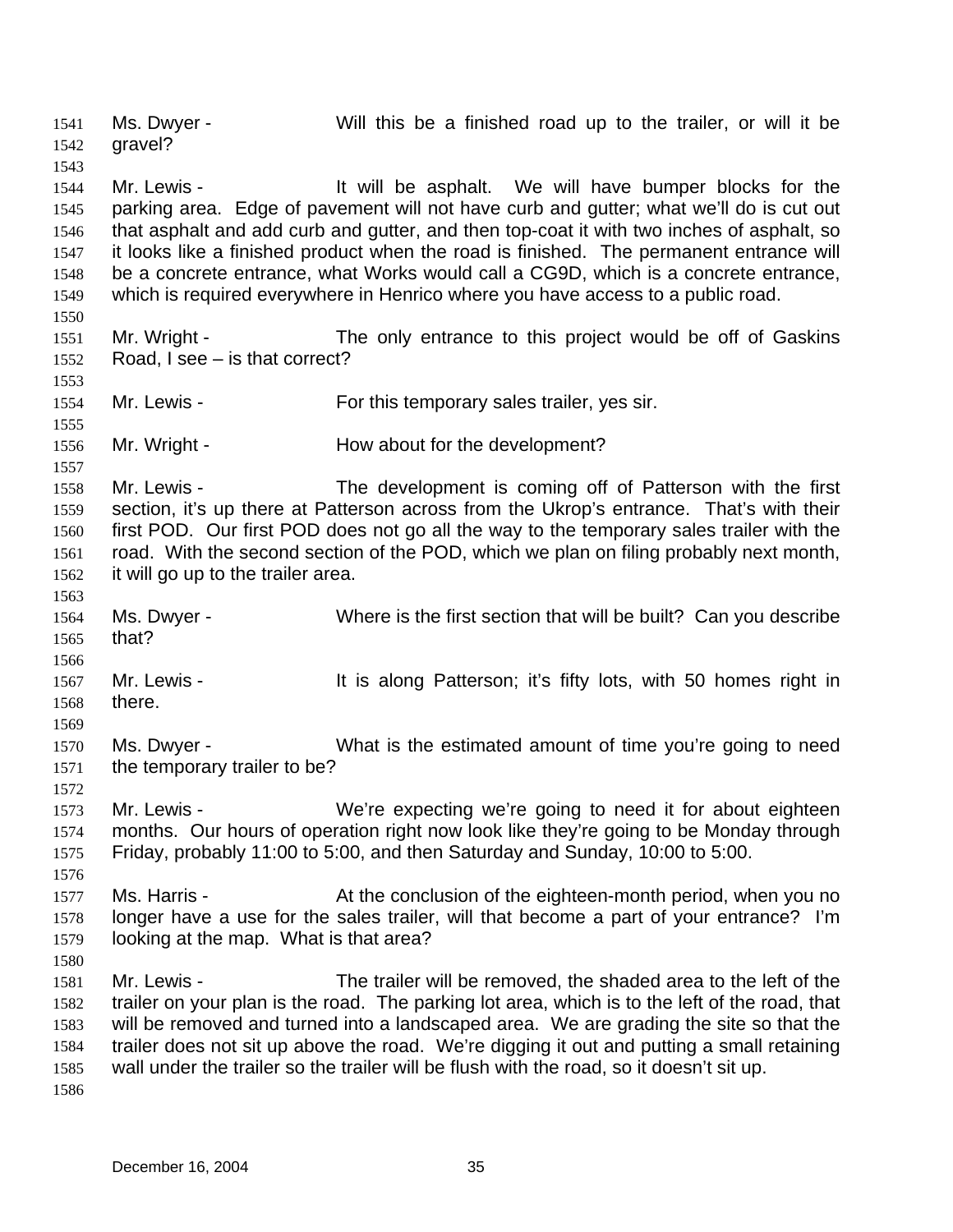Ms. Dwyer - Will this be a finished road up to the trailer, or will it be gravel?

Mr. Lewis - It will be asphalt. We will have bumper blocks for the parking area. Edge of pavement will not have curb and gutter; what we'll do is cut out that asphalt and add curb and gutter, and then top-coat it with two inches of asphalt, so it looks like a finished product when the road is finished. The permanent entrance will be a concrete entrance, what Works would call a CG9D, which is a concrete entrance, which is required everywhere in Henrico where you have access to a public road.

Mr. Wright - The only entrance to this project would be off of Gaskins Road, I see – is that correct?

Mr. Lewis - For this temporary sales trailer, yes sir.

Mr. Wright - How about for the development?

Mr. Lewis - The development is coming off of Patterson with the first section, it's up there at Patterson across from the Ukrop's entrance. That's with their first POD. Our first POD does not go all the way to the temporary sales trailer with the road. With the second section of the POD, which we plan on filing probably next month, it will go up to the trailer area.

Ms. Dwyer - Where is the first section that will be built? Can you describe that?

Mr. Lewis - It is along Patterson; it's fifty lots, with 50 homes right in there.

Ms. Dwyer - What is the estimated amount of time you're going to need the temporary trailer to be?

Mr. Lewis - We're expecting we're going to need it for about eighteen months. Our hours of operation right now look like they're going to be Monday through Friday, probably 11:00 to 5:00, and then Saturday and Sunday, 10:00 to 5:00.

Ms. Harris - At the conclusion of the eighteen-month period, when you no longer have a use for the sales trailer, will that become a part of your entrance? I'm looking at the map. What is that area?

Mr. Lewis - The trailer will be removed, the shaded area to the left of the trailer on your plan is the road. The parking lot area, which is to the left of the road, that will be removed and turned into a landscaped area. We are grading the site so that the trailer does not sit up above the road. We're digging it out and putting a small retaining wall under the trailer so the trailer will be flush with the road, so it doesn't sit up.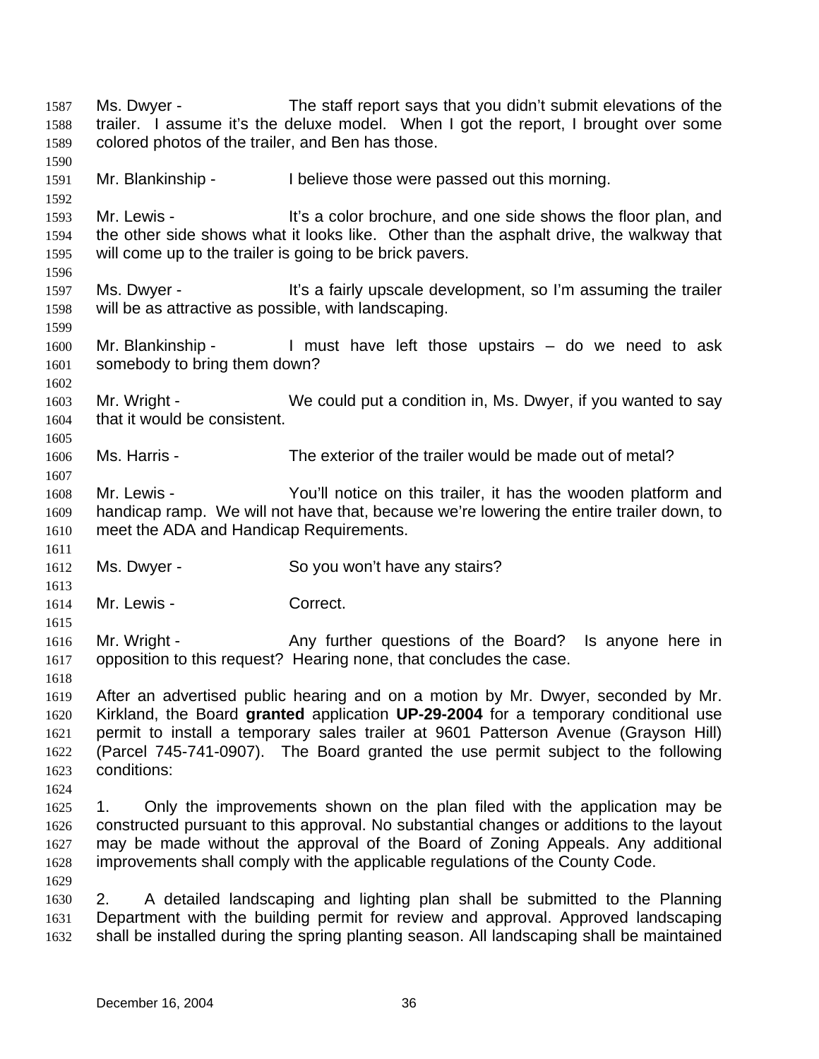Ms. Dwyer - The staff report says that you didn't submit elevations of the trailer. I assume it's the deluxe model. When I got the report, I brought over some colored photos of the trailer, and Ben has those.

Mr. Blankinship - I believe those were passed out this morning.

Mr. Lewis - It's a color brochure, and one side shows the floor plan, and the other side shows what it looks like. Other than the asphalt drive, the walkway that will come up to the trailer is going to be brick pavers.

Ms. Dwyer - It's a fairly upscale development, so I'm assuming the trailer will be as attractive as possible, with landscaping.

Mr. Blankinship - I must have left those upstairs – do we need to ask somebody to bring them down?

Mr. Wright - We could put a condition in, Ms. Dwyer, if you wanted to say that it would be consistent.

Ms. Harris - The exterior of the trailer would be made out of metal?

Mr. Lewis - You'll notice on this trailer, it has the wooden platform and handicap ramp. We will not have that, because we're lowering the entire trailer down, to meet the ADA and Handicap Requirements.

Ms. Dwyer - So you won't have any stairs?

Mr. Lewis - Correct.

Mr. Wright - Any further questions of the Board? Is anyone here in opposition to this request? Hearing none, that concludes the case.

After an advertised public hearing and on a motion by Mr. Dwyer, seconded by Mr. Kirkland, the Board **granted** application **UP-29-2004** for a temporary conditional use permit to install a temporary sales trailer at 9601 Patterson Avenue (Grayson Hill) (Parcel 745-741-0907). The Board granted the use permit subject to the following conditions:

1. Only the improvements shown on the plan filed with the application may be constructed pursuant to this approval. No substantial changes or additions to the layout may be made without the approval of the Board of Zoning Appeals. Any additional improvements shall comply with the applicable regulations of the County Code.

2. A detailed landscaping and lighting plan shall be submitted to the Planning Department with the building permit for review and approval. Approved landscaping shall be installed during the spring planting season. All landscaping shall be maintained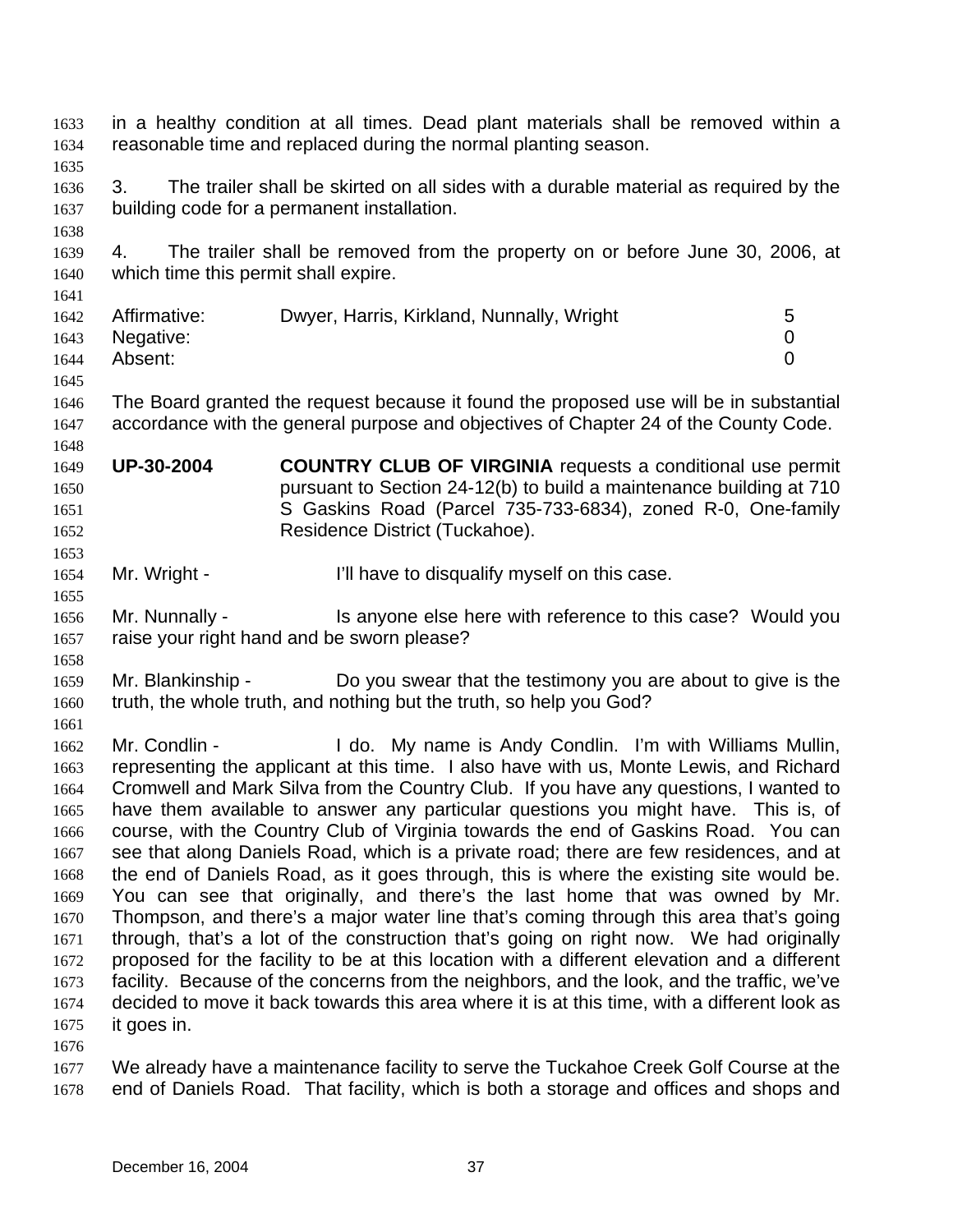in a healthy condition at all times. Dead plant materials shall be removed within a reasonable time and replaced during the normal planting season.

3. The trailer shall be skirted on all sides with a durable material as required by the building code for a permanent installation.

4. The trailer shall be removed from the property on or before June 30, 2006, at which time this permit shall expire.

| | | |
|---|---|---|
| Affirmative: | Dwyer, Harris, Kirkland, Nunnally, Wright | 5 |
| Negative: | | 0 |
| Absent: | | 0 |

The Board granted the request because it found the proposed use will be in substantial accordance with the general purpose and objectives of Chapter 24 of the County Code.

**UP-30-2004** **COUNTRY CLUB OF VIRGINIA** requests a conditional use permit pursuant to Section 24-12(b) to build a maintenance building at 710 S Gaskins Road (Parcel 735-733-6834), zoned R-0, One-family Residence District (Tuckahoe).

Mr. Wright - I'll have to disqualify myself on this case.

Mr. Nunnally - Is anyone else here with reference to this case? Would you raise your right hand and be sworn please?

Mr. Blankinship - Do you swear that the testimony you are about to give is the truth, the whole truth, and nothing but the truth, so help you God?

Mr. Condlin - I do. My name is Andy Condlin. I'm with Williams Mullin, representing the applicant at this time. I also have with us, Monte Lewis, and Richard Cromwell and Mark Silva from the Country Club. If you have any questions, I wanted to have them available to answer any particular questions you might have. This is, of course, with the Country Club of Virginia towards the end of Gaskins Road. You can see that along Daniels Road, which is a private road; there are few residences, and at the end of Daniels Road, as it goes through, this is where the existing site would be. You can see that originally, and there's the last home that was owned by Mr. Thompson, and there's a major water line that's coming through this area that's going through, that's a lot of the construction that's going on right now. We had originally proposed for the facility to be at this location with a different elevation and a different facility. Because of the concerns from the neighbors, and the look, and the traffic, we've decided to move it back towards this area where it is at this time, with a different look as it goes in.

We already have a maintenance facility to serve the Tuckahoe Creek Golf Course at the end of Daniels Road. That facility, which is both a storage and offices and shops and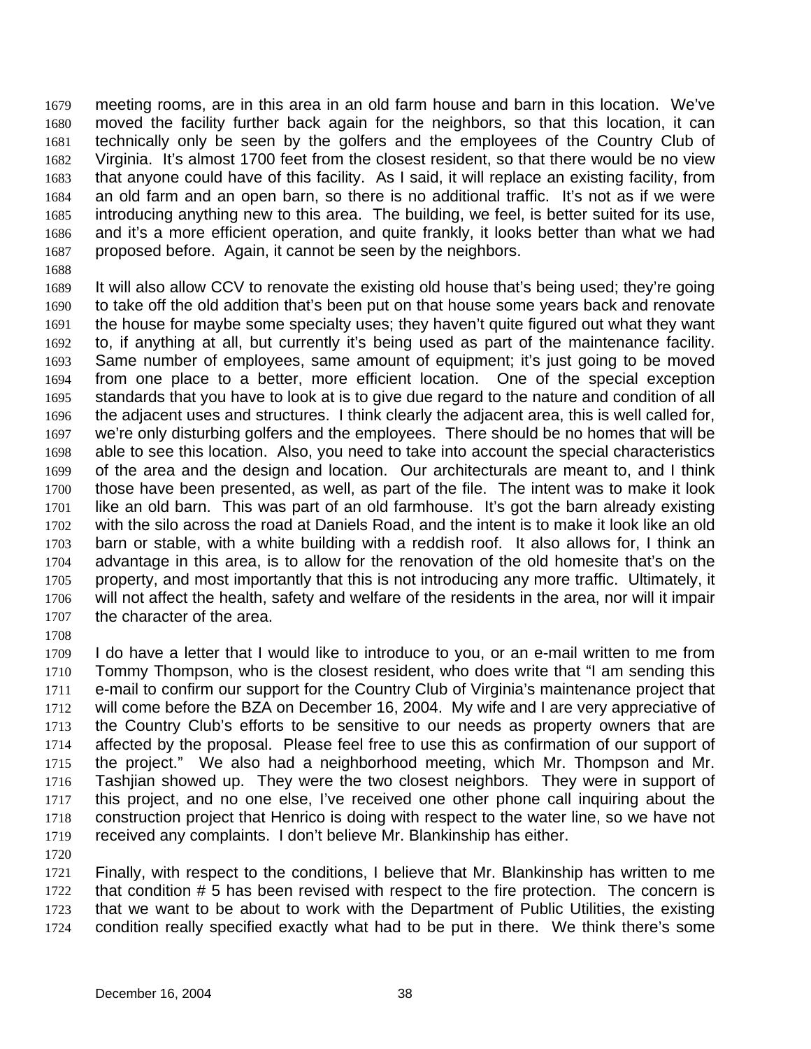meeting rooms, are in this area in an old farm house and barn in this location. We've moved the facility further back again for the neighbors, so that this location, it can technically only be seen by the golfers and the employees of the Country Club of Virginia. It's almost 1700 feet from the closest resident, so that there would be no view that anyone could have of this facility. As I said, it will replace an existing facility, from an old farm and an open barn, so there is no additional traffic. It's not as if we were introducing anything new to this area. The building, we feel, is better suited for its use, and it's a more efficient operation, and quite frankly, it looks better than what we had proposed before. Again, it cannot be seen by the neighbors.

It will also allow CCV to renovate the existing old house that's being used; they're going to take off the old addition that's been put on that house some years back and renovate the house for maybe some specialty uses; they haven't quite figured out what they want to, if anything at all, but currently it's being used as part of the maintenance facility. Same number of employees, same amount of equipment; it's just going to be moved from one place to a better, more efficient location. One of the special exception standards that you have to look at is to give due regard to the nature and condition of all the adjacent uses and structures. I think clearly the adjacent area, this is well called for, we're only disturbing golfers and the employees. There should be no homes that will be able to see this location. Also, you need to take into account the special characteristics of the area and the design and location. Our architecturals are meant to, and I think those have been presented, as well, as part of the file. The intent was to make it look like an old barn. This was part of an old farmhouse. It's got the barn already existing with the silo across the road at Daniels Road, and the intent is to make it look like an old barn or stable, with a white building with a reddish roof. It also allows for, I think an advantage in this area, is to allow for the renovation of the old homesite that's on the property, and most importantly that this is not introducing any more traffic. Ultimately, it will not affect the health, safety and welfare of the residents in the area, nor will it impair the character of the area.

I do have a letter that I would like to introduce to you, or an e-mail written to me from Tommy Thompson, who is the closest resident, who does write that "I am sending this e-mail to confirm our support for the Country Club of Virginia's maintenance project that will come before the BZA on December 16, 2004. My wife and I are very appreciative of the Country Club's efforts to be sensitive to our needs as property owners that are affected by the proposal. Please feel free to use this as confirmation of our support of the project." We also had a neighborhood meeting, which Mr. Thompson and Mr. Tashjian showed up. They were the two closest neighbors. They were in support of this project, and no one else, I've received one other phone call inquiring about the construction project that Henrico is doing with respect to the water line, so we have not received any complaints. I don't believe Mr. Blankinship has either.

Finally, with respect to the conditions, I believe that Mr. Blankinship has written to me that condition # 5 has been revised with respect to the fire protection. The concern is that we want to be about to work with the Department of Public Utilities, the existing condition really specified exactly what had to be put in there. We think there's some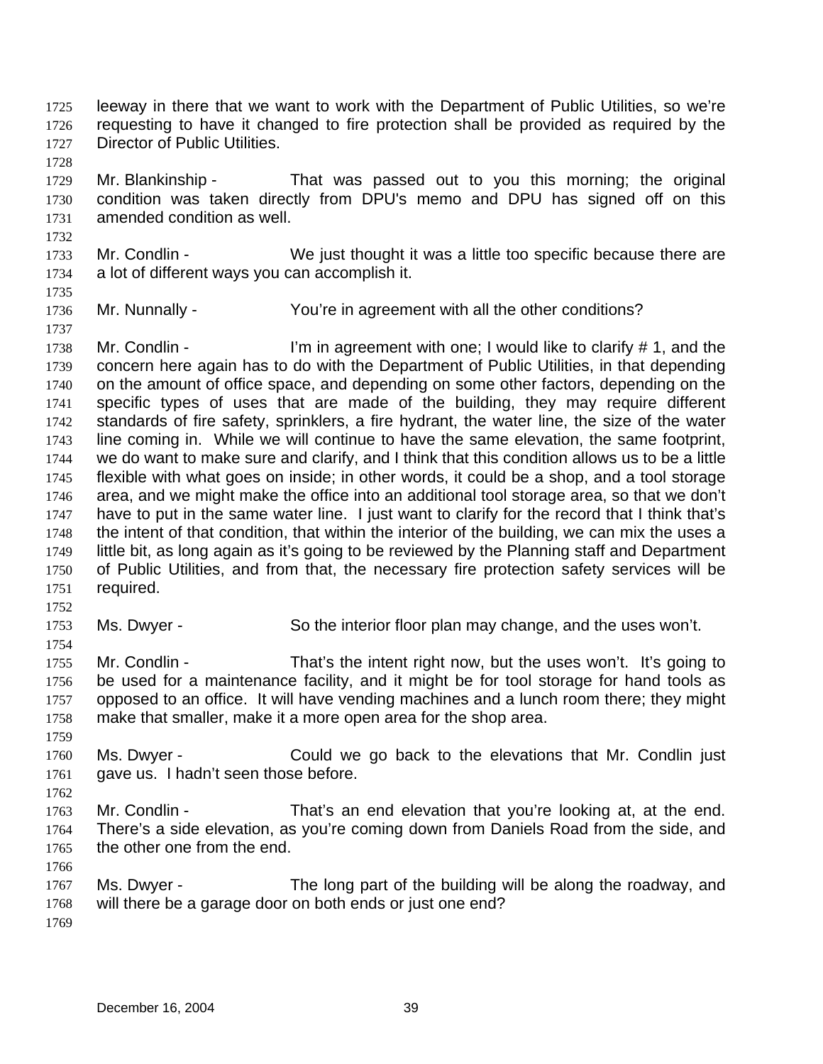leeway in there that we want to work with the Department of Public Utilities, so we're requesting to have it changed to fire protection shall be provided as required by the Director of Public Utilities.

Mr. Blankinship - That was passed out to you this morning; the original condition was taken directly from DPU's memo and DPU has signed off on this amended condition as well.

Mr. Condlin - We just thought it was a little too specific because there are a lot of different ways you can accomplish it.

Mr. Nunnally - You're in agreement with all the other conditions?

Mr. Condlin - I'm in agreement with one; I would like to clarify # 1, and the concern here again has to do with the Department of Public Utilities, in that depending on the amount of office space, and depending on some other factors, depending on the specific types of uses that are made of the building, they may require different standards of fire safety, sprinklers, a fire hydrant, the water line, the size of the water line coming in. While we will continue to have the same elevation, the same footprint, we do want to make sure and clarify, and I think that this condition allows us to be a little flexible with what goes on inside; in other words, it could be a shop, and a tool storage area, and we might make the office into an additional tool storage area, so that we don't have to put in the same water line. I just want to clarify for the record that I think that's the intent of that condition, that within the interior of the building, we can mix the uses a little bit, as long again as it's going to be reviewed by the Planning staff and Department of Public Utilities, and from that, the necessary fire protection safety services will be required.

Ms. Dwyer - So the interior floor plan may change, and the uses won't.

Mr. Condlin - That's the intent right now, but the uses won't. It's going to be used for a maintenance facility, and it might be for tool storage for hand tools as opposed to an office. It will have vending machines and a lunch room there; they might make that smaller, make it a more open area for the shop area.

Ms. Dwyer - Could we go back to the elevations that Mr. Condlin just gave us. I hadn't seen those before.

Mr. Condlin - That's an end elevation that you're looking at, at the end. There's a side elevation, as you're coming down from Daniels Road from the side, and the other one from the end.

Ms. Dwyer - The long part of the building will be along the roadway, and will there be a garage door on both ends or just one end?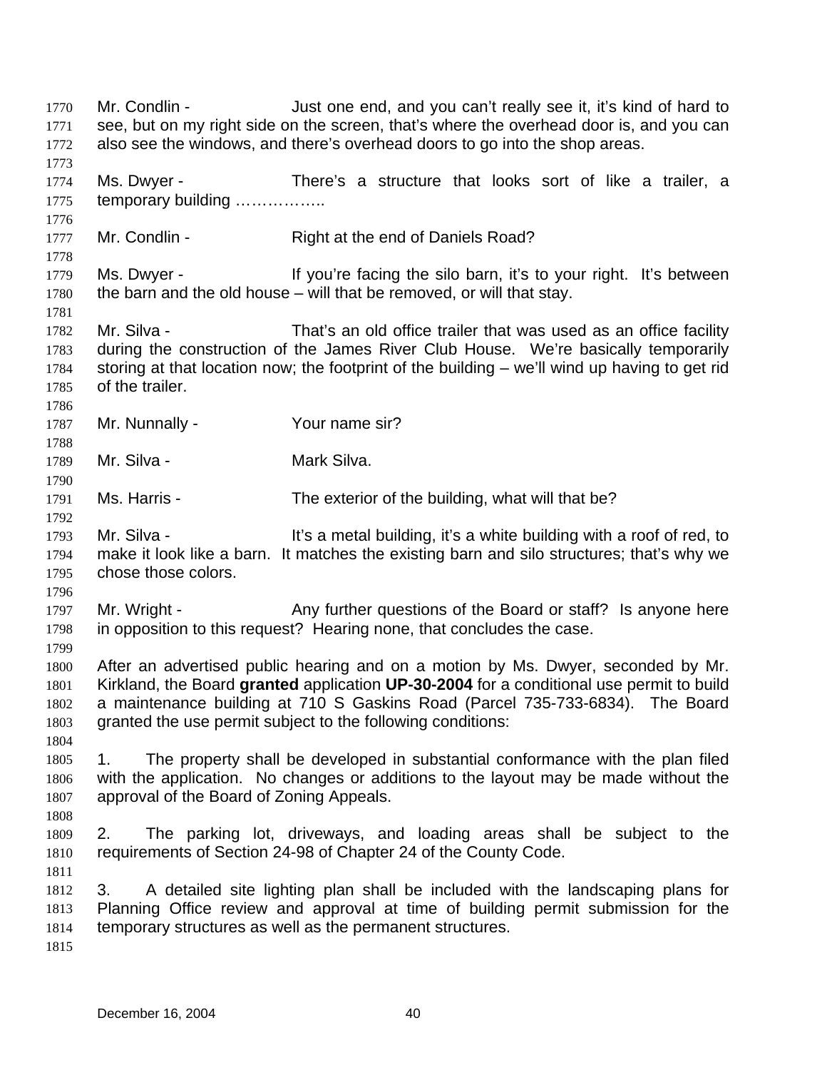Mr. Condlin - Just one end, and you can't really see it, it's kind of hard to see, but on my right side on the screen, that's where the overhead door is, and you can also see the windows, and there's overhead doors to go into the shop areas.

Ms. Dwyer - There's a structure that looks sort of like a trailer, a temporary building ……………..

Mr. Condlin - Right at the end of Daniels Road?

Ms. Dwyer - If you're facing the silo barn, it's to your right. It's between the barn and the old house – will that be removed, or will that stay.

Mr. Silva - That's an old office trailer that was used as an office facility during the construction of the James River Club House. We're basically temporarily storing at that location now; the footprint of the building – we'll wind up having to get rid of the trailer.

Mr. Nunnally - Your name sir?

Mr. Silva - Mark Silva.

Ms. Harris - The exterior of the building, what will that be?

Mr. Silva - It's a metal building, it's a white building with a roof of red, to make it look like a barn. It matches the existing barn and silo structures; that's why we chose those colors.

Mr. Wright - Any further questions of the Board or staff? Is anyone here in opposition to this request? Hearing none, that concludes the case.

After an advertised public hearing and on a motion by Ms. Dwyer, seconded by Mr. Kirkland, the Board **granted** application **UP-30-2004** for a conditional use permit to build a maintenance building at 710 S Gaskins Road (Parcel 735-733-6834). The Board granted the use permit subject to the following conditions:

1. The property shall be developed in substantial conformance with the plan filed with the application. No changes or additions to the layout may be made without the approval of the Board of Zoning Appeals.

2. The parking lot, driveways, and loading areas shall be subject to the requirements of Section 24-98 of Chapter 24 of the County Code.

3. A detailed site lighting plan shall be included with the landscaping plans for Planning Office review and approval at time of building permit submission for the temporary structures as well as the permanent structures.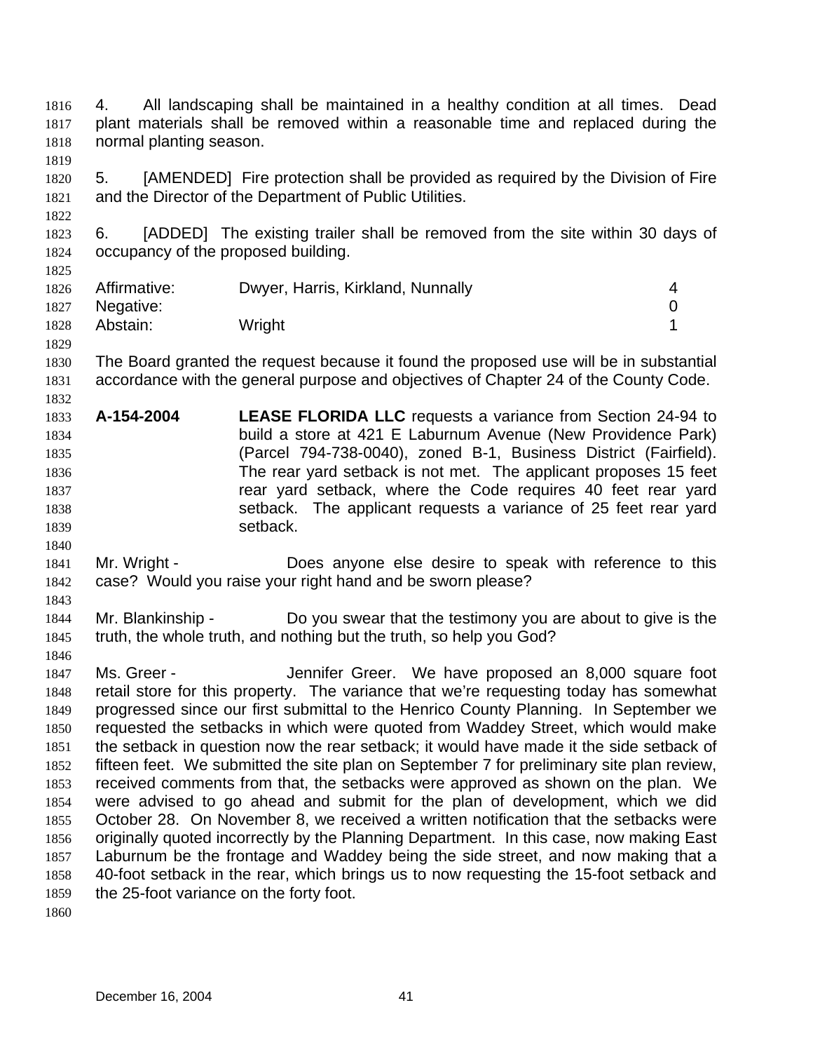4. All landscaping shall be maintained in a healthy condition at all times. Dead plant materials shall be removed within a reasonable time and replaced during the normal planting season.

5. [AMENDED] Fire protection shall be provided as required by the Division of Fire and the Director of the Department of Public Utilities.

6. [ADDED] The existing trailer shall be removed from the site within 30 days of occupancy of the proposed building.

| | | |
|---|---|---|
| Affirmative: | Dwyer, Harris, Kirkland, Nunnally | 4 |
| Negative: | | 0 |
| Abstain: | Wright | 1 |

The Board granted the request because it found the proposed use will be in substantial accordance with the general purpose and objectives of Chapter 24 of the County Code.

**A-154-2004** **LEASE FLORIDA LLC** requests a variance from Section 24-94 to build a store at 421 E Laburnum Avenue (New Providence Park) (Parcel 794-738-0040), zoned B-1, Business District (Fairfield). The rear yard setback is not met. The applicant proposes 15 feet rear yard setback, where the Code requires 40 feet rear yard setback. The applicant requests a variance of 25 feet rear yard setback.

Mr. Wright - Does anyone else desire to speak with reference to this case? Would you raise your right hand and be sworn please?

Mr. Blankinship - Do you swear that the testimony you are about to give is the truth, the whole truth, and nothing but the truth, so help you God?

Ms. Greer - Jennifer Greer. We have proposed an 8,000 square foot retail store for this property. The variance that we're requesting today has somewhat progressed since our first submittal to the Henrico County Planning. In September we requested the setbacks in which were quoted from Waddey Street, which would make the setback in question now the rear setback; it would have made it the side setback of fifteen feet. We submitted the site plan on September 7 for preliminary site plan review, received comments from that, the setbacks were approved as shown on the plan. We were advised to go ahead and submit for the plan of development, which we did October 28. On November 8, we received a written notification that the setbacks were originally quoted incorrectly by the Planning Department. In this case, now making East Laburnum be the frontage and Waddey being the side street, and now making that a 40-foot setback in the rear, which brings us to now requesting the 15-foot setback and the 25-foot variance on the forty foot.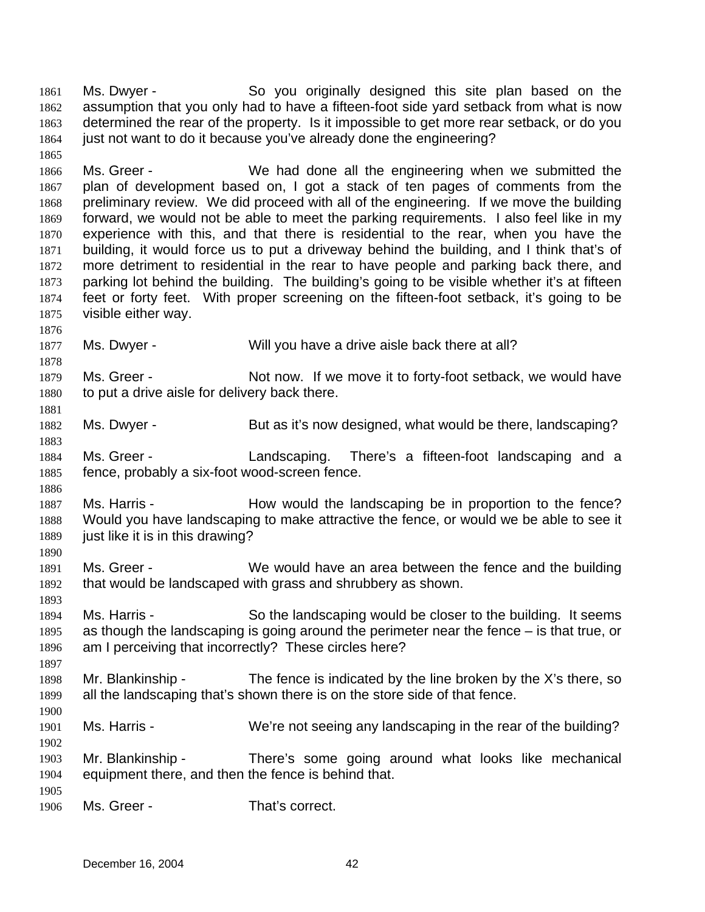Ms. Dwyer - So you originally designed this site plan based on the assumption that you only had to have a fifteen-foot side yard setback from what is now determined the rear of the property. Is it impossible to get more rear setback, or do you just not want to do it because you've already done the engineering?

Ms. Greer - We had done all the engineering when we submitted the plan of development based on, I got a stack of ten pages of comments from the preliminary review. We did proceed with all of the engineering. If we move the building forward, we would not be able to meet the parking requirements. I also feel like in my experience with this, and that there is residential to the rear, when you have the building, it would force us to put a driveway behind the building, and I think that's of more detriment to residential in the rear to have people and parking back there, and parking lot behind the building. The building's going to be visible whether it's at fifteen feet or forty feet. With proper screening on the fifteen-foot setback, it's going to be visible either way.

Ms. Dwyer - Will you have a drive aisle back there at all?

Ms. Greer - Not now. If we move it to forty-foot setback, we would have to put a drive aisle for delivery back there.

Ms. Dwyer - But as it's now designed, what would be there, landscaping?

Ms. Greer - Landscaping. There's a fifteen-foot landscaping and a fence, probably a six-foot wood-screen fence.

Ms. Harris - How would the landscaping be in proportion to the fence? Would you have landscaping to make attractive the fence, or would we be able to see it just like it is in this drawing?

Ms. Greer - We would have an area between the fence and the building that would be landscaped with grass and shrubbery as shown.

Ms. Harris - So the landscaping would be closer to the building. It seems as though the landscaping is going around the perimeter near the fence – is that true, or am I perceiving that incorrectly? These circles here?

Mr. Blankinship - The fence is indicated by the line broken by the X's there, so all the landscaping that's shown there is on the store side of that fence.

Ms. Harris - We're not seeing any landscaping in the rear of the building?

Mr. Blankinship - There's some going around what looks like mechanical equipment there, and then the fence is behind that.

Ms. Greer - That's correct.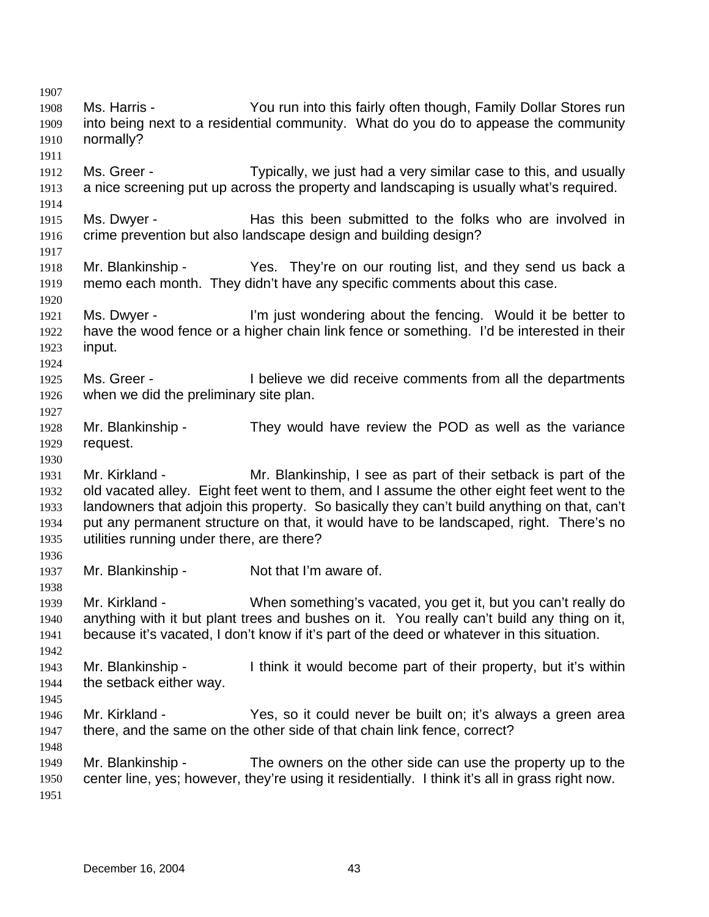Ms. Harris - You run into this fairly often though, Family Dollar Stores run into being next to a residential community. What do you do to appease the community normally?

Ms. Greer - Typically, we just had a very similar case to this, and usually a nice screening put up across the property and landscaping is usually what's required.

Ms. Dwyer - Has this been submitted to the folks who are involved in crime prevention but also landscape design and building design?

Mr. Blankinship - Yes. They're on our routing list, and they send us back a memo each month. They didn't have any specific comments about this case.

Ms. Dwyer - I'm just wondering about the fencing. Would it be better to have the wood fence or a higher chain link fence or something. I'd be interested in their input.

Ms. Greer - I believe we did receive comments from all the departments when we did the preliminary site plan.

Mr. Blankinship - They would have review the POD as well as the variance request.

Mr. Kirkland - Mr. Blankinship, I see as part of their setback is part of the old vacated alley. Eight feet went to them, and I assume the other eight feet went to the landowners that adjoin this property. So basically they can't build anything on that, can't put any permanent structure on that, it would have to be landscaped, right. There's no utilities running under there, are there?

Mr. Blankinship - Not that I'm aware of.

Mr. Kirkland - When something's vacated, you get it, but you can't really do anything with it but plant trees and bushes on it. You really can't build any thing on it, because it's vacated, I don't know if it's part of the deed or whatever in this situation.

Mr. Blankinship - I think it would become part of their property, but it's within the setback either way.

Mr. Kirkland - Yes, so it could never be built on; it's always a green area there, and the same on the other side of that chain link fence, correct?

Mr. Blankinship - The owners on the other side can use the property up to the center line, yes; however, they're using it residentially. I think it's all in grass right now.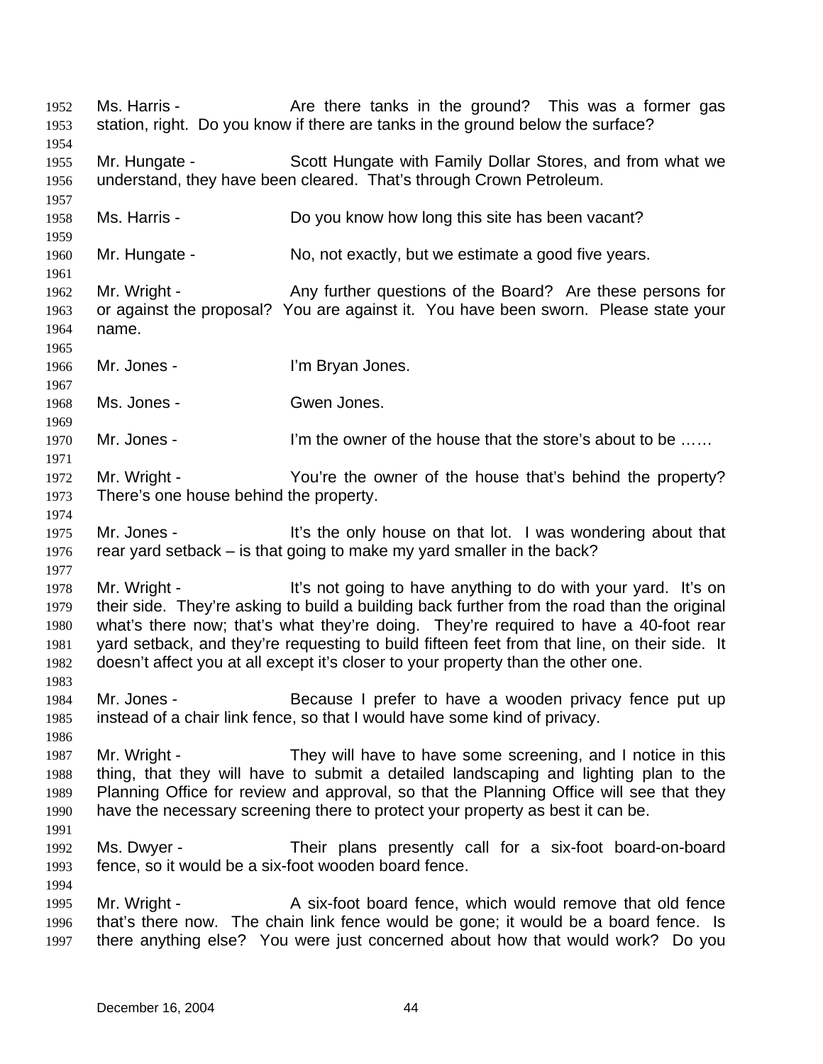Ms. Harris - Are there tanks in the ground? This was a former gas station, right. Do you know if there are tanks in the ground below the surface?

Mr. Hungate - Scott Hungate with Family Dollar Stores, and from what we understand, they have been cleared. That's through Crown Petroleum.

Ms. Harris - Do you know how long this site has been vacant?

Mr. Hungate - No, not exactly, but we estimate a good five years.

Mr. Wright - Any further questions of the Board? Are these persons for or against the proposal? You are against it. You have been sworn. Please state your name.

Mr. Jones - I'm Bryan Jones.

Ms. Jones - Gwen Jones.

Mr. Jones - I'm the owner of the house that the store's about to be ……

Mr. Wright - You're the owner of the house that's behind the property? There's one house behind the property.

Mr. Jones - It's the only house on that lot. I was wondering about that rear yard setback – is that going to make my yard smaller in the back?

Mr. Wright - It's not going to have anything to do with your yard. It's on their side. They're asking to build a building back further from the road than the original what's there now; that's what they're doing. They're required to have a 40-foot rear yard setback, and they're requesting to build fifteen feet from that line, on their side. It doesn't affect you at all except it's closer to your property than the other one.

Mr. Jones - Because I prefer to have a wooden privacy fence put up instead of a chair link fence, so that I would have some kind of privacy.

Mr. Wright - They will have to have some screening, and I notice in this thing, that they will have to submit a detailed landscaping and lighting plan to the Planning Office for review and approval, so that the Planning Office will see that they have the necessary screening there to protect your property as best it can be.

Ms. Dwyer - Their plans presently call for a six-foot board-on-board fence, so it would be a six-foot wooden board fence.

Mr. Wright - A six-foot board fence, which would remove that old fence that's there now. The chain link fence would be gone; it would be a board fence. Is there anything else? You were just concerned about how that would work? Do you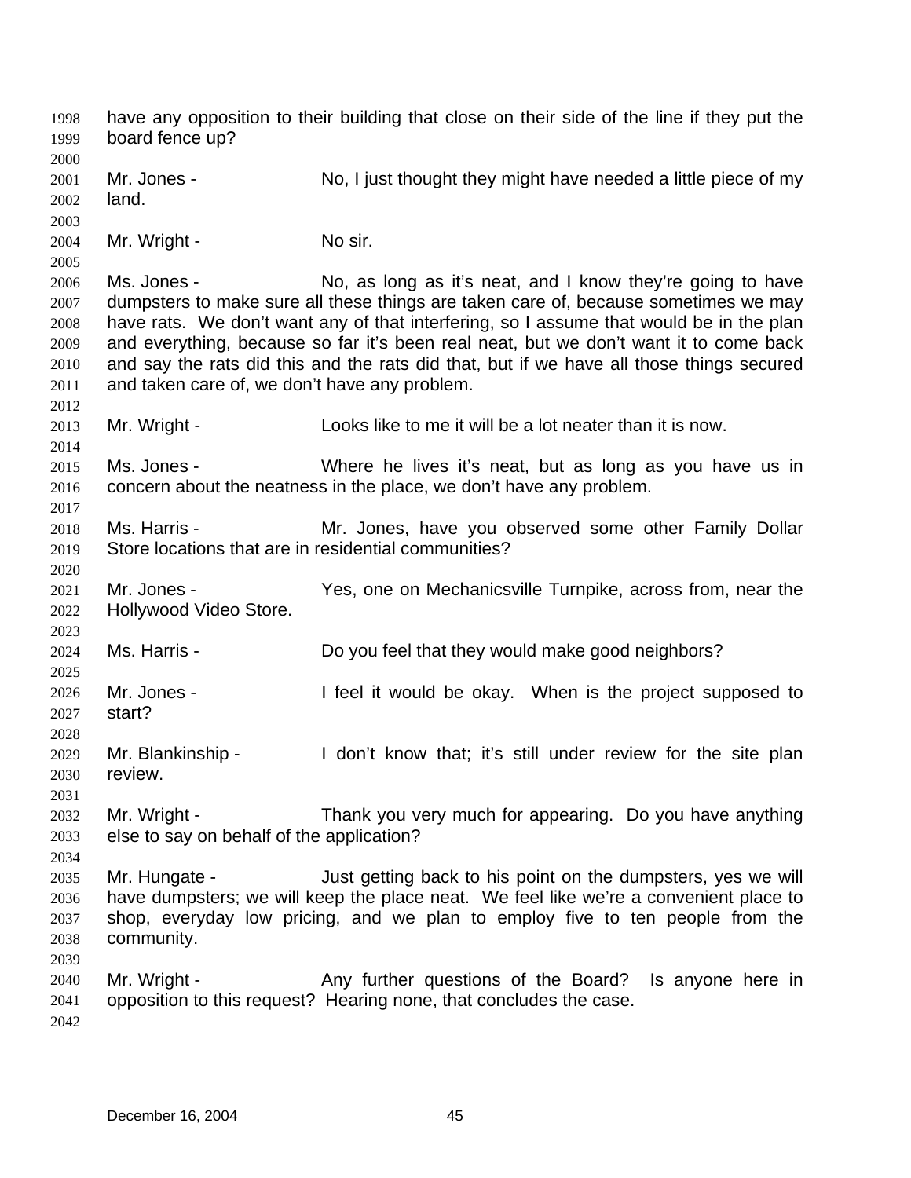have any opposition to their building that close on their side of the line if they put the board fence up?

Mr. Jones - No, I just thought they might have needed a little piece of my land.

Mr. Wright - No sir.

Ms. Jones - No, as long as it's neat, and I know they're going to have dumpsters to make sure all these things are taken care of, because sometimes we may have rats. We don't want any of that interfering, so I assume that would be in the plan and everything, because so far it's been real neat, but we don't want it to come back and say the rats did this and the rats did that, but if we have all those things secured and taken care of, we don't have any problem.

Mr. Wright - Looks like to me it will be a lot neater than it is now.

Ms. Jones - Where he lives it's neat, but as long as you have us in concern about the neatness in the place, we don't have any problem.

Ms. Harris - Mr. Jones, have you observed some other Family Dollar Store locations that are in residential communities?

Mr. Jones - Yes, one on Mechanicsville Turnpike, across from, near the Hollywood Video Store.

Ms. Harris - Do you feel that they would make good neighbors?

Mr. Jones - I feel it would be okay. When is the project supposed to start?

Mr. Blankinship - I don't know that; it's still under review for the site plan review.

Mr. Wright - Thank you very much for appearing. Do you have anything else to say on behalf of the application?

Mr. Hungate - Just getting back to his point on the dumpsters, yes we will have dumpsters; we will keep the place neat. We feel like we're a convenient place to shop, everyday low pricing, and we plan to employ five to ten people from the community.

Mr. Wright - Any further questions of the Board? Is anyone here in opposition to this request? Hearing none, that concludes the case.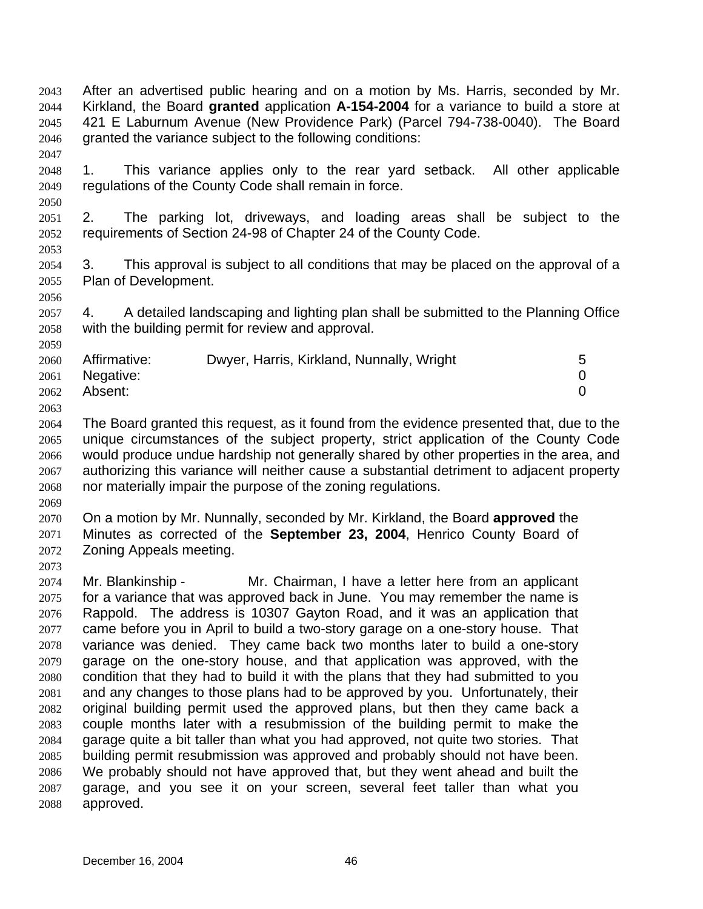After an advertised public hearing and on a motion by Ms. Harris, seconded by Mr. Kirkland, the Board **granted** application **A-154-2004** for a variance to build a store at 421 E Laburnum Avenue (New Providence Park) (Parcel 794-738-0040). The Board granted the variance subject to the following conditions:

1. This variance applies only to the rear yard setback. All other applicable regulations of the County Code shall remain in force.

2. The parking lot, driveways, and loading areas shall be subject to the requirements of Section 24-98 of Chapter 24 of the County Code.

3. This approval is subject to all conditions that may be placed on the approval of a Plan of Development.

4. A detailed landscaping and lighting plan shall be submitted to the Planning Office with the building permit for review and approval.

| | | |
|---|---|---|
| Affirmative: | Dwyer, Harris, Kirkland, Nunnally, Wright | 5 |
| Negative: | | 0 |
| Absent: | | 0 |

The Board granted this request, as it found from the evidence presented that, due to the unique circumstances of the subject property, strict application of the County Code would produce undue hardship not generally shared by other properties in the area, and authorizing this variance will neither cause a substantial detriment to adjacent property nor materially impair the purpose of the zoning regulations.

On a motion by Mr. Nunnally, seconded by Mr. Kirkland, the Board **approved** the Minutes as corrected of the **September 23, 2004**, Henrico County Board of Zoning Appeals meeting.

Mr. Blankinship - Mr. Chairman, I have a letter here from an applicant for a variance that was approved back in June. You may remember the name is Rappold. The address is 10307 Gayton Road, and it was an application that came before you in April to build a two-story garage on a one-story house. That variance was denied. They came back two months later to build a one-story garage on the one-story house, and that application was approved, with the condition that they had to build it with the plans that they had submitted to you and any changes to those plans had to be approved by you. Unfortunately, their original building permit used the approved plans, but then they came back a couple months later with a resubmission of the building permit to make the garage quite a bit taller than what you had approved, not quite two stories. That building permit resubmission was approved and probably should not have been. We probably should not have approved that, but they went ahead and built the garage, and you see it on your screen, several feet taller than what you approved.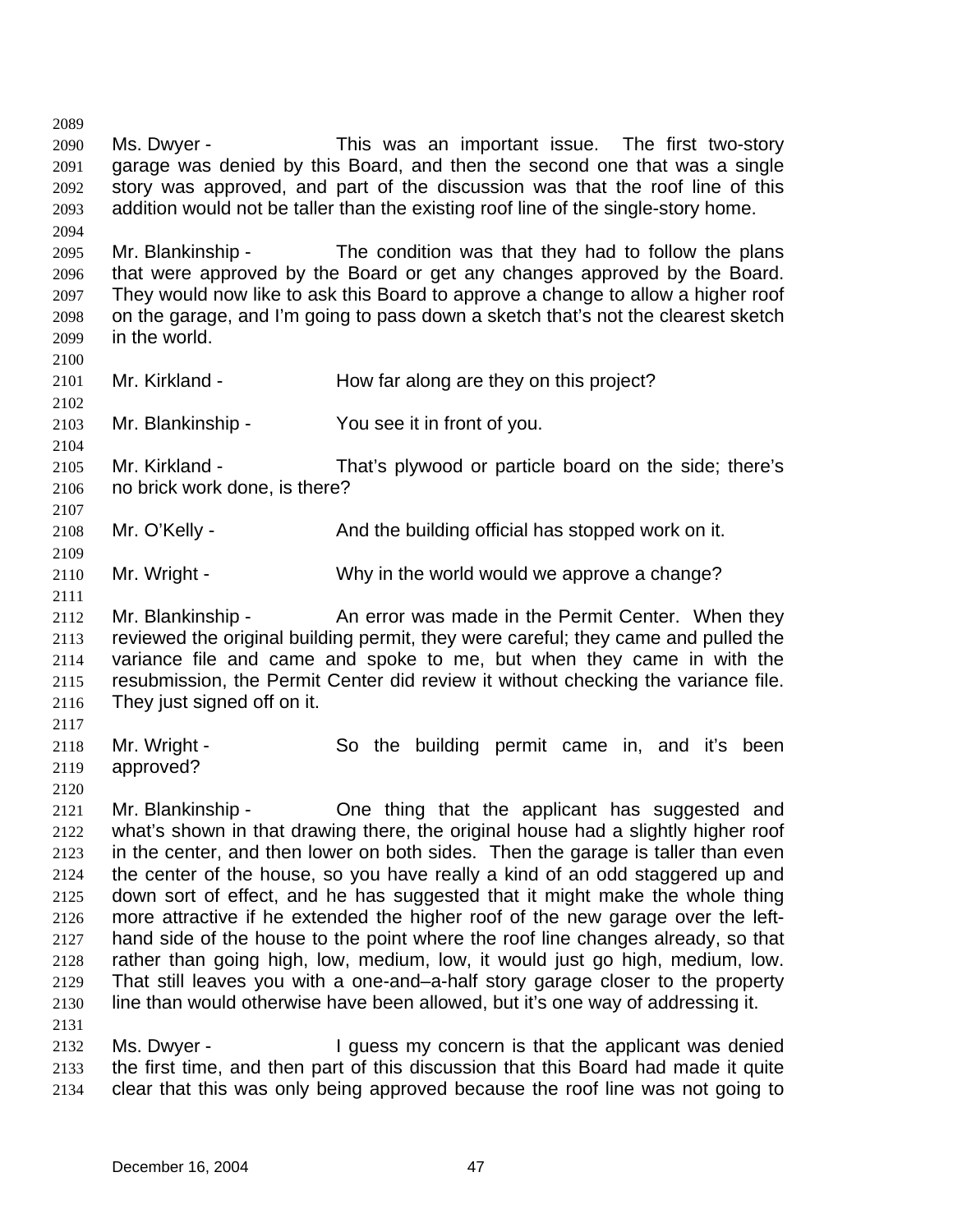Ms. Dwyer - This was an important issue. The first two-story garage was denied by this Board, and then the second one that was a single story was approved, and part of the discussion was that the roof line of this addition would not be taller than the existing roof line of the single-story home.

Mr. Blankinship - The condition was that they had to follow the plans that were approved by the Board or get any changes approved by the Board. They would now like to ask this Board to approve a change to allow a higher roof on the garage, and I'm going to pass down a sketch that's not the clearest sketch in the world.

Mr. Kirkland - How far along are they on this project?

Mr. Blankinship - You see it in front of you.

Mr. Kirkland - That's plywood or particle board on the side; there's no brick work done, is there?

Mr. O'Kelly - And the building official has stopped work on it.

Mr. Wright - Why in the world would we approve a change?

Mr. Blankinship - An error was made in the Permit Center. When they reviewed the original building permit, they were careful; they came and pulled the variance file and came and spoke to me, but when they came in with the resubmission, the Permit Center did review it without checking the variance file. They just signed off on it.

Mr. Wright - So the building permit came in, and it's been approved?

Mr. Blankinship - One thing that the applicant has suggested and what's shown in that drawing there, the original house had a slightly higher roof in the center, and then lower on both sides. Then the garage is taller than even the center of the house, so you have really a kind of an odd staggered up and down sort of effect, and he has suggested that it might make the whole thing more attractive if he extended the higher roof of the new garage over the left-hand side of the house to the point where the roof line changes already, so that rather than going high, low, medium, low, it would just go high, medium, low. That still leaves you with a one-and–a-half story garage closer to the property line than would otherwise have been allowed, but it's one way of addressing it.

Ms. Dwyer - I guess my concern is that the applicant was denied the first time, and then part of this discussion that this Board had made it quite clear that this was only being approved because the roof line was not going to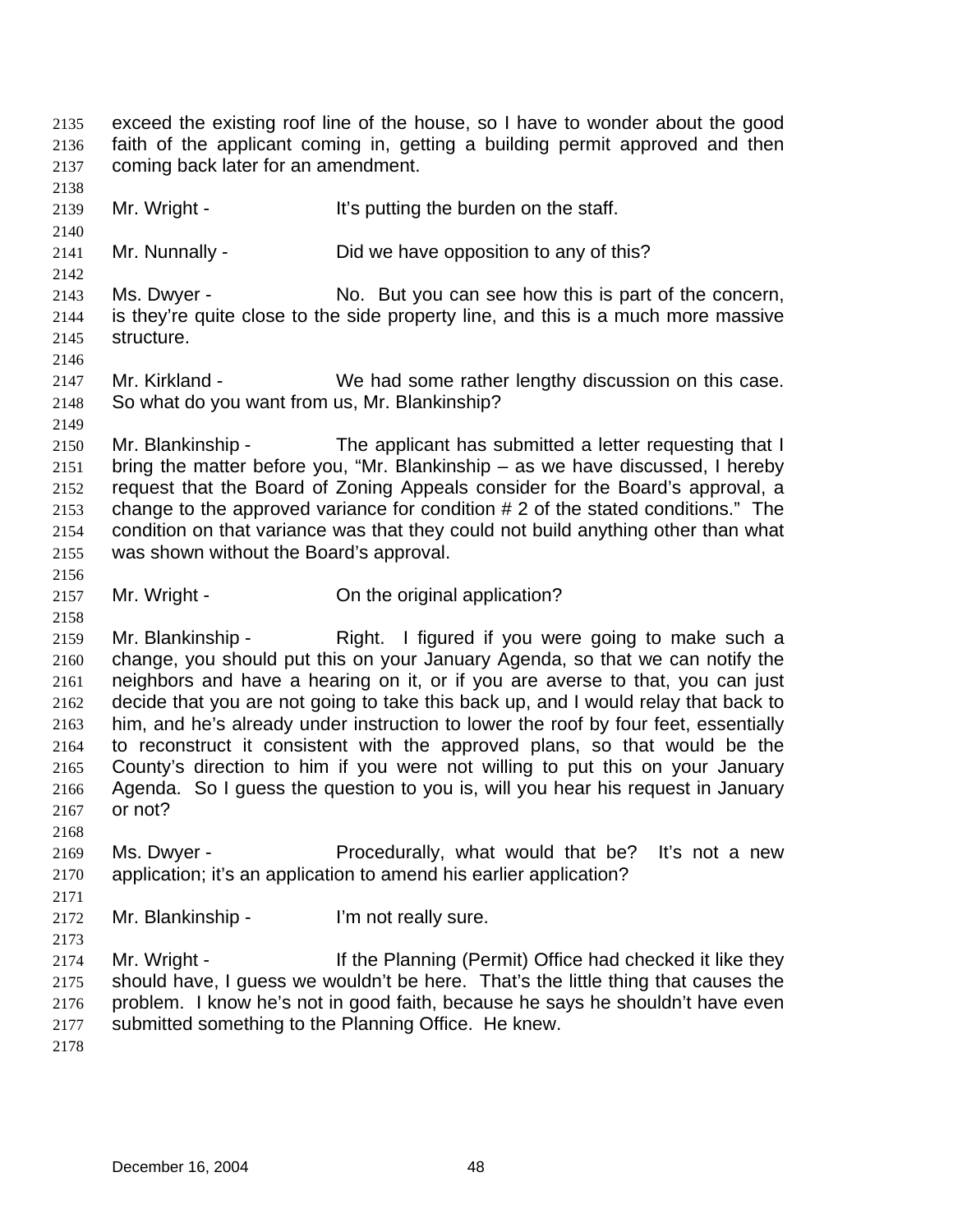exceed the existing roof line of the house, so I have to wonder about the good faith of the applicant coming in, getting a building permit approved and then coming back later for an amendment.

Mr. Wright - It's putting the burden on the staff.

Mr. Nunnally - Did we have opposition to any of this?

Ms. Dwyer - No. But you can see how this is part of the concern, is they're quite close to the side property line, and this is a much more massive structure.

Mr. Kirkland - We had some rather lengthy discussion on this case. So what do you want from us, Mr. Blankinship?

Mr. Blankinship - The applicant has submitted a letter requesting that I bring the matter before you, "Mr. Blankinship – as we have discussed, I hereby request that the Board of Zoning Appeals consider for the Board's approval, a change to the approved variance for condition # 2 of the stated conditions." The condition on that variance was that they could not build anything other than what was shown without the Board's approval.

Mr. Wright - On the original application?

Mr. Blankinship - Right. I figured if you were going to make such a change, you should put this on your January Agenda, so that we can notify the neighbors and have a hearing on it, or if you are averse to that, you can just decide that you are not going to take this back up, and I would relay that back to him, and he's already under instruction to lower the roof by four feet, essentially to reconstruct it consistent with the approved plans, so that would be the County's direction to him if you were not willing to put this on your January Agenda. So I guess the question to you is, will you hear his request in January or not?

Ms. Dwyer - Procedurally, what would that be? It's not a new application; it's an application to amend his earlier application?

Mr. Blankinship - I'm not really sure.

Mr. Wright - If the Planning (Permit) Office had checked it like they should have, I guess we wouldn't be here. That's the little thing that causes the problem. I know he's not in good faith, because he says he shouldn't have even submitted something to the Planning Office. He knew.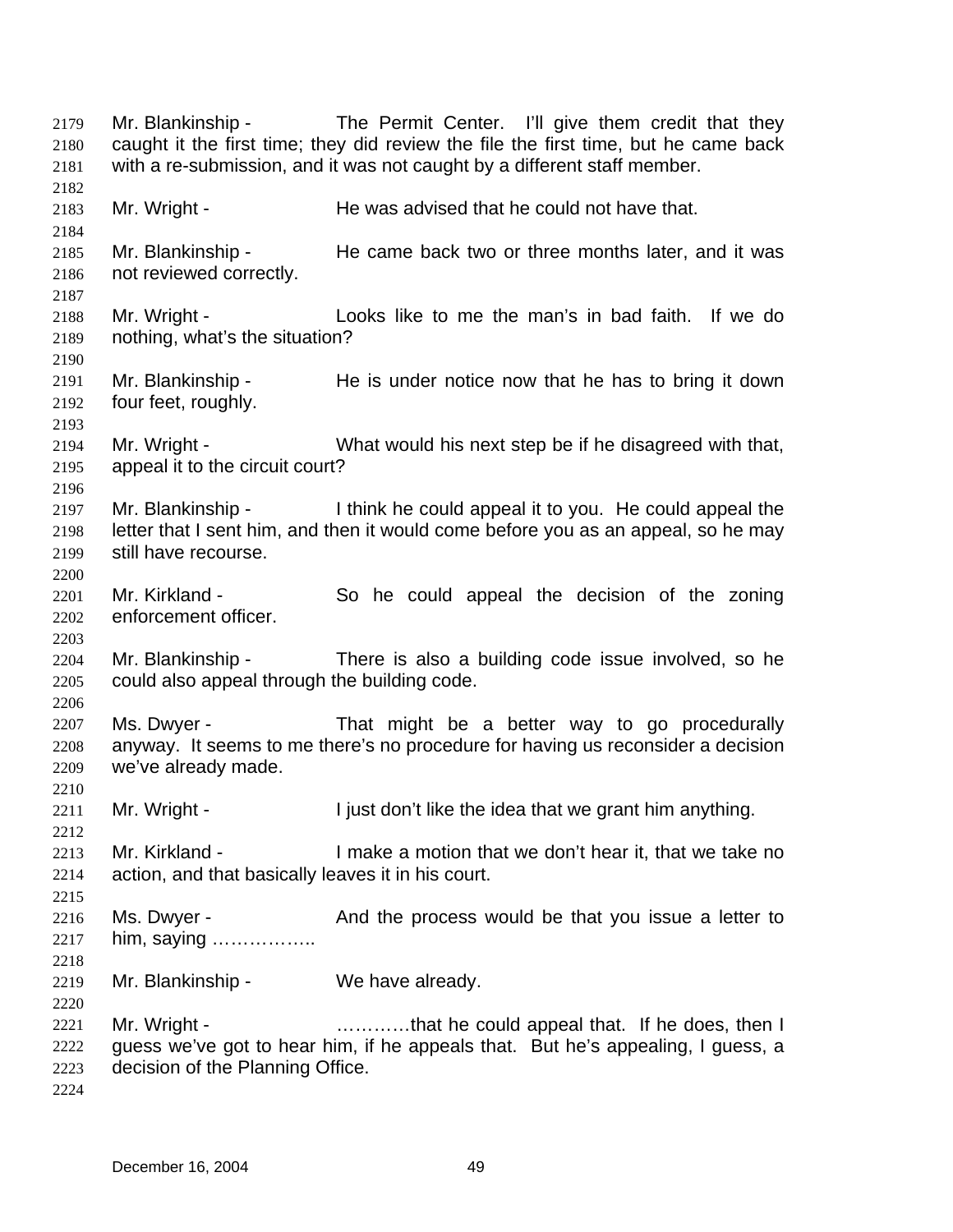2179 Mr. Blankinship - The Permit Center. I'll give them credit that they
2180 caught it the first time; they did review the file the first time, but he came back
2181 with a re-submission, and it was not caught by a different staff member.
2182
2183 Mr. Wright - He was advised that he could not have that.
2184
2185 Mr. Blankinship - He came back two or three months later, and it was
2186 not reviewed correctly.
2187
2188 Mr. Wright - Looks like to me the man's in bad faith. If we do
2189 nothing, what's the situation?
2190
2191 Mr. Blankinship - He is under notice now that he has to bring it down
2192 four feet, roughly.
2193
2194 Mr. Wright - What would his next step be if he disagreed with that,
2195 appeal it to the circuit court?
2196
2197 Mr. Blankinship - I think he could appeal it to you. He could appeal the
2198 letter that I sent him, and then it would come before you as an appeal, so he may
2199 still have recourse.
2200
2201 Mr. Kirkland - So he could appeal the decision of the zoning
2202 enforcement officer.
2203
2204 Mr. Blankinship - There is also a building code issue involved, so he
2205 could also appeal through the building code.
2206
2207 Ms. Dwyer - That might be a better way to go procedurally
2208 anyway. It seems to me there's no procedure for having us reconsider a decision
2209 we've already made.
2210
2211 Mr. Wright - I just don't like the idea that we grant him anything.
2212
2213 Mr. Kirkland - I make a motion that we don't hear it, that we take no
2214 action, and that basically leaves it in his court.
2215
2216 Ms. Dwyer - And the process would be that you issue a letter to
2217 him, saying ……………..
2218
2219 Mr. Blankinship - We have already.
2220
2221 Mr. Wright - …………that he could appeal that. If he does, then I
2222 guess we've got to hear him, if he appeals that. But he's appealing, I guess, a
2223 decision of the Planning Office.
2224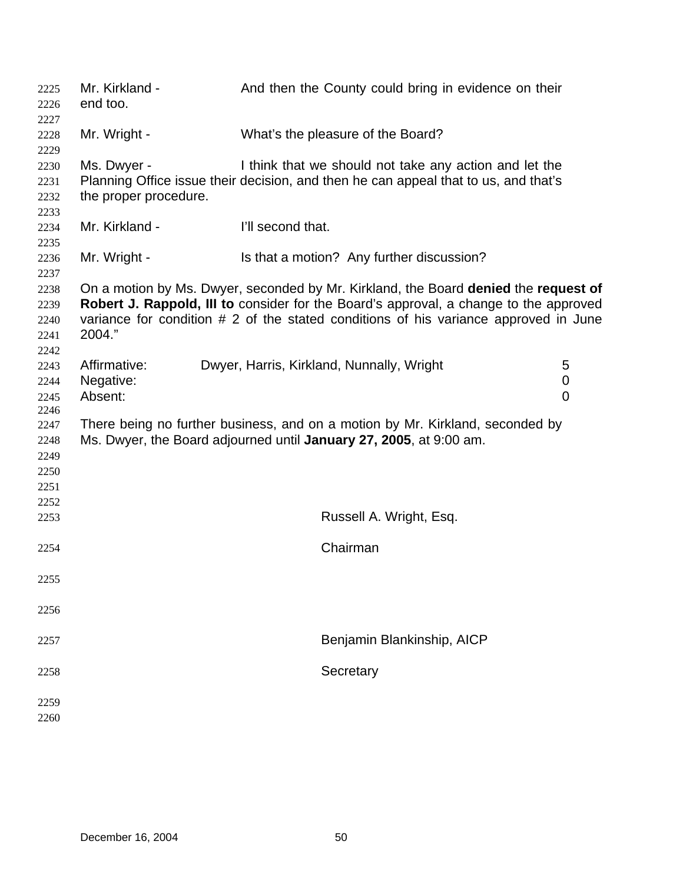Mr. Kirkland - And then the County could bring in evidence on their end too.

Mr. Wright - What's the pleasure of the Board?

Ms. Dwyer - I think that we should not take any action and let the Planning Office issue their decision, and then he can appeal that to us, and that's the proper procedure.

Mr. Kirkland - I'll second that.

Mr. Wright - Is that a motion? Any further discussion?

On a motion by Ms. Dwyer, seconded by Mr. Kirkland, the Board **denied** the **request of Robert J. Rappold, III to** consider for the Board's approval, a change to the approved variance for condition # 2 of the stated conditions of his variance approved in June 2004."

| | | |
|---|---|---|
| Affirmative: | Dwyer, Harris, Kirkland, Nunnally, Wright | 5 |
| Negative: | | 0 |
| Absent: | | 0 |

There being no further business, and on a motion by Mr. Kirkland, seconded by Ms. Dwyer, the Board adjourned until **January 27, 2005**, at 9:00 am.

Russell A. Wright, Esq.

Chairman

Benjamin Blankinship, AICP

Secretary